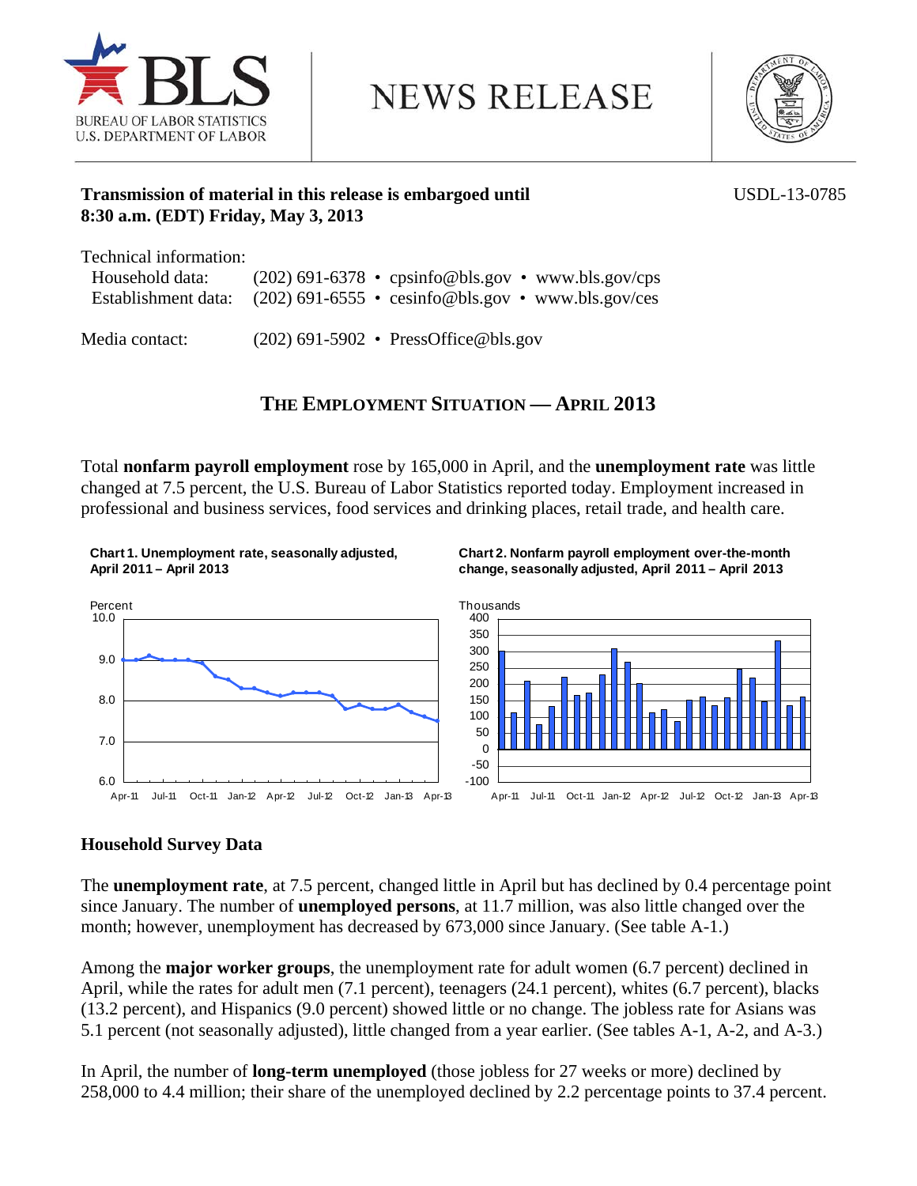BLS BUREAU OF LABOR STATISTICS U.S. DEPARTMENT OF LABOR

# NEWS RELEASE

**Transmission of material in this release is embargoed until 8:30 a.m. (EDT) Friday, May 3, 2013**

USDL-13-0785

Technical information:
- Household data: (202) 691-6378 • cpsinfo@bls.gov • www.bls.gov/cps
- Establishment data: (202) 691-6555 • cesinfo@bls.gov • www.bls.gov/ces

Media contact: (202) 691-5902 • PressOffice@bls.gov

## THE EMPLOYMENT SITUATION — APRIL 2013

Total **nonfarm payroll employment** rose by 165,000 in April, and the **unemployment rate** was little changed at 7.5 percent, the U.S. Bureau of Labor Statistics reported today. Employment increased in professional and business services, food services and drinking places, retail trade, and health care.

**Chart 1. Unemployment rate, seasonally adjusted, April 2011 – April 2013**

**Chart 2. Nonfarm payroll employment over-the-month change, seasonally adjusted, April 2011 – April 2013**

### Household Survey Data

The **unemployment rate**, at 7.5 percent, changed little in April but has declined by 0.4 percentage point since January. The number of **unemployed persons**, at 11.7 million, was also little changed over the month; however, unemployment has decreased by 673,000 since January. (See table A-1.)

Among the **major worker groups**, the unemployment rate for adult women (6.7 percent) declined in April, while the rates for adult men (7.1 percent), teenagers (24.1 percent), whites (6.7 percent), blacks (13.2 percent), and Hispanics (9.0 percent) showed little or no change. The jobless rate for Asians was 5.1 percent (not seasonally adjusted), little changed from a year earlier. (See tables A-1, A-2, and A-3.)

In April, the number of **long-term unemployed** (those jobless for 27 weeks or more) declined by 258,000 to 4.4 million; their share of the unemployed declined by 2.2 percentage points to 37.4 percent.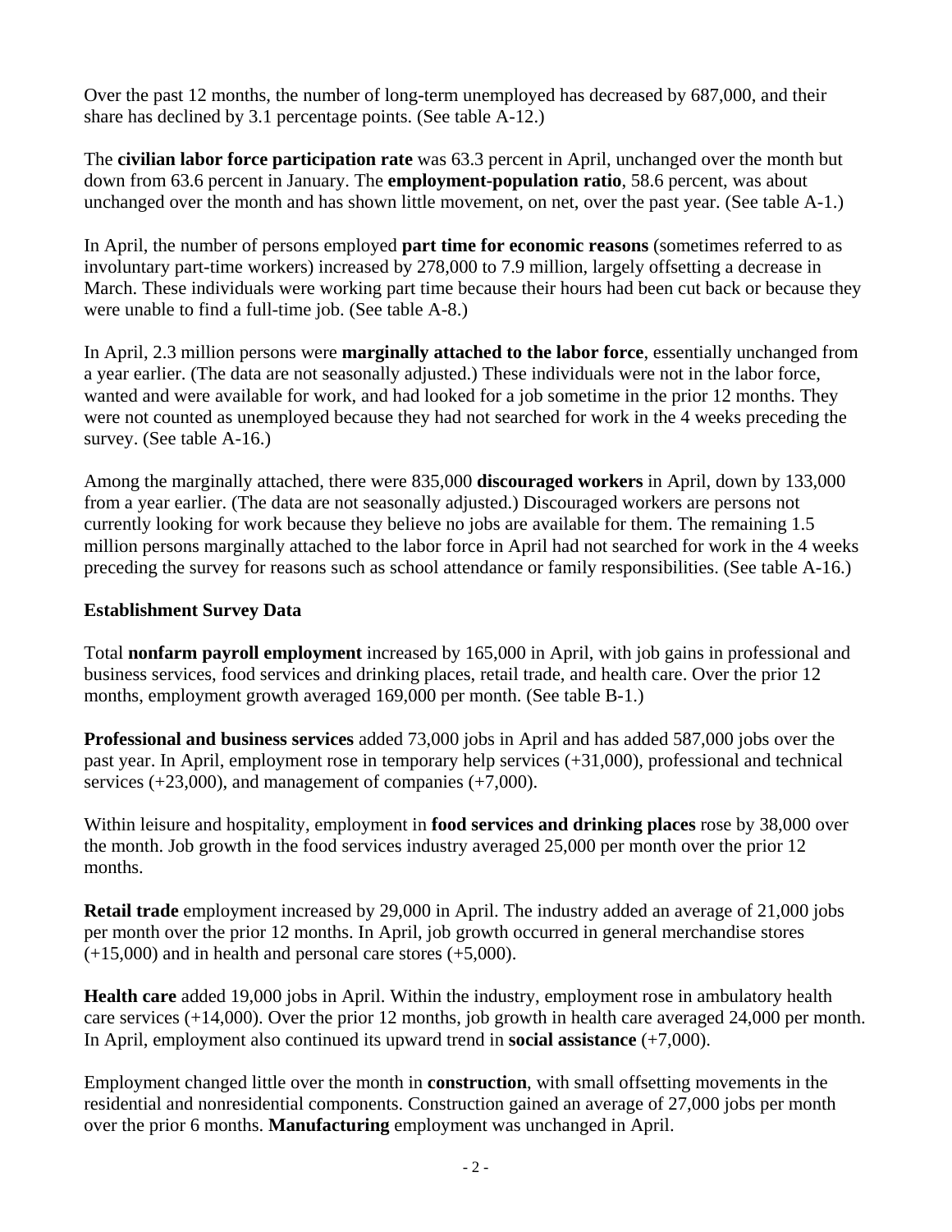Over the past 12 months, the number of long-term unemployed has decreased by 687,000, and their share has declined by 3.1 percentage points. (See table A-12.)

The **civilian labor force participation rate** was 63.3 percent in April, unchanged over the month but down from 63.6 percent in January. The **employment-population ratio**, 58.6 percent, was about unchanged over the month and has shown little movement, on net, over the past year. (See table A-1.)

In April, the number of persons employed **part time for economic reasons** (sometimes referred to as involuntary part-time workers) increased by 278,000 to 7.9 million, largely offsetting a decrease in March. These individuals were working part time because their hours had been cut back or because they were unable to find a full-time job. (See table A-8.)

In April, 2.3 million persons were **marginally attached to the labor force**, essentially unchanged from a year earlier. (The data are not seasonally adjusted.) These individuals were not in the labor force, wanted and were available for work, and had looked for a job sometime in the prior 12 months. They were not counted as unemployed because they had not searched for work in the 4 weeks preceding the survey. (See table A-16.)

Among the marginally attached, there were 835,000 **discouraged workers** in April, down by 133,000 from a year earlier. (The data are not seasonally adjusted.) Discouraged workers are persons not currently looking for work because they believe no jobs are available for them. The remaining 1.5 million persons marginally attached to the labor force in April had not searched for work in the 4 weeks preceding the survey for reasons such as school attendance or family responsibilities. (See table A-16.)

**Establishment Survey Data**

Total **nonfarm payroll employment** increased by 165,000 in April, with job gains in professional and business services, food services and drinking places, retail trade, and health care. Over the prior 12 months, employment growth averaged 169,000 per month. (See table B-1.)

**Professional and business services** added 73,000 jobs in April and has added 587,000 jobs over the past year. In April, employment rose in temporary help services (+31,000), professional and technical services (+23,000), and management of companies (+7,000).

Within leisure and hospitality, employment in **food services and drinking places** rose by 38,000 over the month. Job growth in the food services industry averaged 25,000 per month over the prior 12 months.

**Retail trade** employment increased by 29,000 in April. The industry added an average of 21,000 jobs per month over the prior 12 months. In April, job growth occurred in general merchandise stores (+15,000) and in health and personal care stores (+5,000).

**Health care** added 19,000 jobs in April. Within the industry, employment rose in ambulatory health care services (+14,000). Over the prior 12 months, job growth in health care averaged 24,000 per month. In April, employment also continued its upward trend in **social assistance** (+7,000).

Employment changed little over the month in **construction**, with small offsetting movements in the residential and nonresidential components. Construction gained an average of 27,000 jobs per month over the prior 6 months. **Manufacturing** employment was unchanged in April.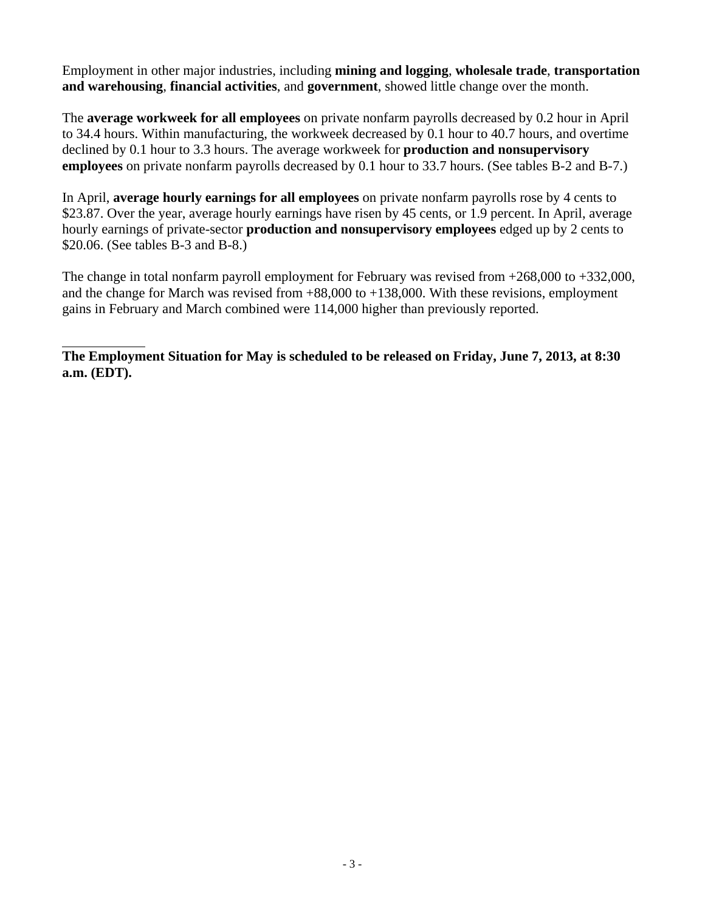Employment in other major industries, including **mining and logging**, **wholesale trade**, **transportation and warehousing**, **financial activities**, and **government**, showed little change over the month.

The **average workweek for all employees** on private nonfarm payrolls decreased by 0.2 hour in April to 34.4 hours. Within manufacturing, the workweek decreased by 0.1 hour to 40.7 hours, and overtime declined by 0.1 hour to 3.3 hours. The average workweek for **production and nonsupervisory employees** on private nonfarm payrolls decreased by 0.1 hour to 33.7 hours. (See tables B-2 and B-7.)

In April, **average hourly earnings for all employees** on private nonfarm payrolls rose by 4 cents to $23.87. Over the year, average hourly earnings have risen by 45 cents, or 1.9 percent. In April, average hourly earnings of private-sector **production and nonsupervisory employees** edged up by 2 cents to $20.06. (See tables B-3 and B-8.)

The change in total nonfarm payroll employment for February was revised from +268,000 to +332,000, and the change for March was revised from +88,000 to +138,000. With these revisions, employment gains in February and March combined were 114,000 higher than previously reported.

---

**The Employment Situation for May is scheduled to be released on Friday, June 7, 2013, at 8:30 a.m. (EDT).**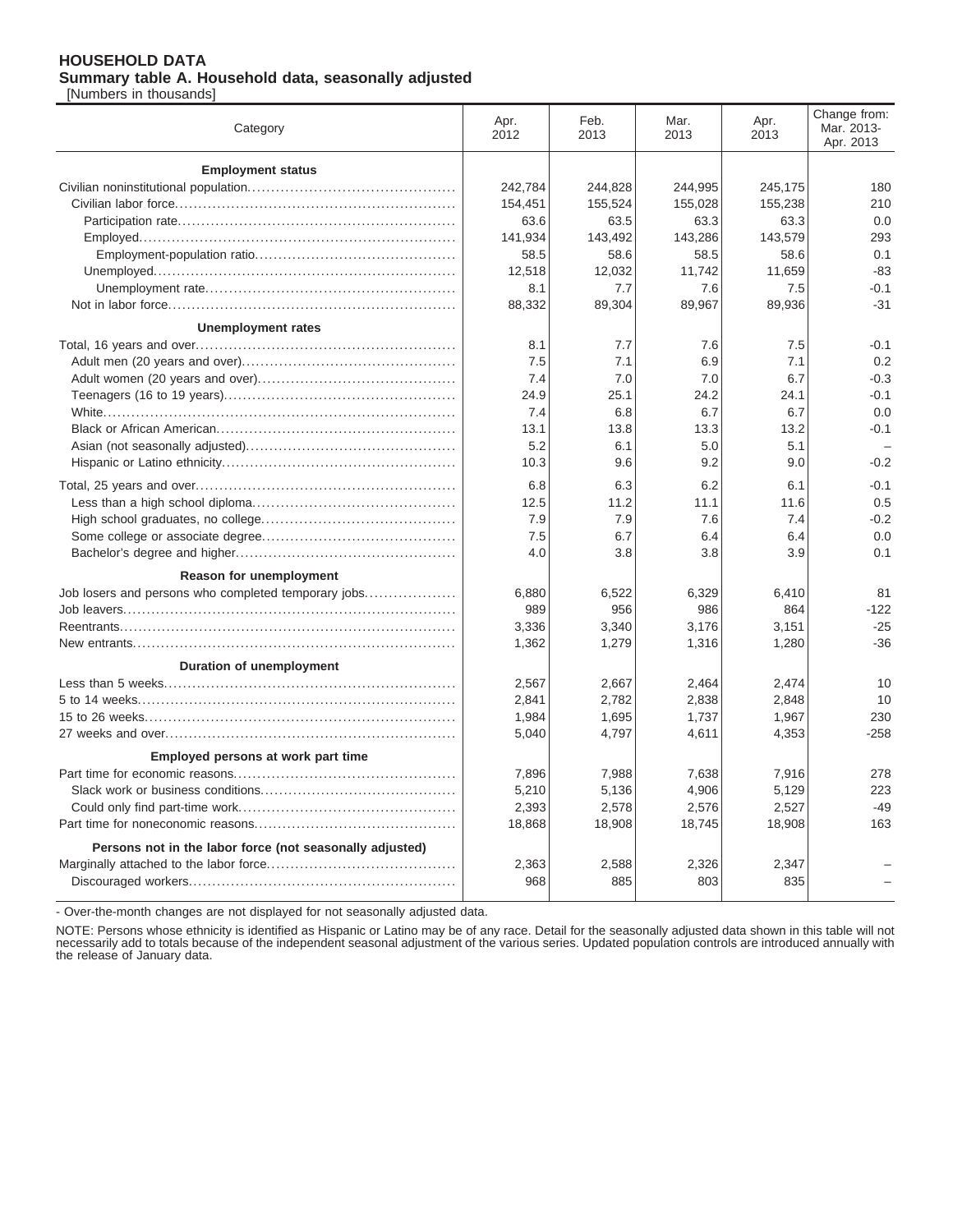**HOUSEHOLD DATA**
**Summary table A. Household data, seasonally adjusted**
[Numbers in thousands]

| Category | Apr. 2012 | Feb. 2013 | Mar. 2013 | Apr. 2013 | Change from: Mar. 2013-Apr. 2013 |
|---|---|---|---|---|---|
| **Employment status** | | | | | |
| Civilian noninstitutional population | 242,784 | 244,828 | 244,995 | 245,175 | 180 |
| Civilian labor force | 154,451 | 155,524 | 155,028 | 155,238 | 210 |
| Participation rate | 63.6 | 63.5 | 63.3 | 63.3 | 0.0 |
| Employed | 141,934 | 143,492 | 143,286 | 143,579 | 293 |
| Employment-population ratio | 58.5 | 58.6 | 58.5 | 58.6 | 0.1 |
| Unemployed | 12,518 | 12,032 | 11,742 | 11,659 | -83 |
| Unemployment rate | 8.1 | 7.7 | 7.6 | 7.5 | -0.1 |
| Not in labor force | 88,332 | 89,304 | 89,967 | 89,936 | -31 |
| **Unemployment rates** | | | | | |
| Total, 16 years and over | 8.1 | 7.7 | 7.6 | 7.5 | -0.1 |
| Adult men (20 years and over) | 7.5 | 7.1 | 6.9 | 7.1 | 0.2 |
| Adult women (20 years and over) | 7.4 | 7.0 | 7.0 | 6.7 | -0.3 |
| Teenagers (16 to 19 years) | 24.9 | 25.1 | 24.2 | 24.1 | -0.1 |
| White | 7.4 | 6.8 | 6.7 | 6.7 | 0.0 |
| Black or African American | 13.1 | 13.8 | 13.3 | 13.2 | -0.1 |
| Asian (not seasonally adjusted) | 5.2 | 6.1 | 5.0 | 5.1 | – |
| Hispanic or Latino ethnicity | 10.3 | 9.6 | 9.2 | 9.0 | -0.2 |
| Total, 25 years and over | 6.8 | 6.3 | 6.2 | 6.1 | -0.1 |
| Less than a high school diploma | 12.5 | 11.2 | 11.1 | 11.6 | 0.5 |
| High school graduates, no college | 7.9 | 7.9 | 7.6 | 7.4 | -0.2 |
| Some college or associate degree | 7.5 | 6.7 | 6.4 | 6.4 | 0.0 |
| Bachelor's degree and higher | 4.0 | 3.8 | 3.8 | 3.9 | 0.1 |
| **Reason for unemployment** | | | | | |
| Job losers and persons who completed temporary jobs | 6,880 | 6,522 | 6,329 | 6,410 | 81 |
| Job leavers | 989 | 956 | 986 | 864 | -122 |
| Reentrants | 3,336 | 3,340 | 3,176 | 3,151 | -25 |
| New entrants | 1,362 | 1,279 | 1,316 | 1,280 | -36 |
| **Duration of unemployment** | | | | | |
| Less than 5 weeks | 2,567 | 2,667 | 2,464 | 2,474 | 10 |
| 5 to 14 weeks | 2,841 | 2,782 | 2,838 | 2,848 | 10 |
| 15 to 26 weeks | 1,984 | 1,695 | 1,737 | 1,967 | 230 |
| 27 weeks and over | 5,040 | 4,797 | 4,611 | 4,353 | -258 |
| **Employed persons at work part time** | | | | | |
| Part time for economic reasons | 7,896 | 7,988 | 7,638 | 7,916 | 278 |
| Slack work or business conditions | 5,210 | 5,136 | 4,906 | 5,129 | 223 |
| Could only find part-time work | 2,393 | 2,578 | 2,576 | 2,527 | -49 |
| Part time for noneconomic reasons | 18,868 | 18,908 | 18,745 | 18,908 | 163 |
| **Persons not in the labor force (not seasonally adjusted)** | | | | | |
| Marginally attached to the labor force | 2,363 | 2,588 | 2,326 | 2,347 | – |
| Discouraged workers | 968 | 885 | 803 | 835 | – |

- Over-the-month changes are not displayed for not seasonally adjusted data.

NOTE: Persons whose ethnicity is identified as Hispanic or Latino may be of any race. Detail for the seasonally adjusted data shown in this table will not necessarily add to totals because of the independent seasonal adjustment of the various series. Updated population controls are introduced annually with the release of January data.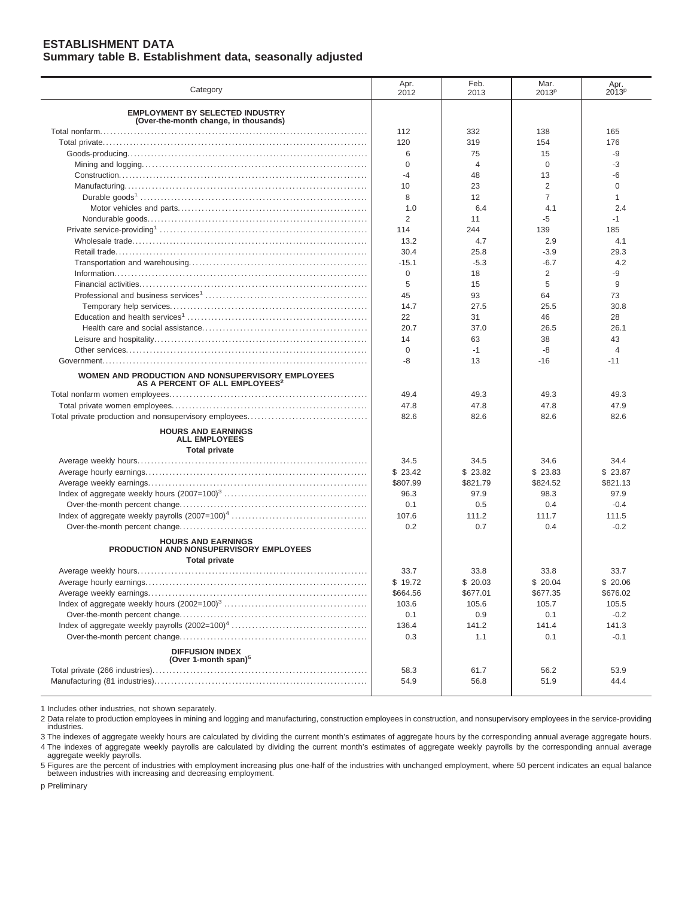## ESTABLISHMENT DATA

### Summary table B. Establishment data, seasonally adjusted

| Category | Apr. 2012 | Feb. 2013 | Mar. 2013[p] | Apr. 2013[p] |
|---|---|---|---|---|
| **EMPLOYMENT BY SELECTED INDUSTRY (Over-the-month change, in thousands)** | | | | |
| Total nonfarm | 112 | 332 | 138 | 165 |
| Total private | 120 | 319 | 154 | 176 |
| Goods-producing | 6 | 75 | 15 | -9 |
| Mining and logging | 0 | 4 | 0 | -3 |
| Construction | -4 | 48 | 13 | -6 |
| Manufacturing | 10 | 23 | 2 | 0 |
| Durable goods[1] | 8 | 12 | 7 | 1 |
| Motor vehicles and parts | 1.0 | 6.4 | 4.1 | 2.4 |
| Nondurable goods | 2 | 11 | -5 | -1 |
| Private service-providing[1] | 114 | 244 | 139 | 185 |
| Wholesale trade | 13.2 | 4.7 | 2.9 | 4.1 |
| Retail trade | 30.4 | 25.8 | -3.9 | 29.3 |
| Transportation and warehousing | -15.1 | -5.3 | -6.7 | 4.2 |
| Information | 0 | 18 | 2 | -9 |
| Financial activities | 5 | 15 | 5 | 9 |
| Professional and business services[1] | 45 | 93 | 64 | 73 |
| Temporary help services | 14.7 | 27.5 | 25.5 | 30.8 |
| Education and health services[1] | 22 | 31 | 46 | 28 |
| Health care and social assistance | 20.7 | 37.0 | 26.5 | 26.1 |
| Leisure and hospitality | 14 | 63 | 38 | 43 |
| Other services | 0 | -1 | -8 | 4 |
| Government | -8 | 13 | -16 | -11 |
| **WOMEN AND PRODUCTION AND NONSUPERVISORY EMPLOYEES AS A PERCENT OF ALL EMPLOYEES[2]** | | | | |
| Total nonfarm women employees | 49.4 | 49.3 | 49.3 | 49.3 |
| Total private women employees | 47.8 | 47.8 | 47.8 | 47.9 |
| Total private production and nonsupervisory employees | 82.6 | 82.6 | 82.6 | 82.6 |
| **HOURS AND EARNINGS ALL EMPLOYEES** | | | | |
| **Total private** | | | | |
| Average weekly hours | 34.5 | 34.5 | 34.6 | 34.4 |
| Average hourly earnings | $ 23.42 | $ 23.82 | $ 23.83 | $ 23.87 |
| Average weekly earnings | $807.99 | $821.79 | $824.52 | $821.13 |
| Index of aggregate weekly hours (2007=100)[3] | 96.3 | 97.9 | 98.3 | 97.9 |
| Over-the-month percent change | 0.1 | 0.5 | 0.4 | -0.4 |
| Index of aggregate weekly payrolls (2007=100)[4] | 107.6 | 111.2 | 111.7 | 111.5 |
| Over-the-month percent change | 0.2 | 0.7 | 0.4 | -0.2 |
| **HOURS AND EARNINGS PRODUCTION AND NONSUPERVISORY EMPLOYEES** | | | | |
| **Total private** | | | | |
| Average weekly hours | 33.7 | 33.8 | 33.8 | 33.7 |
| Average hourly earnings | $ 19.72 | $ 20.03 | $ 20.04 | $ 20.06 |
| Average weekly earnings | $664.56 | $677.01 | $677.35 | $676.02 |
| Index of aggregate weekly hours (2002=100)[3] | 103.6 | 105.6 | 105.7 | 105.5 |
| Over-the-month percent change | 0.1 | 0.9 | 0.1 | -0.2 |
| Index of aggregate weekly payrolls (2002=100)[4] | 136.4 | 141.2 | 141.4 | 141.3 |
| Over-the-month percent change | 0.3 | 1.1 | 0.1 | -0.1 |
| **DIFFUSION INDEX (Over 1-month span)[5]** | | | | |
| Total private (266 industries) | 58.3 | 61.7 | 56.2 | 53.9 |
| Manufacturing (81 industries) | 54.9 | 56.8 | 51.9 | 44.4 |

1 Includes other industries, not shown separately.

2 Data relate to production employees in mining and logging and manufacturing, construction employees in construction, and nonsupervisory employees in the service-providing industries.

3 The indexes of aggregate weekly hours are calculated by dividing the current month's estimates of aggregate hours by the corresponding annual average aggregate hours.

4 The indexes of aggregate weekly payrolls are calculated by dividing the current month's estimates of aggregate weekly payrolls by the corresponding annual average aggregate weekly payrolls.

5 Figures are the percent of industries with employment increasing plus one-half of the industries with unchanged employment, where 50 percent indicates an equal balance between industries with increasing and decreasing employment.

p Preliminary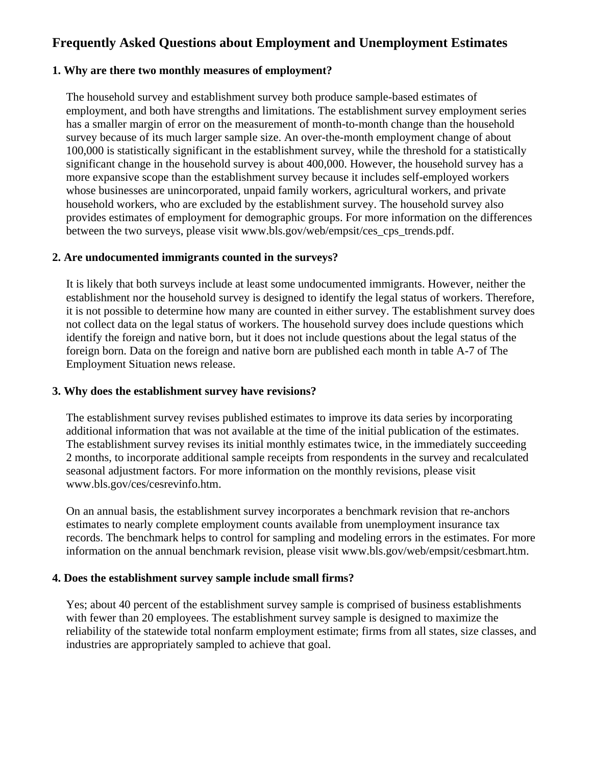## Frequently Asked Questions about Employment and Unemployment Estimates

### 1. Why are there two monthly measures of employment?

The household survey and establishment survey both produce sample-based estimates of employment, and both have strengths and limitations. The establishment survey employment series has a smaller margin of error on the measurement of month-to-month change than the household survey because of its much larger sample size. An over-the-month employment change of about 100,000 is statistically significant in the establishment survey, while the threshold for a statistically significant change in the household survey is about 400,000. However, the household survey has a more expansive scope than the establishment survey because it includes self-employed workers whose businesses are unincorporated, unpaid family workers, agricultural workers, and private household workers, who are excluded by the establishment survey. The household survey also provides estimates of employment for demographic groups. For more information on the differences between the two surveys, please visit www.bls.gov/web/empsit/ces_cps_trends.pdf.

### 2. Are undocumented immigrants counted in the surveys?

It is likely that both surveys include at least some undocumented immigrants. However, neither the establishment nor the household survey is designed to identify the legal status of workers. Therefore, it is not possible to determine how many are counted in either survey. The establishment survey does not collect data on the legal status of workers. The household survey does include questions which identify the foreign and native born, but it does not include questions about the legal status of the foreign born. Data on the foreign and native born are published each month in table A-7 of The Employment Situation news release.

### 3. Why does the establishment survey have revisions?

The establishment survey revises published estimates to improve its data series by incorporating additional information that was not available at the time of the initial publication of the estimates. The establishment survey revises its initial monthly estimates twice, in the immediately succeeding 2 months, to incorporate additional sample receipts from respondents in the survey and recalculated seasonal adjustment factors. For more information on the monthly revisions, please visit www.bls.gov/ces/cesrevinfo.htm.

On an annual basis, the establishment survey incorporates a benchmark revision that re-anchors estimates to nearly complete employment counts available from unemployment insurance tax records. The benchmark helps to control for sampling and modeling errors in the estimates. For more information on the annual benchmark revision, please visit www.bls.gov/web/empsit/cesbmart.htm.

### 4. Does the establishment survey sample include small firms?

Yes; about 40 percent of the establishment survey sample is comprised of business establishments with fewer than 20 employees. The establishment survey sample is designed to maximize the reliability of the statewide total nonfarm employment estimate; firms from all states, size classes, and industries are appropriately sampled to achieve that goal.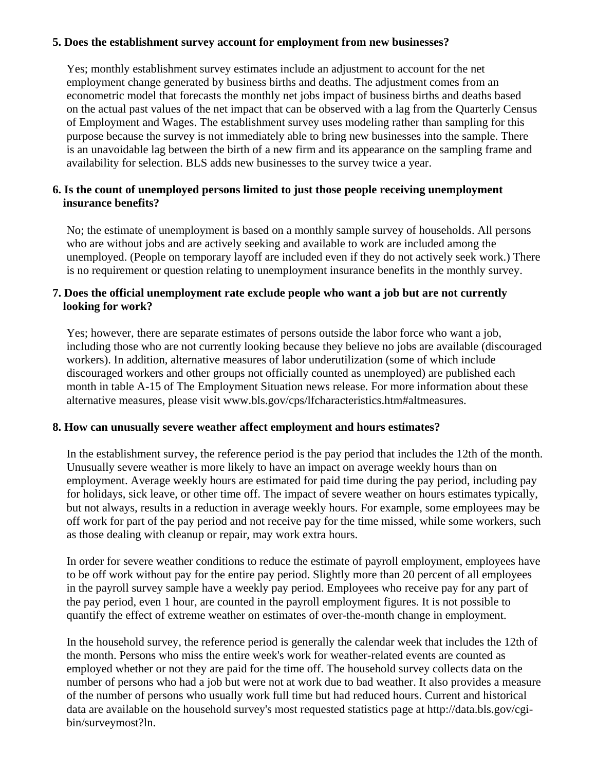**5. Does the establishment survey account for employment from new businesses?**

Yes; monthly establishment survey estimates include an adjustment to account for the net employment change generated by business births and deaths. The adjustment comes from an econometric model that forecasts the monthly net jobs impact of business births and deaths based on the actual past values of the net impact that can be observed with a lag from the Quarterly Census of Employment and Wages. The establishment survey uses modeling rather than sampling for this purpose because the survey is not immediately able to bring new businesses into the sample. There is an unavoidable lag between the birth of a new firm and its appearance on the sampling frame and availability for selection. BLS adds new businesses to the survey twice a year.

**6. Is the count of unemployed persons limited to just those people receiving unemployment insurance benefits?**

No; the estimate of unemployment is based on a monthly sample survey of households. All persons who are without jobs and are actively seeking and available to work are included among the unemployed. (People on temporary layoff are included even if they do not actively seek work.) There is no requirement or question relating to unemployment insurance benefits in the monthly survey.

**7. Does the official unemployment rate exclude people who want a job but are not currently looking for work?**

Yes; however, there are separate estimates of persons outside the labor force who want a job, including those who are not currently looking because they believe no jobs are available (discouraged workers). In addition, alternative measures of labor underutilization (some of which include discouraged workers and other groups not officially counted as unemployed) are published each month in table A-15 of The Employment Situation news release. For more information about these alternative measures, please visit www.bls.gov/cps/lfcharacteristics.htm#altmeasures.

**8. How can unusually severe weather affect employment and hours estimates?**

In the establishment survey, the reference period is the pay period that includes the 12th of the month. Unusually severe weather is more likely to have an impact on average weekly hours than on employment. Average weekly hours are estimated for paid time during the pay period, including pay for holidays, sick leave, or other time off. The impact of severe weather on hours estimates typically, but not always, results in a reduction in average weekly hours. For example, some employees may be off work for part of the pay period and not receive pay for the time missed, while some workers, such as those dealing with cleanup or repair, may work extra hours.

In order for severe weather conditions to reduce the estimate of payroll employment, employees have to be off work without pay for the entire pay period. Slightly more than 20 percent of all employees in the payroll survey sample have a weekly pay period. Employees who receive pay for any part of the pay period, even 1 hour, are counted in the payroll employment figures. It is not possible to quantify the effect of extreme weather on estimates of over-the-month change in employment.

In the household survey, the reference period is generally the calendar week that includes the 12th of the month. Persons who miss the entire week's work for weather-related events are counted as employed whether or not they are paid for the time off. The household survey collects data on the number of persons who had a job but were not at work due to bad weather. It also provides a measure of the number of persons who usually work full time but had reduced hours. Current and historical data are available on the household survey's most requested statistics page at http://data.bls.gov/cgi-bin/surveymost?ln.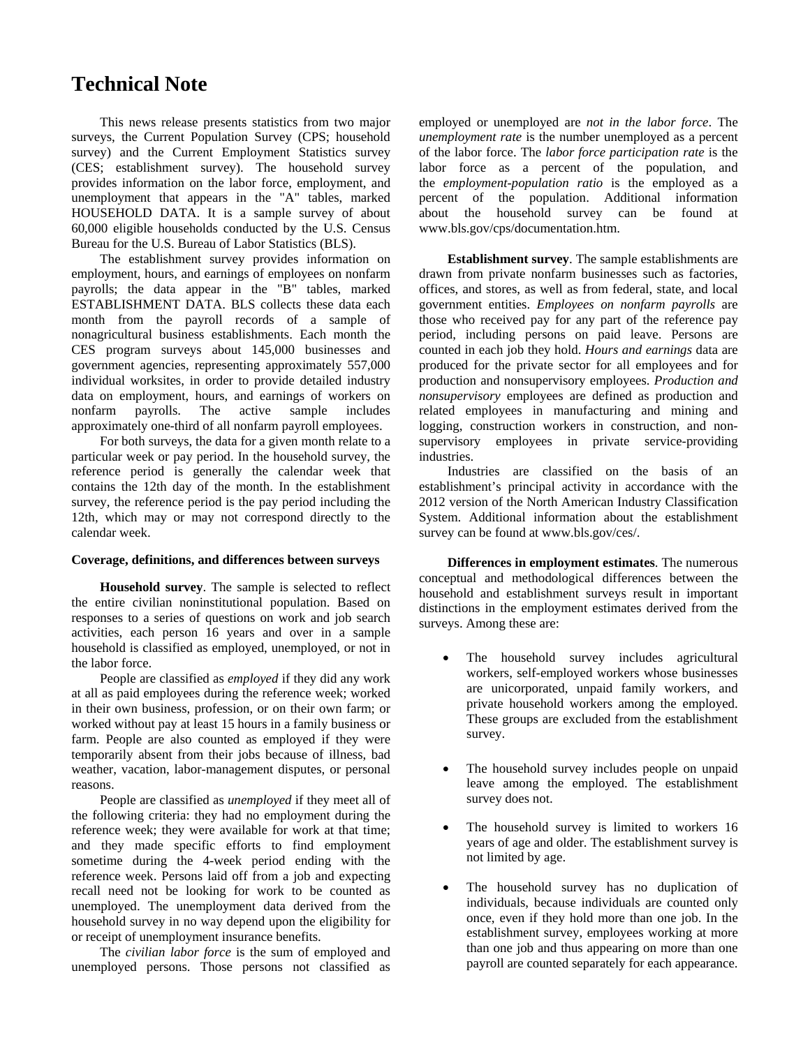# Technical Note

This news release presents statistics from two major surveys, the Current Population Survey (CPS; household survey) and the Current Employment Statistics survey (CES; establishment survey). The household survey provides information on the labor force, employment, and unemployment that appears in the "A" tables, marked HOUSEHOLD DATA. It is a sample survey of about 60,000 eligible households conducted by the U.S. Census Bureau for the U.S. Bureau of Labor Statistics (BLS).

The establishment survey provides information on employment, hours, and earnings of employees on nonfarm payrolls; the data appear in the "B" tables, marked ESTABLISHMENT DATA. BLS collects these data each month from the payroll records of a sample of nonagricultural business establishments. Each month the CES program surveys about 145,000 businesses and government agencies, representing approximately 557,000 individual worksites, in order to provide detailed industry data on employment, hours, and earnings of workers on nonfarm payrolls. The active sample includes approximately one-third of all nonfarm payroll employees.

For both surveys, the data for a given month relate to a particular week or pay period. In the household survey, the reference period is generally the calendar week that contains the 12th day of the month. In the establishment survey, the reference period is the pay period including the 12th, which may or may not correspond directly to the calendar week.

**Coverage, definitions, and differences between surveys**

**Household survey**. The sample is selected to reflect the entire civilian noninstitutional population. Based on responses to a series of questions on work and job search activities, each person 16 years and over in a sample household is classified as employed, unemployed, or not in the labor force.

People are classified as *employed* if they did any work at all as paid employees during the reference week; worked in their own business, profession, or on their own farm; or worked without pay at least 15 hours in a family business or farm. People are also counted as employed if they were temporarily absent from their jobs because of illness, bad weather, vacation, labor-management disputes, or personal reasons.

People are classified as *unemployed* if they meet all of the following criteria: they had no employment during the reference week; they were available for work at that time; and they made specific efforts to find employment sometime during the 4-week period ending with the reference week. Persons laid off from a job and expecting recall need not be looking for work to be counted as unemployed. The unemployment data derived from the household survey in no way depend upon the eligibility for or receipt of unemployment insurance benefits.

The *civilian labor force* is the sum of employed and unemployed persons. Those persons not classified as employed or unemployed are *not in the labor force*. The *unemployment rate* is the number unemployed as a percent of the labor force. The *labor force participation rate* is the labor force as a percent of the population, and the *employment-population ratio* is the employed as a percent of the population. Additional information about the household survey can be found at www.bls.gov/cps/documentation.htm.

**Establishment survey**. The sample establishments are drawn from private nonfarm businesses such as factories, offices, and stores, as well as from federal, state, and local government entities. *Employees on nonfarm payrolls* are those who received pay for any part of the reference pay period, including persons on paid leave. Persons are counted in each job they hold. *Hours and earnings* data are produced for the private sector for all employees and for production and nonsupervisory employees. *Production and nonsupervisory* employees are defined as production and related employees in manufacturing and mining and logging, construction workers in construction, and non-supervisory employees in private service-providing industries.

Industries are classified on the basis of an establishment's principal activity in accordance with the 2012 version of the North American Industry Classification System. Additional information about the establishment survey can be found at www.bls.gov/ces/.

**Differences in employment estimates**. The numerous conceptual and methodological differences between the household and establishment surveys result in important distinctions in the employment estimates derived from the surveys. Among these are:

- The household survey includes agricultural workers, self-employed workers whose businesses are unicorporated, unpaid family workers, and private household workers among the employed. These groups are excluded from the establishment survey.

- The household survey includes people on unpaid leave among the employed. The establishment survey does not.

- The household survey is limited to workers 16 years of age and older. The establishment survey is not limited by age.

- The household survey has no duplication of individuals, because individuals are counted only once, even if they hold more than one job. In the establishment survey, employees working at more than one job and thus appearing on more than one payroll are counted separately for each appearance.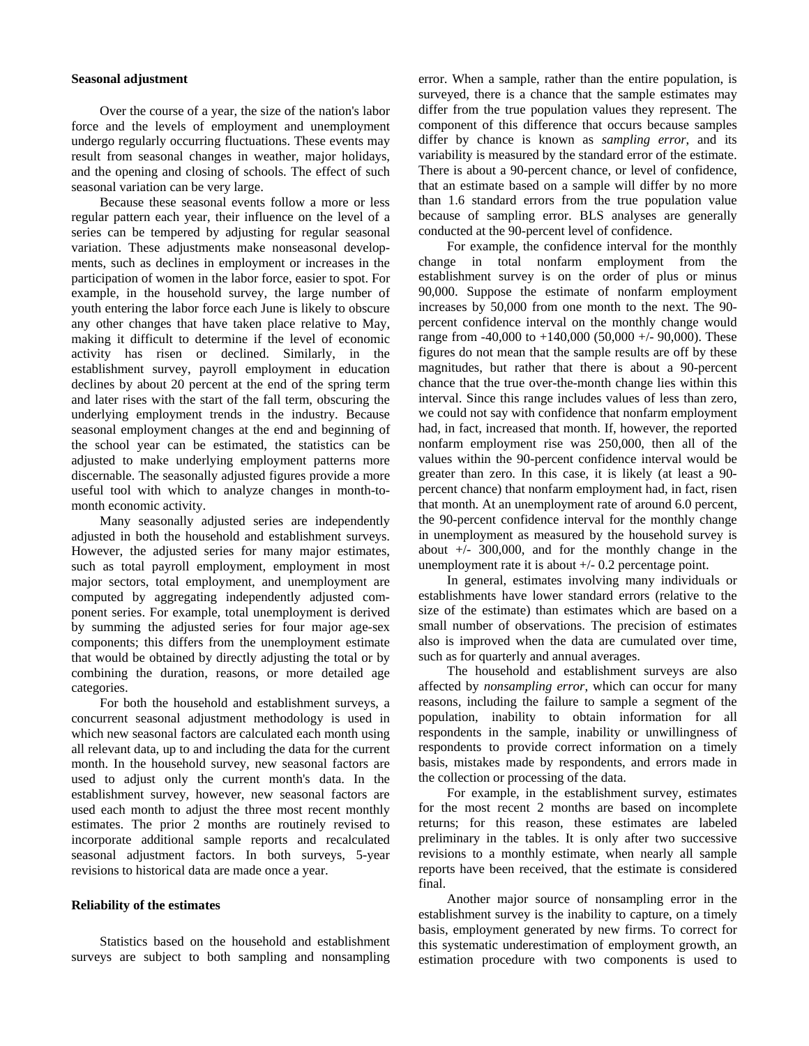### Seasonal adjustment

Over the course of a year, the size of the nation's labor force and the levels of employment and unemployment undergo regularly occurring fluctuations. These events may result from seasonal changes in weather, major holidays, and the opening and closing of schools. The effect of such seasonal variation can be very large.

Because these seasonal events follow a more or less regular pattern each year, their influence on the level of a series can be tempered by adjusting for regular seasonal variation. These adjustments make nonseasonal developments, such as declines in employment or increases in the participation of women in the labor force, easier to spot. For example, in the household survey, the large number of youth entering the labor force each June is likely to obscure any other changes that have taken place relative to May, making it difficult to determine if the level of economic activity has risen or declined. Similarly, in the establishment survey, payroll employment in education declines by about 20 percent at the end of the spring term and later rises with the start of the fall term, obscuring the underlying employment trends in the industry. Because seasonal employment changes at the end and beginning of the school year can be estimated, the statistics can be adjusted to make underlying employment patterns more discernable. The seasonally adjusted figures provide a more useful tool with which to analyze changes in month-to-month economic activity.

Many seasonally adjusted series are independently adjusted in both the household and establishment surveys. However, the adjusted series for many major estimates, such as total payroll employment, employment in most major sectors, total employment, and unemployment are computed by aggregating independently adjusted component series. For example, total unemployment is derived by summing the adjusted series for four major age-sex components; this differs from the unemployment estimate that would be obtained by directly adjusting the total or by combining the duration, reasons, or more detailed age categories.

For both the household and establishment surveys, a concurrent seasonal adjustment methodology is used in which new seasonal factors are calculated each month using all relevant data, up to and including the data for the current month. In the household survey, new seasonal factors are used to adjust only the current month's data. In the establishment survey, however, new seasonal factors are used each month to adjust the three most recent monthly estimates. The prior 2 months are routinely revised to incorporate additional sample reports and recalculated seasonal adjustment factors. In both surveys, 5-year revisions to historical data are made once a year.

### Reliability of the estimates

Statistics based on the household and establishment surveys are subject to both sampling and nonsampling error. When a sample, rather than the entire population, is surveyed, there is a chance that the sample estimates may differ from the true population values they represent. The component of this difference that occurs because samples differ by chance is known as *sampling error*, and its variability is measured by the standard error of the estimate. There is about a 90-percent chance, or level of confidence, that an estimate based on a sample will differ by no more than 1.6 standard errors from the true population value because of sampling error. BLS analyses are generally conducted at the 90-percent level of confidence.

For example, the confidence interval for the monthly change in total nonfarm employment from the establishment survey is on the order of plus or minus 90,000. Suppose the estimate of nonfarm employment increases by 50,000 from one month to the next. The 90-percent confidence interval on the monthly change would range from -40,000 to +140,000 (50,000 +/- 90,000). These figures do not mean that the sample results are off by these magnitudes, but rather that there is about a 90-percent chance that the true over-the-month change lies within this interval. Since this range includes values of less than zero, we could not say with confidence that nonfarm employment had, in fact, increased that month. If, however, the reported nonfarm employment rise was 250,000, then all of the values within the 90-percent confidence interval would be greater than zero. In this case, it is likely (at least a 90-percent chance) that nonfarm employment had, in fact, risen that month. At an unemployment rate of around 6.0 percent, the 90-percent confidence interval for the monthly change in unemployment as measured by the household survey is about +/- 300,000, and for the monthly change in the unemployment rate it is about +/- 0.2 percentage point.

In general, estimates involving many individuals or establishments have lower standard errors (relative to the size of the estimate) than estimates which are based on a small number of observations. The precision of estimates also is improved when the data are cumulated over time, such as for quarterly and annual averages.

The household and establishment surveys are also affected by *nonsampling error*, which can occur for many reasons, including the failure to sample a segment of the population, inability to obtain information for all respondents in the sample, inability or unwillingness of respondents to provide correct information on a timely basis, mistakes made by respondents, and errors made in the collection or processing of the data.

For example, in the establishment survey, estimates for the most recent 2 months are based on incomplete returns; for this reason, these estimates are labeled preliminary in the tables. It is only after two successive revisions to a monthly estimate, when nearly all sample reports have been received, that the estimate is considered final.

Another major source of nonsampling error in the establishment survey is the inability to capture, on a timely basis, employment generated by new firms. To correct for this systematic underestimation of employment growth, an estimation procedure with two components is used to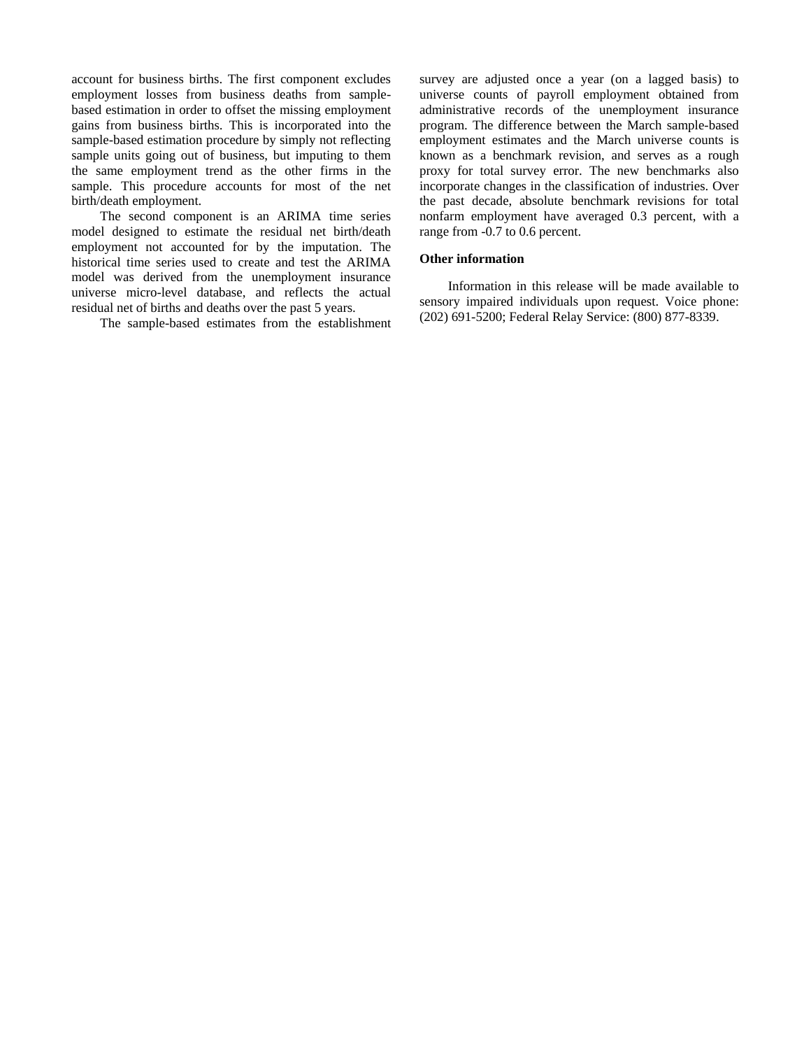account for business births. The first component excludes employment losses from business deaths from sample-based estimation in order to offset the missing employment gains from business births. This is incorporated into the sample-based estimation procedure by simply not reflecting sample units going out of business, but imputing to them the same employment trend as the other firms in the sample. This procedure accounts for most of the net birth/death employment.

The second component is an ARIMA time series model designed to estimate the residual net birth/death employment not accounted for by the imputation. The historical time series used to create and test the ARIMA model was derived from the unemployment insurance universe micro-level database, and reflects the actual residual net of births and deaths over the past 5 years.

The sample-based estimates from the establishment survey are adjusted once a year (on a lagged basis) to universe counts of payroll employment obtained from administrative records of the unemployment insurance program. The difference between the March sample-based employment estimates and the March universe counts is known as a benchmark revision, and serves as a rough proxy for total survey error. The new benchmarks also incorporate changes in the classification of industries. Over the past decade, absolute benchmark revisions for total nonfarm employment have averaged 0.3 percent, with a range from -0.7 to 0.6 percent.

**Other information**

Information in this release will be made available to sensory impaired individuals upon request. Voice phone: (202) 691-5200; Federal Relay Service: (800) 877-8339.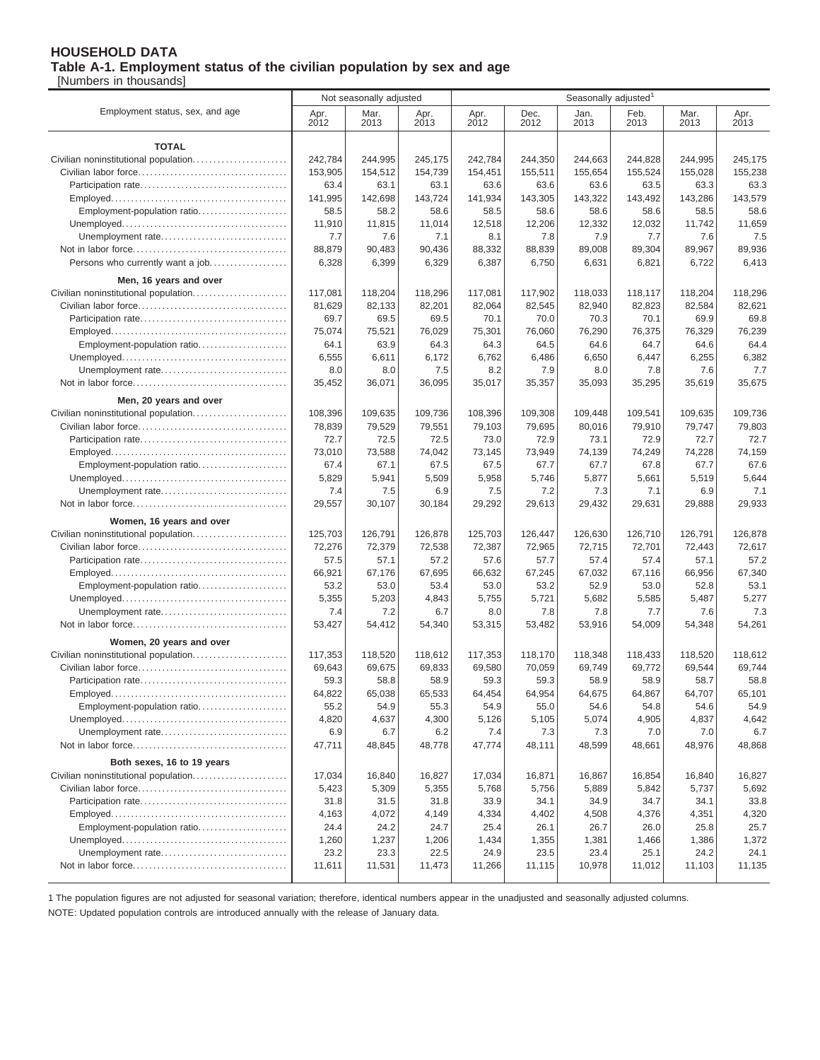# HOUSEHOLD DATA

## Table A-1. Employment status of the civilian population by sex and age

[Numbers in thousands]

| Employment status, sex, and age | Not seasonally adjusted | | | Seasonally adjusted[1] | | | | | |
|---|---|---|---|---|---|---|---|---|---|
| | Apr. 2012 | Mar. 2013 | Apr. 2013 | Apr. 2012 | Dec. 2012 | Jan. 2013 | Feb. 2013 | Mar. 2013 | Apr. 2013 |
| **TOTAL** | | | | | | | | | |
| Civilian noninstitutional population | 242,784 | 244,995 | 245,175 | 242,784 | 244,350 | 244,663 | 244,828 | 244,995 | 245,175 |
| Civilian labor force | 153,905 | 154,512 | 154,739 | 154,451 | 155,511 | 155,654 | 155,524 | 155,028 | 155,238 |
| Participation rate | 63.4 | 63.1 | 63.1 | 63.6 | 63.6 | 63.6 | 63.5 | 63.3 | 63.3 |
| Employed | 141,995 | 142,698 | 143,724 | 141,934 | 143,305 | 143,322 | 143,492 | 143,286 | 143,579 |
| Employment-population ratio | 58.5 | 58.2 | 58.6 | 58.5 | 58.6 | 58.6 | 58.6 | 58.5 | 58.6 |
| Unemployed | 11,910 | 11,815 | 11,014 | 12,518 | 12,206 | 12,332 | 12,032 | 11,742 | 11,659 |
| Unemployment rate | 7.7 | 7.6 | 7.1 | 8.1 | 7.8 | 7.9 | 7.7 | 7.6 | 7.5 |
| Not in labor force | 88,879 | 90,483 | 90,436 | 88,332 | 88,839 | 89,008 | 89,304 | 89,967 | 89,936 |
| Persons who currently want a job | 6,328 | 6,399 | 6,329 | 6,387 | 6,750 | 6,631 | 6,821 | 6,722 | 6,413 |
| **Men, 16 years and over** | | | | | | | | | |
| Civilian noninstitutional population | 117,081 | 118,204 | 118,296 | 117,081 | 117,902 | 118,033 | 118,117 | 118,204 | 118,296 |
| Civilian labor force | 81,629 | 82,133 | 82,201 | 82,064 | 82,545 | 82,940 | 82,823 | 82,584 | 82,621 |
| Participation rate | 69.7 | 69.5 | 69.5 | 70.1 | 70.0 | 70.3 | 70.1 | 69.9 | 69.8 |
| Employed | 75,074 | 75,521 | 76,029 | 75,301 | 76,060 | 76,290 | 76,375 | 76,329 | 76,239 |
| Employment-population ratio | 64.1 | 63.9 | 64.3 | 64.3 | 64.5 | 64.6 | 64.7 | 64.6 | 64.4 |
| Unemployed | 6,555 | 6,611 | 6,172 | 6,762 | 6,486 | 6,650 | 6,447 | 6,255 | 6,382 |
| Unemployment rate | 8.0 | 8.0 | 7.5 | 8.2 | 7.9 | 8.0 | 7.8 | 7.6 | 7.7 |
| Not in labor force | 35,452 | 36,071 | 36,095 | 35,017 | 35,357 | 35,093 | 35,295 | 35,619 | 35,675 |
| **Men, 20 years and over** | | | | | | | | | |
| Civilian noninstitutional population | 108,396 | 109,635 | 109,736 | 108,396 | 109,308 | 109,448 | 109,541 | 109,635 | 109,736 |
| Civilian labor force | 78,839 | 79,529 | 79,551 | 79,103 | 79,695 | 80,016 | 79,910 | 79,747 | 79,803 |
| Participation rate | 72.7 | 72.5 | 72.5 | 73.0 | 72.9 | 73.1 | 72.9 | 72.7 | 72.7 |
| Employed | 73,010 | 73,588 | 74,042 | 73,145 | 73,949 | 74,139 | 74,249 | 74,228 | 74,159 |
| Employment-population ratio | 67.4 | 67.1 | 67.5 | 67.5 | 67.7 | 67.7 | 67.8 | 67.7 | 67.6 |
| Unemployed | 5,829 | 5,941 | 5,509 | 5,958 | 5,746 | 5,877 | 5,661 | 5,519 | 5,644 |
| Unemployment rate | 7.4 | 7.5 | 6.9 | 7.5 | 7.2 | 7.3 | 7.1 | 6.9 | 7.1 |
| Not in labor force | 29,557 | 30,107 | 30,184 | 29,292 | 29,613 | 29,432 | 29,631 | 29,888 | 29,933 |
| **Women, 16 years and over** | | | | | | | | | |
| Civilian noninstitutional population | 125,703 | 126,791 | 126,878 | 125,703 | 126,447 | 126,630 | 126,710 | 126,791 | 126,878 |
| Civilian labor force | 72,276 | 72,379 | 72,538 | 72,387 | 72,965 | 72,715 | 72,701 | 72,443 | 72,617 |
| Participation rate | 57.5 | 57.1 | 57.2 | 57.6 | 57.7 | 57.4 | 57.4 | 57.1 | 57.2 |
| Employed | 66,921 | 67,176 | 67,695 | 66,632 | 67,245 | 67,032 | 67,116 | 66,956 | 67,340 |
| Employment-population ratio | 53.2 | 53.0 | 53.4 | 53.0 | 53.2 | 52.9 | 53.0 | 52.8 | 53.1 |
| Unemployed | 5,355 | 5,203 | 4,843 | 5,755 | 5,721 | 5,682 | 5,585 | 5,487 | 5,277 |
| Unemployment rate | 7.4 | 7.2 | 6.7 | 8.0 | 7.8 | 7.8 | 7.7 | 7.6 | 7.3 |
| Not in labor force | 53,427 | 54,412 | 54,340 | 53,315 | 53,482 | 53,916 | 54,009 | 54,348 | 54,261 |
| **Women, 20 years and over** | | | | | | | | | |
| Civilian noninstitutional population | 117,353 | 118,520 | 118,612 | 117,353 | 118,170 | 118,348 | 118,433 | 118,520 | 118,612 |
| Civilian labor force | 69,643 | 69,675 | 69,833 | 69,580 | 70,059 | 69,749 | 69,772 | 69,544 | 69,744 |
| Participation rate | 59.3 | 58.8 | 58.9 | 59.3 | 59.3 | 58.9 | 58.9 | 58.7 | 58.8 |
| Employed | 64,822 | 65,038 | 65,533 | 64,454 | 64,954 | 64,675 | 64,867 | 64,707 | 65,101 |
| Employment-population ratio | 55.2 | 54.9 | 55.3 | 54.9 | 55.0 | 54.6 | 54.8 | 54.6 | 54.9 |
| Unemployed | 4,820 | 4,637 | 4,300 | 5,126 | 5,105 | 5,074 | 4,905 | 4,837 | 4,642 |
| Unemployment rate | 6.9 | 6.7 | 6.2 | 7.4 | 7.3 | 7.3 | 7.0 | 7.0 | 6.7 |
| Not in labor force | 47,711 | 48,845 | 48,778 | 47,774 | 48,111 | 48,599 | 48,661 | 48,976 | 48,868 |
| **Both sexes, 16 to 19 years** | | | | | | | | | |
| Civilian noninstitutional population | 17,034 | 16,840 | 16,827 | 17,034 | 16,871 | 16,867 | 16,854 | 16,840 | 16,827 |
| Civilian labor force | 5,423 | 5,309 | 5,355 | 5,768 | 5,756 | 5,889 | 5,842 | 5,737 | 5,692 |
| Participation rate | 31.8 | 31.5 | 31.8 | 33.9 | 34.1 | 34.9 | 34.7 | 34.1 | 33.8 |
| Employed | 4,163 | 4,072 | 4,149 | 4,334 | 4,402 | 4,508 | 4,376 | 4,351 | 4,320 |
| Employment-population ratio | 24.4 | 24.2 | 24.7 | 25.4 | 26.1 | 26.7 | 26.0 | 25.8 | 25.7 |
| Unemployed | 1,260 | 1,237 | 1,206 | 1,434 | 1,355 | 1,381 | 1,466 | 1,386 | 1,372 |
| Unemployment rate | 23.2 | 23.3 | 22.5 | 24.9 | 23.5 | 23.4 | 25.1 | 24.2 | 24.1 |
| Not in labor force | 11,611 | 11,531 | 11,473 | 11,266 | 11,115 | 10,978 | 11,012 | 11,103 | 11,135 |

1 The population figures are not adjusted for seasonal variation; therefore, identical numbers appear in the unadjusted and seasonally adjusted columns.

NOTE: Updated population controls are introduced annually with the release of January data.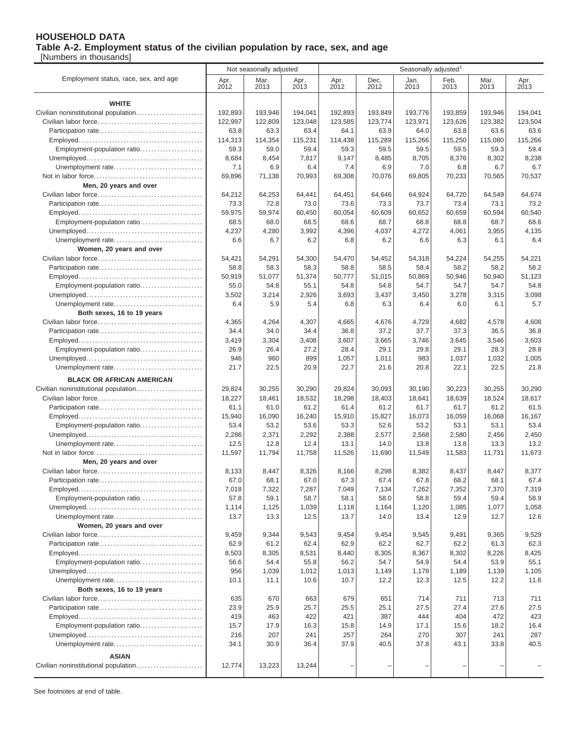# HOUSEHOLD DATA

## Table A-2. Employment status of the civilian population by race, sex, and age

[Numbers in thousands]

| Employment status, race, sex, and age | Not seasonally adjusted | | | Seasonally adjusted[1] | | | | | |
|---|---|---|---|---|---|---|---|---|---|
| | Apr. 2012 | Mar. 2013 | Apr. 2013 | Apr. 2012 | Dec. 2012 | Jan. 2013 | Feb. 2013 | Mar. 2013 | Apr. 2013 |
| **WHITE** | | | | | | | | | |
| Civilian noninstitutional population | 192,893 | 193,946 | 194,041 | 192,893 | 193,849 | 193,776 | 193,859 | 193,946 | 194,041 |
| Civilian labor force | 122,997 | 122,809 | 123,048 | 123,585 | 123,774 | 123,971 | 123,626 | 123,382 | 123,504 |
| Participation rate | 63.8 | 63.3 | 63.4 | 64.1 | 63.9 | 64.0 | 63.8 | 63.6 | 63.6 |
| Employed | 114,313 | 114,354 | 115,231 | 114,438 | 115,289 | 115,266 | 115,250 | 115,080 | 115,266 |
| Employment-population ratio | 59.3 | 59.0 | 59.4 | 59.3 | 59.5 | 59.5 | 59.5 | 59.3 | 59.4 |
| Unemployed | 8,684 | 8,454 | 7,817 | 9,147 | 8,485 | 8,705 | 8,376 | 8,302 | 8,238 |
| Unemployment rate | 7.1 | 6.9 | 6.4 | 7.4 | 6.9 | 7.0 | 6.8 | 6.7 | 6.7 |
| Not in labor force | 69,896 | 71,138 | 70,993 | 69,308 | 70,076 | 69,805 | 70,233 | 70,565 | 70,537 |
| **Men, 20 years and over** | | | | | | | | | |
| Civilian labor force | 64,212 | 64,253 | 64,441 | 64,451 | 64,646 | 64,924 | 64,720 | 64,549 | 64,674 |
| Participation rate | 73.3 | 72.8 | 73.0 | 73.6 | 73.3 | 73.7 | 73.4 | 73.1 | 73.2 |
| Employed | 59,975 | 59,974 | 60,450 | 60,054 | 60,609 | 60,652 | 60,659 | 60,594 | 60,540 |
| Employment-population ratio | 68.5 | 68.0 | 68.5 | 68.6 | 68.7 | 68.8 | 68.8 | 68.7 | 68.6 |
| Unemployed | 4,237 | 4,280 | 3,992 | 4,396 | 4,037 | 4,272 | 4,061 | 3,955 | 4,135 |
| Unemployment rate | 6.6 | 6.7 | 6.2 | 6.8 | 6.2 | 6.6 | 6.3 | 6.1 | 6.4 |
| **Women, 20 years and over** | | | | | | | | | |
| Civilian labor force | 54,421 | 54,291 | 54,300 | 54,470 | 54,452 | 54,318 | 54,224 | 54,255 | 54,221 |
| Participation rate | 58.8 | 58.3 | 58.3 | 58.8 | 58.5 | 58.4 | 58.2 | 58.2 | 58.2 |
| Employed | 50,919 | 51,077 | 51,374 | 50,777 | 51,015 | 50,869 | 50,946 | 50,940 | 51,123 |
| Employment-population ratio | 55.0 | 54.8 | 55.1 | 54.8 | 54.8 | 54.7 | 54.7 | 54.7 | 54.8 |
| Unemployed | 3,502 | 3,214 | 2,926 | 3,693 | 3,437 | 3,450 | 3,278 | 3,315 | 3,098 |
| Unemployment rate | 6.4 | 5.9 | 5.4 | 6.8 | 6.3 | 6.4 | 6.0 | 6.1 | 5.7 |
| **Both sexes, 16 to 19 years** | | | | | | | | | |
| Civilian labor force | 4,365 | 4,264 | 4,307 | 4,665 | 4,676 | 4,729 | 4,682 | 4,578 | 4,608 |
| Participation rate | 34.4 | 34.0 | 34.4 | 36.8 | 37.2 | 37.7 | 37.3 | 36.5 | 36.8 |
| Employed | 3,419 | 3,304 | 3,408 | 3,607 | 3,665 | 3,746 | 3,645 | 3,546 | 3,603 |
| Employment-population ratio | 26.9 | 26.4 | 27.2 | 28.4 | 29.1 | 29.8 | 29.1 | 28.3 | 28.8 |
| Unemployed | 946 | 960 | 899 | 1,057 | 1,011 | 983 | 1,037 | 1,032 | 1,005 |
| Unemployment rate | 21.7 | 22.5 | 20.9 | 22.7 | 21.6 | 20.8 | 22.1 | 22.5 | 21.8 |
| **BLACK OR AFRICAN AMERICAN** | | | | | | | | | |
| Civilian noninstitutional population | 29,824 | 30,255 | 30,290 | 29,824 | 30,093 | 30,190 | 30,223 | 30,255 | 30,290 |
| Civilian labor force | 18,227 | 18,461 | 18,532 | 18,298 | 18,403 | 18,641 | 18,639 | 18,524 | 18,617 |
| Participation rate | 61.1 | 61.0 | 61.2 | 61.4 | 61.2 | 61.7 | 61.7 | 61.2 | 61.5 |
| Employed | 15,940 | 16,090 | 16,240 | 15,910 | 15,827 | 16,073 | 16,059 | 16,068 | 16,167 |
| Employment-population ratio | 53.4 | 53.2 | 53.6 | 53.3 | 52.6 | 53.2 | 53.1 | 53.1 | 53.4 |
| Unemployed | 2,286 | 2,371 | 2,292 | 2,388 | 2,577 | 2,568 | 2,580 | 2,456 | 2,450 |
| Unemployment rate | 12.5 | 12.8 | 12.4 | 13.1 | 14.0 | 13.8 | 13.8 | 13.3 | 13.2 |
| Not in labor force | 11,597 | 11,794 | 11,758 | 11,526 | 11,690 | 11,549 | 11,583 | 11,731 | 11,673 |
| **Men, 20 years and over** | | | | | | | | | |
| Civilian labor force | 8,133 | 8,447 | 8,326 | 8,166 | 8,298 | 8,382 | 8,437 | 8,447 | 8,377 |
| Participation rate | 67.0 | 68.1 | 67.0 | 67.3 | 67.4 | 67.8 | 68.2 | 68.1 | 67.4 |
| Employed | 7,018 | 7,322 | 7,287 | 7,049 | 7,134 | 7,262 | 7,352 | 7,370 | 7,319 |
| Employment-population ratio | 57.8 | 59.1 | 58.7 | 58.1 | 58.0 | 58.8 | 59.4 | 59.4 | 58.9 |
| Unemployed | 1,114 | 1,125 | 1,039 | 1,118 | 1,164 | 1,120 | 1,085 | 1,077 | 1,058 |
| Unemployment rate | 13.7 | 13.3 | 12.5 | 13.7 | 14.0 | 13.4 | 12.9 | 12.7 | 12.6 |
| **Women, 20 years and over** | | | | | | | | | |
| Civilian labor force | 9,459 | 9,344 | 9,543 | 9,454 | 9,454 | 9,545 | 9,491 | 9,365 | 9,529 |
| Participation rate | 62.9 | 61.2 | 62.4 | 62.9 | 62.2 | 62.7 | 62.2 | 61.3 | 62.3 |
| Employed | 8,503 | 8,305 | 8,531 | 8,440 | 8,305 | 8,367 | 8,302 | 8,226 | 8,425 |
| Employment-population ratio | 56.6 | 54.4 | 55.8 | 56.2 | 54.7 | 54.9 | 54.4 | 53.9 | 55.1 |
| Unemployed | 956 | 1,039 | 1,012 | 1,013 | 1,149 | 1,178 | 1,189 | 1,139 | 1,105 |
| Unemployment rate | 10.1 | 11.1 | 10.6 | 10.7 | 12.2 | 12.3 | 12.5 | 12.2 | 11.6 |
| **Both sexes, 16 to 19 years** | | | | | | | | | |
| Civilian labor force | 635 | 670 | 663 | 679 | 651 | 714 | 711 | 713 | 711 |
| Participation rate | 23.9 | 25.9 | 25.7 | 25.5 | 25.1 | 27.5 | 27.4 | 27.6 | 27.5 |
| Employed | 419 | 463 | 422 | 421 | 387 | 444 | 404 | 472 | 423 |
| Employment-population ratio | 15.7 | 17.9 | 16.3 | 15.8 | 14.9 | 17.1 | 15.6 | 18.2 | 16.4 |
| Unemployed | 216 | 207 | 241 | 257 | 264 | 270 | 307 | 241 | 287 |
| Unemployment rate | 34.1 | 30.9 | 36.4 | 37.9 | 40.5 | 37.8 | 43.1 | 33.8 | 40.5 |
| **ASIAN** | | | | | | | | | |
| Civilian noninstitutional population | 12,774 | 13,223 | 13,244 | – | – | – | – | – | – |

See footnotes at end of table.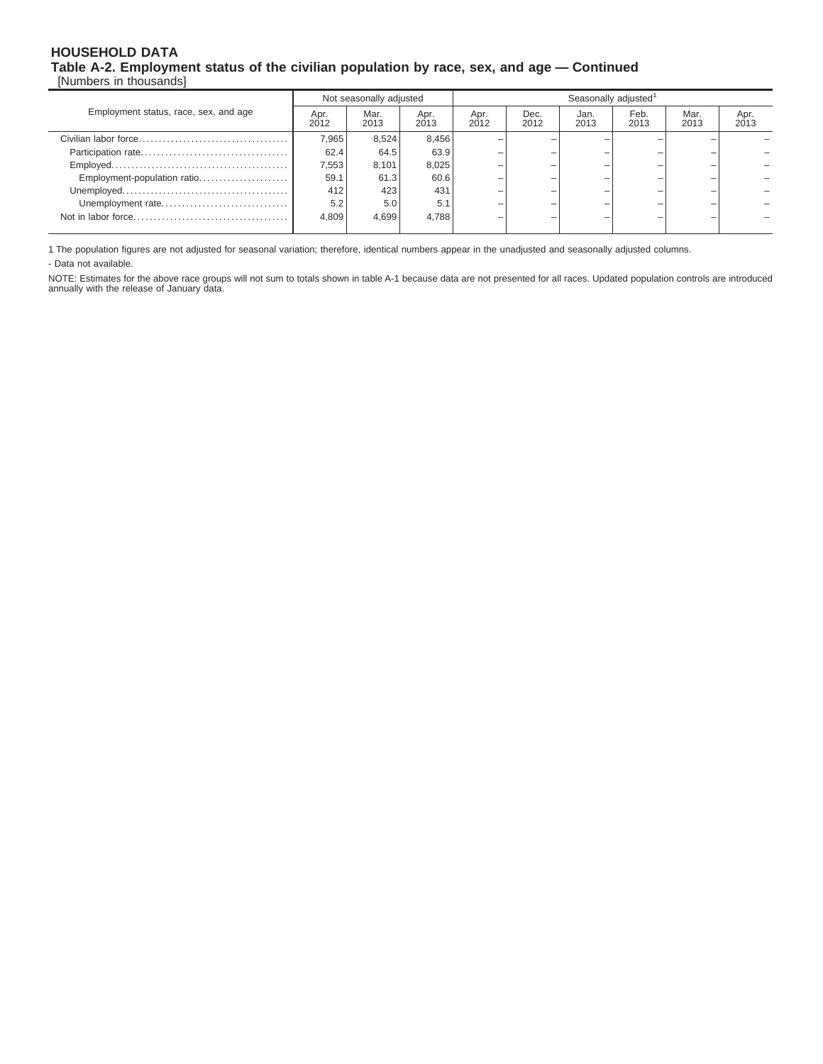## HOUSEHOLD DATA

**Table A-2. Employment status of the civilian population by race, sex, and age — Continued**

[Numbers in thousands]

| Employment status, race, sex, and age | Not seasonally adjusted | | | Seasonally adjusted[1] | | | | | |
|---|---|---|---|---|---|---|---|---|---|
| | Apr. 2012 | Mar. 2013 | Apr. 2013 | Apr. 2012 | Dec. 2012 | Jan. 2013 | Feb. 2013 | Mar. 2013 | Apr. 2013 |
| Civilian labor force | 7,965 | 8,524 | 8,456 | – | – | – | – | – | – |
| Participation rate | 62.4 | 64.5 | 63.9 | – | – | – | – | – | – |
| Employed | 7,553 | 8,101 | 8,025 | – | – | – | – | – | – |
| Employment-population ratio | 59.1 | 61.3 | 60.6 | – | – | – | – | – | – |
| Unemployed | 412 | 423 | 431 | – | – | – | – | – | – |
| Unemployment rate | 5.2 | 5.0 | 5.1 | – | – | – | – | – | – |
| Not in labor force | 4,809 | 4,699 | 4,788 | – | – | – | – | – | – |

1 The population figures are not adjusted for seasonal variation; therefore, identical numbers appear in the unadjusted and seasonally adjusted columns.

- Data not available.

NOTE: Estimates for the above race groups will not sum to totals shown in table A-1 because data are not presented for all races. Updated population controls are introduced annually with the release of January data.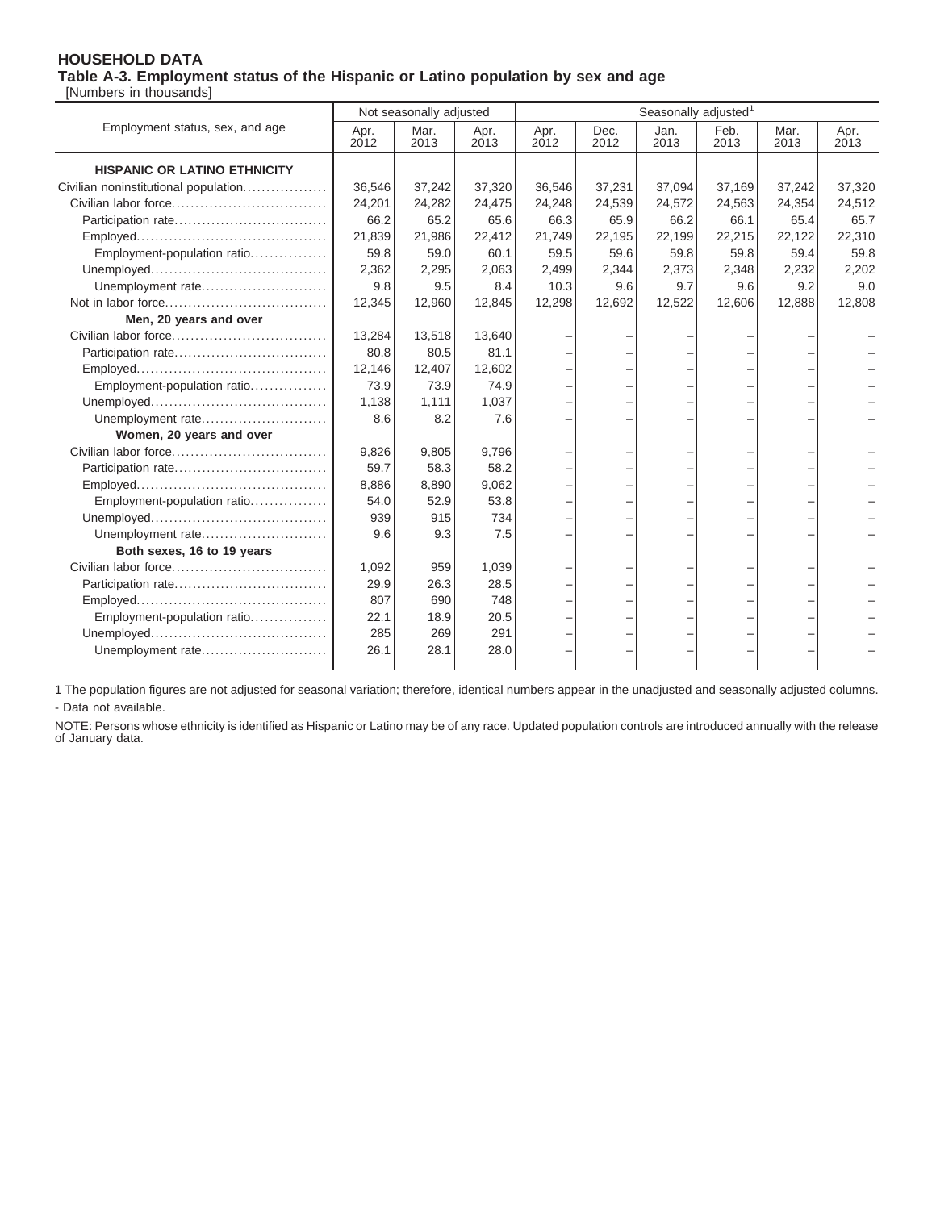# HOUSEHOLD DATA

## Table A-3. Employment status of the Hispanic or Latino population by sex and age

[Numbers in thousands]

| Employment status, sex, and age | Not seasonally adjusted | | | Seasonally adjusted[1] | | | | | |
|---|---|---|---|---|---|---|---|---|---|
| | Apr. 2012 | Mar. 2013 | Apr. 2013 | Apr. 2012 | Dec. 2012 | Jan. 2013 | Feb. 2013 | Mar. 2013 | Apr. 2013 |
| **HISPANIC OR LATINO ETHNICITY** | | | | | | | | | |
| Civilian noninstitutional population | 36,546 | 37,242 | 37,320 | 36,546 | 37,231 | 37,094 | 37,169 | 37,242 | 37,320 |
| Civilian labor force | 24,201 | 24,282 | 24,475 | 24,248 | 24,539 | 24,572 | 24,563 | 24,354 | 24,512 |
| Participation rate | 66.2 | 65.2 | 65.6 | 66.3 | 65.9 | 66.2 | 66.1 | 65.4 | 65.7 |
| Employed | 21,839 | 21,986 | 22,412 | 21,749 | 22,195 | 22,199 | 22,215 | 22,122 | 22,310 |
| Employment-population ratio | 59.8 | 59.0 | 60.1 | 59.5 | 59.6 | 59.8 | 59.8 | 59.4 | 59.8 |
| Unemployed | 2,362 | 2,295 | 2,063 | 2,499 | 2,344 | 2,373 | 2,348 | 2,232 | 2,202 |
| Unemployment rate | 9.8 | 9.5 | 8.4 | 10.3 | 9.6 | 9.7 | 9.6 | 9.2 | 9.0 |
| Not in labor force | 12,345 | 12,960 | 12,845 | 12,298 | 12,692 | 12,522 | 12,606 | 12,888 | 12,808 |
| **Men, 20 years and over** | | | | | | | | | |
| Civilian labor force | 13,284 | 13,518 | 13,640 | – | – | – | – | – | – |
| Participation rate | 80.8 | 80.5 | 81.1 | – | – | – | – | – | – |
| Employed | 12,146 | 12,407 | 12,602 | – | – | – | – | – | – |
| Employment-population ratio | 73.9 | 73.9 | 74.9 | – | – | – | – | – | – |
| Unemployed | 1,138 | 1,111 | 1,037 | – | – | – | – | – | – |
| Unemployment rate | 8.6 | 8.2 | 7.6 | – | – | – | – | – | – |
| **Women, 20 years and over** | | | | | | | | | |
| Civilian labor force | 9,826 | 9,805 | 9,796 | – | – | – | – | – | – |
| Participation rate | 59.7 | 58.3 | 58.2 | – | – | – | – | – | – |
| Employed | 8,886 | 8,890 | 9,062 | – | – | – | – | – | – |
| Employment-population ratio | 54.0 | 52.9 | 53.8 | – | – | – | – | – | – |
| Unemployed | 939 | 915 | 734 | – | – | – | – | – | – |
| Unemployment rate | 9.6 | 9.3 | 7.5 | – | – | – | – | – | – |
| **Both sexes, 16 to 19 years** | | | | | | | | | |
| Civilian labor force | 1,092 | 959 | 1,039 | – | – | – | – | – | – |
| Participation rate | 29.9 | 26.3 | 28.5 | – | – | – | – | – | – |
| Employed | 807 | 690 | 748 | – | – | – | – | – | – |
| Employment-population ratio | 22.1 | 18.9 | 20.5 | – | – | – | – | – | – |
| Unemployed | 285 | 269 | 291 | – | – | – | – | – | – |
| Unemployment rate | 26.1 | 28.1 | 28.0 | – | – | – | – | – | – |

1 The population figures are not adjusted for seasonal variation; therefore, identical numbers appear in the unadjusted and seasonally adjusted columns.

- Data not available.

NOTE: Persons whose ethnicity is identified as Hispanic or Latino may be of any race. Updated population controls are introduced annually with the release of January data.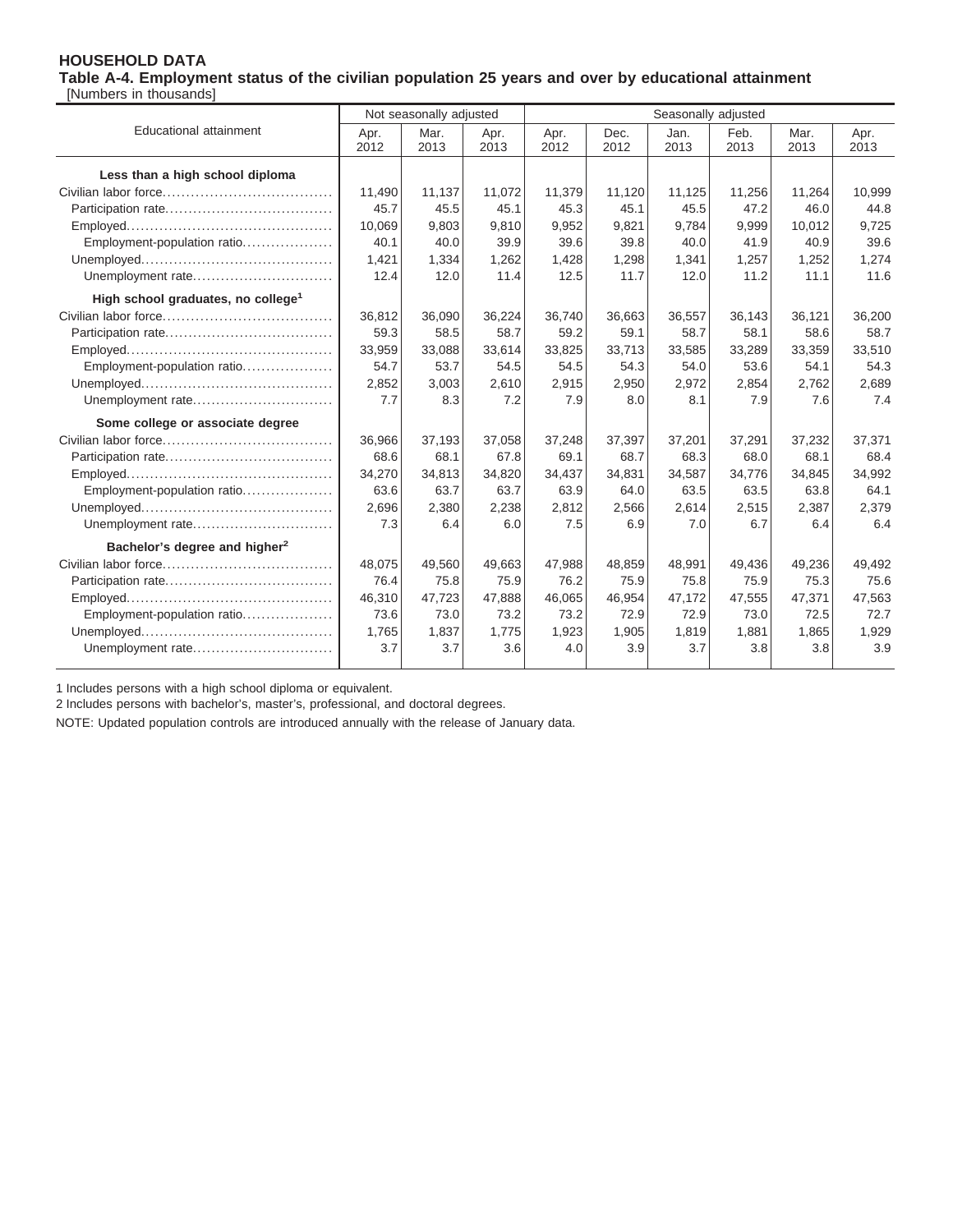**HOUSEHOLD DATA**

**Table A-4. Employment status of the civilian population 25 years and over by educational attainment**

[Numbers in thousands]

| Educational attainment | Not seasonally adjusted | | | Seasonally adjusted | | | | | |
|---|---|---|---|---|---|---|---|---|---|
| | Apr. 2012 | Mar. 2013 | Apr. 2013 | Apr. 2012 | Dec. 2012 | Jan. 2013 | Feb. 2013 | Mar. 2013 | Apr. 2013 |
| **Less than a high school diploma** | | | | | | | | | |
| Civilian labor force | 11,490 | 11,137 | 11,072 | 11,379 | 11,120 | 11,125 | 11,256 | 11,264 | 10,999 |
| Participation rate | 45.7 | 45.5 | 45.1 | 45.3 | 45.1 | 45.5 | 47.2 | 46.0 | 44.8 |
| Employed | 10,069 | 9,803 | 9,810 | 9,952 | 9,821 | 9,784 | 9,999 | 10,012 | 9,725 |
| Employment-population ratio | 40.1 | 40.0 | 39.9 | 39.6 | 39.8 | 40.0 | 41.9 | 40.9 | 39.6 |
| Unemployed | 1,421 | 1,334 | 1,262 | 1,428 | 1,298 | 1,341 | 1,257 | 1,252 | 1,274 |
| Unemployment rate | 12.4 | 12.0 | 11.4 | 12.5 | 11.7 | 12.0 | 11.2 | 11.1 | 11.6 |
| **High school graduates, no college[1]** | | | | | | | | | |
| Civilian labor force | 36,812 | 36,090 | 36,224 | 36,740 | 36,663 | 36,557 | 36,143 | 36,121 | 36,200 |
| Participation rate | 59.3 | 58.5 | 58.7 | 59.2 | 59.1 | 58.7 | 58.1 | 58.6 | 58.7 |
| Employed | 33,959 | 33,088 | 33,614 | 33,825 | 33,713 | 33,585 | 33,289 | 33,359 | 33,510 |
| Employment-population ratio | 54.7 | 53.7 | 54.5 | 54.5 | 54.3 | 54.0 | 53.6 | 54.1 | 54.3 |
| Unemployed | 2,852 | 3,003 | 2,610 | 2,915 | 2,950 | 2,972 | 2,854 | 2,762 | 2,689 |
| Unemployment rate | 7.7 | 8.3 | 7.2 | 7.9 | 8.0 | 8.1 | 7.9 | 7.6 | 7.4 |
| **Some college or associate degree** | | | | | | | | | |
| Civilian labor force | 36,966 | 37,193 | 37,058 | 37,248 | 37,397 | 37,201 | 37,291 | 37,232 | 37,371 |
| Participation rate | 68.6 | 68.1 | 67.8 | 69.1 | 68.7 | 68.3 | 68.0 | 68.1 | 68.4 |
| Employed | 34,270 | 34,813 | 34,820 | 34,437 | 34,831 | 34,587 | 34,776 | 34,845 | 34,992 |
| Employment-population ratio | 63.6 | 63.7 | 63.7 | 63.9 | 64.0 | 63.5 | 63.5 | 63.8 | 64.1 |
| Unemployed | 2,696 | 2,380 | 2,238 | 2,812 | 2,566 | 2,614 | 2,515 | 2,387 | 2,379 |
| Unemployment rate | 7.3 | 6.4 | 6.0 | 7.5 | 6.9 | 7.0 | 6.7 | 6.4 | 6.4 |
| **Bachelor's degree and higher[2]** | | | | | | | | | |
| Civilian labor force | 48,075 | 49,560 | 49,663 | 47,988 | 48,859 | 48,991 | 49,436 | 49,236 | 49,492 |
| Participation rate | 76.4 | 75.8 | 75.9 | 76.2 | 75.9 | 75.8 | 75.9 | 75.3 | 75.6 |
| Employed | 46,310 | 47,723 | 47,888 | 46,065 | 46,954 | 47,172 | 47,555 | 47,371 | 47,563 |
| Employment-population ratio | 73.6 | 73.0 | 73.2 | 73.2 | 72.9 | 72.9 | 73.0 | 72.5 | 72.7 |
| Unemployed | 1,765 | 1,837 | 1,775 | 1,923 | 1,905 | 1,819 | 1,881 | 1,865 | 1,929 |
| Unemployment rate | 3.7 | 3.7 | 3.6 | 4.0 | 3.9 | 3.7 | 3.8 | 3.8 | 3.9 |

1 Includes persons with a high school diploma or equivalent.

2 Includes persons with bachelor's, master's, professional, and doctoral degrees.

NOTE: Updated population controls are introduced annually with the release of January data.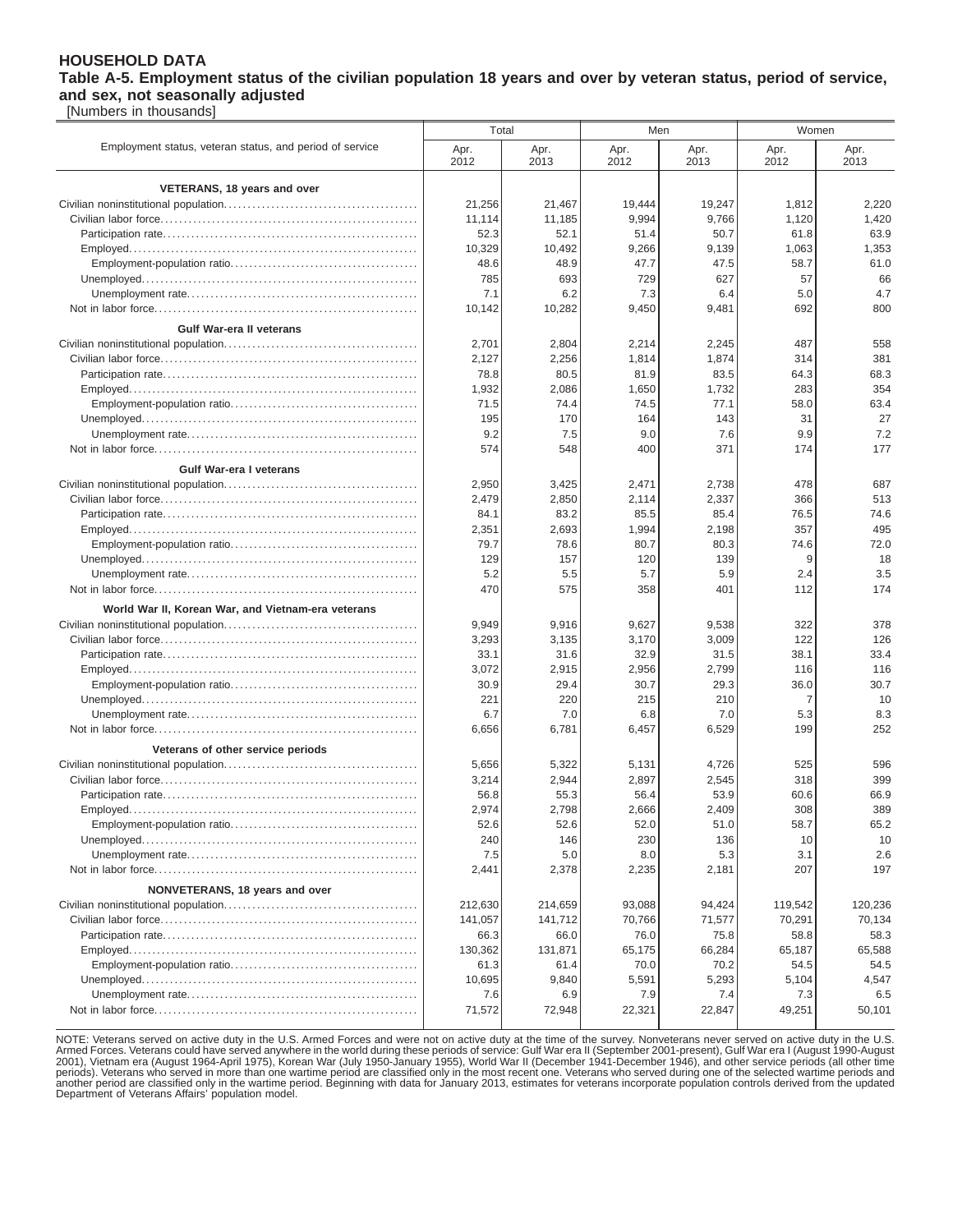# HOUSEHOLD DATA

## Table A-5. Employment status of the civilian population 18 years and over by veteran status, period of service, and sex, not seasonally adjusted

[Numbers in thousands]

| Employment status, veteran status, and period of service | Total | | Men | | Women | |
|---|---|---|---|---|---|---|
| | Apr. 2012 | Apr. 2013 | Apr. 2012 | Apr. 2013 | Apr. 2012 | Apr. 2013 |
| **VETERANS, 18 years and over** | | | | | | |
| Civilian noninstitutional population | 21,256 | 21,467 | 19,444 | 19,247 | 1,812 | 2,220 |
| Civilian labor force | 11,114 | 11,185 | 9,994 | 9,766 | 1,120 | 1,420 |
| Participation rate | 52.3 | 52.1 | 51.4 | 50.7 | 61.8 | 63.9 |
| Employed | 10,329 | 10,492 | 9,266 | 9,139 | 1,063 | 1,353 |
| Employment-population ratio | 48.6 | 48.9 | 47.7 | 47.5 | 58.7 | 61.0 |
| Unemployed | 785 | 693 | 729 | 627 | 57 | 66 |
| Unemployment rate | 7.1 | 6.2 | 7.3 | 6.4 | 5.0 | 4.7 |
| Not in labor force | 10,142 | 10,282 | 9,450 | 9,481 | 692 | 800 |
| **Gulf War-era II veterans** | | | | | | |
| Civilian noninstitutional population | 2,701 | 2,804 | 2,214 | 2,245 | 487 | 558 |
| Civilian labor force | 2,127 | 2,256 | 1,814 | 1,874 | 314 | 381 |
| Participation rate | 78.8 | 80.5 | 81.9 | 83.5 | 64.3 | 68.3 |
| Employed | 1,932 | 2,086 | 1,650 | 1,732 | 283 | 354 |
| Employment-population ratio | 71.5 | 74.4 | 74.5 | 77.1 | 58.0 | 63.4 |
| Unemployed | 195 | 170 | 164 | 143 | 31 | 27 |
| Unemployment rate | 9.2 | 7.5 | 9.0 | 7.6 | 9.9 | 7.2 |
| Not in labor force | 574 | 548 | 400 | 371 | 174 | 177 |
| **Gulf War-era I veterans** | | | | | | |
| Civilian noninstitutional population | 2,950 | 3,425 | 2,471 | 2,738 | 478 | 687 |
| Civilian labor force | 2,479 | 2,850 | 2,114 | 2,337 | 366 | 513 |
| Participation rate | 84.1 | 83.2 | 85.5 | 85.4 | 76.5 | 74.6 |
| Employed | 2,351 | 2,693 | 1,994 | 2,198 | 357 | 495 |
| Employment-population ratio | 79.7 | 78.6 | 80.7 | 80.3 | 74.6 | 72.0 |
| Unemployed | 129 | 157 | 120 | 139 | 9 | 18 |
| Unemployment rate | 5.2 | 5.5 | 5.7 | 5.9 | 2.4 | 3.5 |
| Not in labor force | 470 | 575 | 358 | 401 | 112 | 174 |
| **World War II, Korean War, and Vietnam-era veterans** | | | | | | |
| Civilian noninstitutional population | 9,949 | 9,916 | 9,627 | 9,538 | 322 | 378 |
| Civilian labor force | 3,293 | 3,135 | 3,170 | 3,009 | 122 | 126 |
| Participation rate | 33.1 | 31.6 | 32.9 | 31.5 | 38.1 | 33.4 |
| Employed | 3,072 | 2,915 | 2,956 | 2,799 | 116 | 116 |
| Employment-population ratio | 30.9 | 29.4 | 30.7 | 29.3 | 36.0 | 30.7 |
| Unemployed | 221 | 220 | 215 | 210 | 7 | 10 |
| Unemployment rate | 6.7 | 7.0 | 6.8 | 7.0 | 5.3 | 8.3 |
| Not in labor force | 6,656 | 6,781 | 6,457 | 6,529 | 199 | 252 |
| **Veterans of other service periods** | | | | | | |
| Civilian noninstitutional population | 5,656 | 5,322 | 5,131 | 4,726 | 525 | 596 |
| Civilian labor force | 3,214 | 2,944 | 2,897 | 2,545 | 318 | 399 |
| Participation rate | 56.8 | 55.3 | 56.4 | 53.9 | 60.6 | 66.9 |
| Employed | 2,974 | 2,798 | 2,666 | 2,409 | 308 | 389 |
| Employment-population ratio | 52.6 | 52.6 | 52.0 | 51.0 | 58.7 | 65.2 |
| Unemployed | 240 | 146 | 230 | 136 | 10 | 10 |
| Unemployment rate | 7.5 | 5.0 | 8.0 | 5.3 | 3.1 | 2.6 |
| Not in labor force | 2,441 | 2,378 | 2,235 | 2,181 | 207 | 197 |
| **NONVETERANS, 18 years and over** | | | | | | |
| Civilian noninstitutional population | 212,630 | 214,659 | 93,088 | 94,424 | 119,542 | 120,236 |
| Civilian labor force | 141,057 | 141,712 | 70,766 | 71,577 | 70,291 | 70,134 |
| Participation rate | 66.3 | 66.0 | 76.0 | 75.8 | 58.8 | 58.3 |
| Employed | 130,362 | 131,871 | 65,175 | 66,284 | 65,187 | 65,588 |
| Employment-population ratio | 61.3 | 61.4 | 70.0 | 70.2 | 54.5 | 54.5 |
| Unemployed | 10,695 | 9,840 | 5,591 | 5,293 | 5,104 | 4,547 |
| Unemployment rate | 7.6 | 6.9 | 7.9 | 7.4 | 7.3 | 6.5 |
| Not in labor force | 71,572 | 72,948 | 22,321 | 22,847 | 49,251 | 50,101 |

NOTE: Veterans served on active duty in the U.S. Armed Forces and were not on active duty at the time of the survey. Nonveterans never served on active duty in the U.S. Armed Forces. Veterans could have served anywhere in the world during these periods of service: Gulf War era II (September 2001-present), Gulf War era I (August 1990-August 2001), Vietnam era (August 1964-April 1975), Korean War (July 1950-January 1955), World War II (December 1941-December 1946), and other service periods (all other time periods). Veterans who served in more than one wartime period are classified only in the most recent one. Veterans who served during one of the selected wartime periods and another period are classified only in the wartime period. Beginning with data for January 2013, estimates for veterans incorporate population controls derived from the updated Department of Veterans Affairs' population model.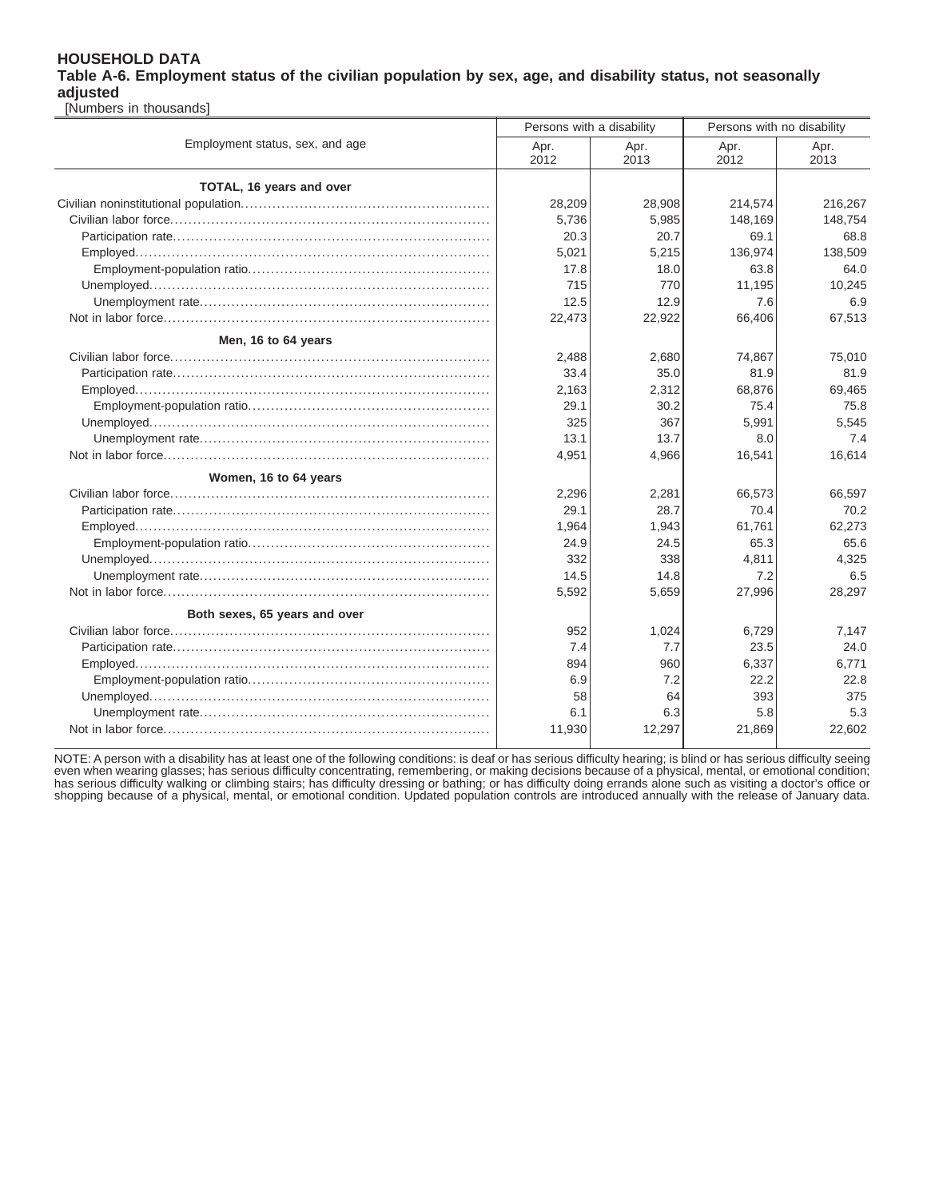**HOUSEHOLD DATA**

**Table A-6. Employment status of the civilian population by sex, age, and disability status, not seasonally adjusted**

[Numbers in thousands]

| Employment status, sex, and age | Persons with a disability | | Persons with no disability | |
|---|---|---|---|---|
| | Apr. 2012 | Apr. 2013 | Apr. 2012 | Apr. 2013 |
| **TOTAL, 16 years and over** | | | | |
| Civilian noninstitutional population | 28,209 | 28,908 | 214,574 | 216,267 |
| Civilian labor force | 5,736 | 5,985 | 148,169 | 148,754 |
| Participation rate | 20.3 | 20.7 | 69.1 | 68.8 |
| Employed | 5,021 | 5,215 | 136,974 | 138,509 |
| Employment-population ratio | 17.8 | 18.0 | 63.8 | 64.0 |
| Unemployed | 715 | 770 | 11,195 | 10,245 |
| Unemployment rate | 12.5 | 12.9 | 7.6 | 6.9 |
| Not in labor force | 22,473 | 22,922 | 66,406 | 67,513 |
| **Men, 16 to 64 years** | | | | |
| Civilian labor force | 2,488 | 2,680 | 74,867 | 75,010 |
| Participation rate | 33.4 | 35.0 | 81.9 | 81.9 |
| Employed | 2,163 | 2,312 | 68,876 | 69,465 |
| Employment-population ratio | 29.1 | 30.2 | 75.4 | 75.8 |
| Unemployed | 325 | 367 | 5,991 | 5,545 |
| Unemployment rate | 13.1 | 13.7 | 8.0 | 7.4 |
| Not in labor force | 4,951 | 4,966 | 16,541 | 16,614 |
| **Women, 16 to 64 years** | | | | |
| Civilian labor force | 2,296 | 2,281 | 66,573 | 66,597 |
| Participation rate | 29.1 | 28.7 | 70.4 | 70.2 |
| Employed | 1,964 | 1,943 | 61,761 | 62,273 |
| Employment-population ratio | 24.9 | 24.5 | 65.3 | 65.6 |
| Unemployed | 332 | 338 | 4,811 | 4,325 |
| Unemployment rate | 14.5 | 14.8 | 7.2 | 6.5 |
| Not in labor force | 5,592 | 5,659 | 27,996 | 28,297 |
| **Both sexes, 65 years and over** | | | | |
| Civilian labor force | 952 | 1,024 | 6,729 | 7,147 |
| Participation rate | 7.4 | 7.7 | 23.5 | 24.0 |
| Employed | 894 | 960 | 6,337 | 6,771 |
| Employment-population ratio | 6.9 | 7.2 | 22.2 | 22.8 |
| Unemployed | 58 | 64 | 393 | 375 |
| Unemployment rate | 6.1 | 6.3 | 5.8 | 5.3 |
| Not in labor force | 11,930 | 12,297 | 21,869 | 22,602 |

NOTE: A person with a disability has at least one of the following conditions: is deaf or has serious difficulty hearing; is blind or has serious difficulty seeing even when wearing glasses; has serious difficulty concentrating, remembering, or making decisions because of a physical, mental, or emotional condition; has serious difficulty walking or climbing stairs; has difficulty dressing or bathing; or has difficulty doing errands alone such as visiting a doctor's office or shopping because of a physical, mental, or emotional condition. Updated population controls are introduced annually with the release of January data.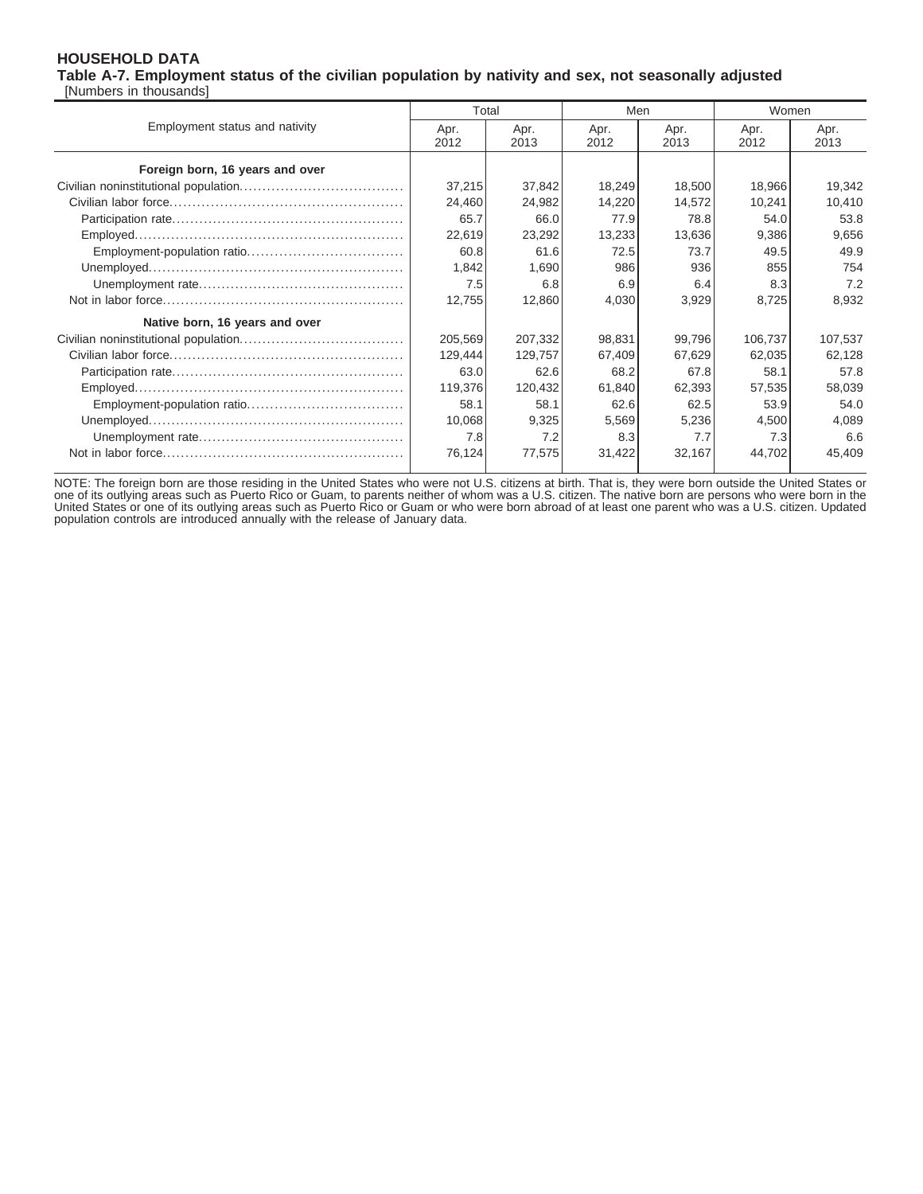**HOUSEHOLD DATA**

**Table A-7. Employment status of the civilian population by nativity and sex, not seasonally adjusted**

[Numbers in thousands]

| Employment status and nativity | Total | | Men | | Women | |
|---|---|---|---|---|---|---|
| | Apr. 2012 | Apr. 2013 | Apr. 2012 | Apr. 2013 | Apr. 2012 | Apr. 2013 |
| **Foreign born, 16 years and over** | | | | | | |
| Civilian noninstitutional population | 37,215 | 37,842 | 18,249 | 18,500 | 18,966 | 19,342 |
| Civilian labor force | 24,460 | 24,982 | 14,220 | 14,572 | 10,241 | 10,410 |
| Participation rate | 65.7 | 66.0 | 77.9 | 78.8 | 54.0 | 53.8 |
| Employed | 22,619 | 23,292 | 13,233 | 13,636 | 9,386 | 9,656 |
| Employment-population ratio | 60.8 | 61.6 | 72.5 | 73.7 | 49.5 | 49.9 |
| Unemployed | 1,842 | 1,690 | 986 | 936 | 855 | 754 |
| Unemployment rate | 7.5 | 6.8 | 6.9 | 6.4 | 8.3 | 7.2 |
| Not in labor force | 12,755 | 12,860 | 4,030 | 3,929 | 8,725 | 8,932 |
| **Native born, 16 years and over** | | | | | | |
| Civilian noninstitutional population | 205,569 | 207,332 | 98,831 | 99,796 | 106,737 | 107,537 |
| Civilian labor force | 129,444 | 129,757 | 67,409 | 67,629 | 62,035 | 62,128 |
| Participation rate | 63.0 | 62.6 | 68.2 | 67.8 | 58.1 | 57.8 |
| Employed | 119,376 | 120,432 | 61,840 | 62,393 | 57,535 | 58,039 |
| Employment-population ratio | 58.1 | 58.1 | 62.6 | 62.5 | 53.9 | 54.0 |
| Unemployed | 10,068 | 9,325 | 5,569 | 5,236 | 4,500 | 4,089 |
| Unemployment rate | 7.8 | 7.2 | 8.3 | 7.7 | 7.3 | 6.6 |
| Not in labor force | 76,124 | 77,575 | 31,422 | 32,167 | 44,702 | 45,409 |

NOTE: The foreign born are those residing in the United States who were not U.S. citizens at birth. That is, they were born outside the United States or one of its outlying areas such as Puerto Rico or Guam, to parents neither of whom was a U.S. citizen. The native born are persons who were born in the United States or one of its outlying areas such as Puerto Rico or Guam or who were born abroad of at least one parent who was a U.S. citizen. Updated population controls are introduced annually with the release of January data.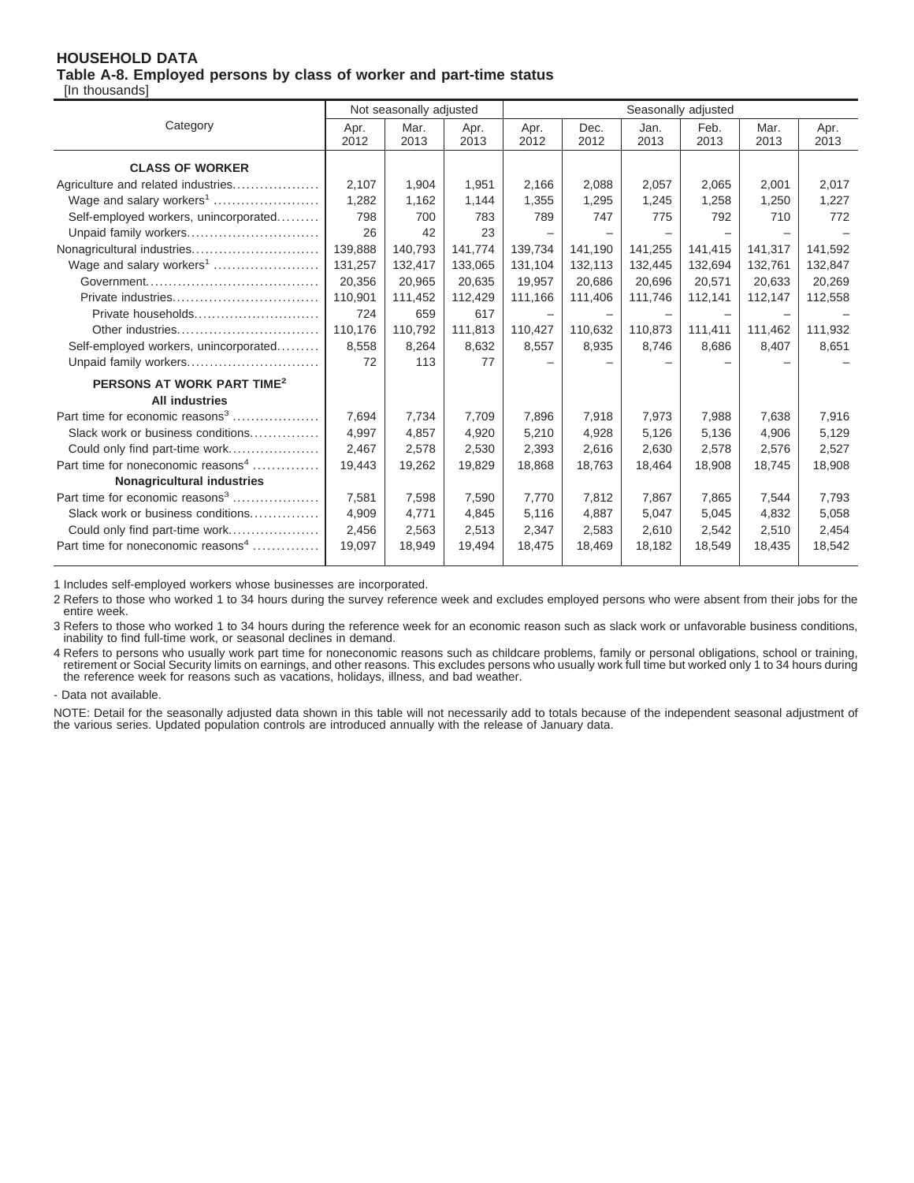**HOUSEHOLD DATA**
**Table A-8. Employed persons by class of worker and part-time status**
[In thousands]

| Category | Not seasonally adjusted | | | Seasonally adjusted | | | | | |
|---|---|---|---|---|---|---|---|---|---|
| | Apr. 2012 | Mar. 2013 | Apr. 2013 | Apr. 2012 | Dec. 2012 | Jan. 2013 | Feb. 2013 | Mar. 2013 | Apr. 2013 |
| **CLASS OF WORKER** | | | | | | | | | |
| Agriculture and related industries | 2,107 | 1,904 | 1,951 | 2,166 | 2,088 | 2,057 | 2,065 | 2,001 | 2,017 |
| Wage and salary workers[1] | 1,282 | 1,162 | 1,144 | 1,355 | 1,295 | 1,245 | 1,258 | 1,250 | 1,227 |
| Self-employed workers, unincorporated | 798 | 700 | 783 | 789 | 747 | 775 | 792 | 710 | 772 |
| Unpaid family workers | 26 | 42 | 23 | – | – | – | – | – | – |
| Nonagricultural industries | 139,888 | 140,793 | 141,774 | 139,734 | 141,190 | 141,255 | 141,415 | 141,317 | 141,592 |
| Wage and salary workers[1] | 131,257 | 132,417 | 133,065 | 131,104 | 132,113 | 132,445 | 132,694 | 132,761 | 132,847 |
| Government | 20,356 | 20,965 | 20,635 | 19,957 | 20,686 | 20,696 | 20,571 | 20,633 | 20,269 |
| Private industries | 110,901 | 111,452 | 112,429 | 111,166 | 111,406 | 111,746 | 112,141 | 112,147 | 112,558 |
| Private households | 724 | 659 | 617 | – | – | – | – | – | – |
| Other industries | 110,176 | 110,792 | 111,813 | 110,427 | 110,632 | 110,873 | 111,411 | 111,462 | 111,932 |
| Self-employed workers, unincorporated | 8,558 | 8,264 | 8,632 | 8,557 | 8,935 | 8,746 | 8,686 | 8,407 | 8,651 |
| Unpaid family workers | 72 | 113 | 77 | – | – | – | – | – | – |
| **PERSONS AT WORK PART TIME[2]** | | | | | | | | | |
| **All industries** | | | | | | | | | |
| Part time for economic reasons[3] | 7,694 | 7,734 | 7,709 | 7,896 | 7,918 | 7,973 | 7,988 | 7,638 | 7,916 |
| Slack work or business conditions | 4,997 | 4,857 | 4,920 | 5,210 | 4,928 | 5,126 | 5,136 | 4,906 | 5,129 |
| Could only find part-time work | 2,467 | 2,578 | 2,530 | 2,393 | 2,616 | 2,630 | 2,578 | 2,576 | 2,527 |
| Part time for noneconomic reasons[4] | 19,443 | 19,262 | 19,829 | 18,868 | 18,763 | 18,464 | 18,908 | 18,745 | 18,908 |
| **Nonagricultural industries** | | | | | | | | | |
| Part time for economic reasons[3] | 7,581 | 7,598 | 7,590 | 7,770 | 7,812 | 7,867 | 7,865 | 7,544 | 7,793 |
| Slack work or business conditions | 4,909 | 4,771 | 4,845 | 5,116 | 4,887 | 5,047 | 5,045 | 4,832 | 5,058 |
| Could only find part-time work | 2,456 | 2,563 | 2,513 | 2,347 | 2,583 | 2,610 | 2,542 | 2,510 | 2,454 |
| Part time for noneconomic reasons[4] | 19,097 | 18,949 | 19,494 | 18,475 | 18,469 | 18,182 | 18,549 | 18,435 | 18,542 |

1 Includes self-employed workers whose businesses are incorporated.

2 Refers to those who worked 1 to 34 hours during the survey reference week and excludes employed persons who were absent from their jobs for the entire week.

3 Refers to those who worked 1 to 34 hours during the reference week for an economic reason such as slack work or unfavorable business conditions, inability to find full-time work, or seasonal declines in demand.

4 Refers to persons who usually work part time for noneconomic reasons such as childcare problems, family or personal obligations, school or training, retirement or Social Security limits on earnings, and other reasons. This excludes persons who usually work full time but worked only 1 to 34 hours during the reference week for reasons such as vacations, holidays, illness, and bad weather.

- Data not available.

NOTE: Detail for the seasonally adjusted data shown in this table will not necessarily add to totals because of the independent seasonal adjustment of the various series. Updated population controls are introduced annually with the release of January data.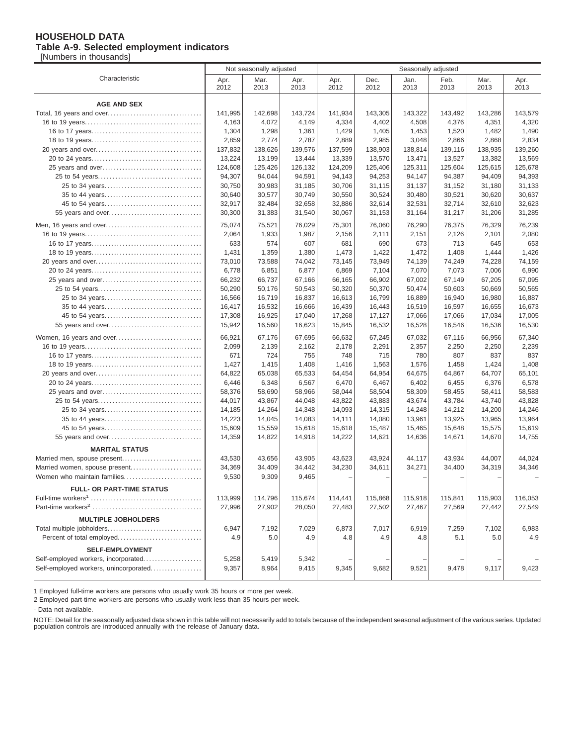# HOUSEHOLD DATA
## Table A-9. Selected employment indicators

[Numbers in thousands]

| Characteristic | Not seasonally adjusted | | | Seasonally adjusted | | | | | |
|---|---|---|---|---|---|---|---|---|---|
| | Apr. 2012 | Mar. 2013 | Apr. 2013 | Apr. 2012 | Dec. 2012 | Jan. 2013 | Feb. 2013 | Mar. 2013 | Apr. 2013 |
| **AGE AND SEX** | | | | | | | | | |
| Total, 16 years and over | 141,995 | 142,698 | 143,724 | 141,934 | 143,305 | 143,322 | 143,492 | 143,286 | 143,579 |
| 16 to 19 years | 4,163 | 4,072 | 4,149 | 4,334 | 4,402 | 4,508 | 4,376 | 4,351 | 4,320 |
| 16 to 17 years | 1,304 | 1,298 | 1,361 | 1,429 | 1,405 | 1,453 | 1,520 | 1,482 | 1,490 |
| 18 to 19 years | 2,859 | 2,774 | 2,787 | 2,889 | 2,985 | 3,048 | 2,866 | 2,868 | 2,834 |
| 20 years and over | 137,832 | 138,626 | 139,576 | 137,599 | 138,903 | 138,814 | 139,116 | 138,935 | 139,260 |
| 20 to 24 years | 13,224 | 13,199 | 13,444 | 13,339 | 13,570 | 13,471 | 13,527 | 13,382 | 13,569 |
| 25 years and over | 124,608 | 125,426 | 126,132 | 124,209 | 125,406 | 125,311 | 125,604 | 125,615 | 125,678 |
| 25 to 54 years | 94,307 | 94,044 | 94,591 | 94,143 | 94,253 | 94,147 | 94,387 | 94,409 | 94,393 |
| 25 to 34 years | 30,750 | 30,983 | 31,185 | 30,706 | 31,115 | 31,137 | 31,152 | 31,180 | 31,133 |
| 35 to 44 years | 30,640 | 30,577 | 30,749 | 30,550 | 30,524 | 30,480 | 30,521 | 30,620 | 30,637 |
| 45 to 54 years | 32,917 | 32,484 | 32,658 | 32,886 | 32,614 | 32,531 | 32,714 | 32,610 | 32,623 |
| 55 years and over | 30,300 | 31,383 | 31,540 | 30,067 | 31,153 | 31,164 | 31,217 | 31,206 | 31,285 |
| Men, 16 years and over | 75,074 | 75,521 | 76,029 | 75,301 | 76,060 | 76,290 | 76,375 | 76,329 | 76,239 |
| 16 to 19 years | 2,064 | 1,933 | 1,987 | 2,156 | 2,111 | 2,151 | 2,126 | 2,101 | 2,080 |
| 16 to 17 years | 633 | 574 | 607 | 681 | 690 | 673 | 713 | 645 | 653 |
| 18 to 19 years | 1,431 | 1,359 | 1,380 | 1,473 | 1,422 | 1,472 | 1,408 | 1,444 | 1,426 |
| 20 years and over | 73,010 | 73,588 | 74,042 | 73,145 | 73,949 | 74,139 | 74,249 | 74,228 | 74,159 |
| 20 to 24 years | 6,778 | 6,851 | 6,877 | 6,869 | 7,104 | 7,070 | 7,073 | 7,006 | 6,990 |
| 25 years and over | 66,232 | 66,737 | 67,166 | 66,165 | 66,902 | 67,002 | 67,149 | 67,205 | 67,095 |
| 25 to 54 years | 50,290 | 50,176 | 50,543 | 50,320 | 50,370 | 50,474 | 50,603 | 50,669 | 50,565 |
| 25 to 34 years | 16,566 | 16,719 | 16,837 | 16,613 | 16,799 | 16,889 | 16,940 | 16,980 | 16,887 |
| 35 to 44 years | 16,417 | 16,532 | 16,666 | 16,439 | 16,443 | 16,519 | 16,597 | 16,655 | 16,673 |
| 45 to 54 years | 17,308 | 16,925 | 17,040 | 17,268 | 17,127 | 17,066 | 17,066 | 17,034 | 17,005 |
| 55 years and over | 15,942 | 16,560 | 16,623 | 15,845 | 16,532 | 16,528 | 16,546 | 16,536 | 16,530 |
| Women, 16 years and over | 66,921 | 67,176 | 67,695 | 66,632 | 67,245 | 67,032 | 67,116 | 66,956 | 67,340 |
| 16 to 19 years | 2,099 | 2,139 | 2,162 | 2,178 | 2,291 | 2,357 | 2,250 | 2,250 | 2,239 |
| 16 to 17 years | 671 | 724 | 755 | 748 | 715 | 780 | 807 | 837 | 837 |
| 18 to 19 years | 1,427 | 1,415 | 1,408 | 1,416 | 1,563 | 1,576 | 1,458 | 1,424 | 1,408 |
| 20 years and over | 64,822 | 65,038 | 65,533 | 64,454 | 64,954 | 64,675 | 64,867 | 64,707 | 65,101 |
| 20 to 24 years | 6,446 | 6,348 | 6,567 | 6,470 | 6,467 | 6,402 | 6,455 | 6,376 | 6,578 |
| 25 years and over | 58,376 | 58,690 | 58,966 | 58,044 | 58,504 | 58,309 | 58,455 | 58,411 | 58,583 |
| 25 to 54 years | 44,017 | 43,867 | 44,048 | 43,822 | 43,883 | 43,674 | 43,784 | 43,740 | 43,828 |
| 25 to 34 years | 14,185 | 14,264 | 14,348 | 14,093 | 14,315 | 14,248 | 14,212 | 14,200 | 14,246 |
| 35 to 44 years | 14,223 | 14,045 | 14,083 | 14,111 | 14,080 | 13,961 | 13,925 | 13,965 | 13,964 |
| 45 to 54 years | 15,609 | 15,559 | 15,618 | 15,618 | 15,487 | 15,465 | 15,648 | 15,575 | 15,619 |
| 55 years and over | 14,359 | 14,822 | 14,918 | 14,222 | 14,621 | 14,636 | 14,671 | 14,670 | 14,755 |
| **MARITAL STATUS** | | | | | | | | | |
| Married men, spouse present | 43,530 | 43,656 | 43,905 | 43,623 | 43,924 | 44,117 | 43,934 | 44,007 | 44,024 |
| Married women, spouse present | 34,369 | 34,409 | 34,442 | 34,230 | 34,611 | 34,271 | 34,400 | 34,319 | 34,346 |
| Women who maintain families | 9,530 | 9,309 | 9,465 | – | – | – | – | – | – |
| **FULL- OR PART-TIME STATUS** | | | | | | | | | |
| Full-time workers[1] | 113,999 | 114,796 | 115,674 | 114,441 | 115,868 | 115,918 | 115,841 | 115,903 | 116,053 |
| Part-time workers[2] | 27,996 | 27,902 | 28,050 | 27,483 | 27,502 | 27,467 | 27,569 | 27,442 | 27,549 |
| **MULTIPLE JOBHOLDERS** | | | | | | | | | |
| Total multiple jobholders | 6,947 | 7,192 | 7,029 | 6,873 | 7,017 | 6,919 | 7,259 | 7,102 | 6,983 |
| Percent of total employed | 4.9 | 5.0 | 4.9 | 4.8 | 4.9 | 4.8 | 5.1 | 5.0 | 4.9 |
| **SELF-EMPLOYMENT** | | | | | | | | | |
| Self-employed workers, incorporated | 5,258 | 5,419 | 5,342 | – | – | – | – | – | – |
| Self-employed workers, unincorporated | 9,357 | 8,964 | 9,415 | 9,345 | 9,682 | 9,521 | 9,478 | 9,117 | 9,423 |

1 Employed full-time workers are persons who usually work 35 hours or more per week.

2 Employed part-time workers are persons who usually work less than 35 hours per week.

- Data not available.

NOTE: Detail for the seasonally adjusted data shown in this table will not necessarily add to totals because of the independent seasonal adjustment of the various series. Updated population controls are introduced annually with the release of January data.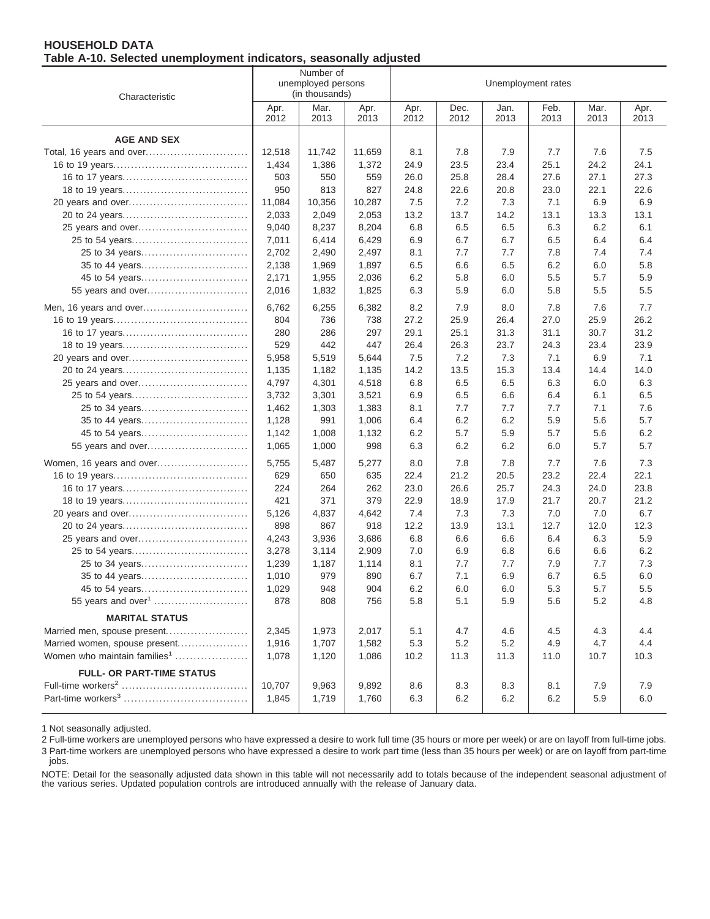**HOUSEHOLD DATA**
**Table A-10. Selected unemployment indicators, seasonally adjusted**

| Characteristic | Number of unemployed persons (in thousands) | | | Unemployment rates | | | | | |
|---|---|---|---|---|---|---|---|---|---|
| | Apr. 2012 | Mar. 2013 | Apr. 2013 | Apr. 2012 | Dec. 2012 | Jan. 2013 | Feb. 2013 | Mar. 2013 | Apr. 2013 |
| **AGE AND SEX** | | | | | | | | | |
| Total, 16 years and over | 12,518 | 11,742 | 11,659 | 8.1 | 7.8 | 7.9 | 7.7 | 7.6 | 7.5 |
| 16 to 19 years | 1,434 | 1,386 | 1,372 | 24.9 | 23.5 | 23.4 | 25.1 | 24.2 | 24.1 |
| 16 to 17 years | 503 | 550 | 559 | 26.0 | 25.8 | 28.4 | 27.6 | 27.1 | 27.3 |
| 18 to 19 years | 950 | 813 | 827 | 24.8 | 22.6 | 20.8 | 23.0 | 22.1 | 22.6 |
| 20 years and over | 11,084 | 10,356 | 10,287 | 7.5 | 7.2 | 7.3 | 7.1 | 6.9 | 6.9 |
| 20 to 24 years | 2,033 | 2,049 | 2,053 | 13.2 | 13.7 | 14.2 | 13.1 | 13.3 | 13.1 |
| 25 years and over | 9,040 | 8,237 | 8,204 | 6.8 | 6.5 | 6.5 | 6.3 | 6.2 | 6.1 |
| 25 to 54 years | 7,011 | 6,414 | 6,429 | 6.9 | 6.7 | 6.7 | 6.5 | 6.4 | 6.4 |
| 25 to 34 years | 2,702 | 2,490 | 2,497 | 8.1 | 7.7 | 7.7 | 7.8 | 7.4 | 7.4 |
| 35 to 44 years | 2,138 | 1,969 | 1,897 | 6.5 | 6.6 | 6.5 | 6.2 | 6.0 | 5.8 |
| 45 to 54 years | 2,171 | 1,955 | 2,036 | 6.2 | 5.8 | 6.0 | 5.5 | 5.7 | 5.9 |
| 55 years and over | 2,016 | 1,832 | 1,825 | 6.3 | 5.9 | 6.0 | 5.8 | 5.5 | 5.5 |
| Men, 16 years and over | 6,762 | 6,255 | 6,382 | 8.2 | 7.9 | 8.0 | 7.8 | 7.6 | 7.7 |
| 16 to 19 years | 804 | 736 | 738 | 27.2 | 25.9 | 26.4 | 27.0 | 25.9 | 26.2 |
| 16 to 17 years | 280 | 286 | 297 | 29.1 | 25.1 | 31.3 | 31.1 | 30.7 | 31.2 |
| 18 to 19 years | 529 | 442 | 447 | 26.4 | 26.3 | 23.7 | 24.3 | 23.4 | 23.9 |
| 20 years and over | 5,958 | 5,519 | 5,644 | 7.5 | 7.2 | 7.3 | 7.1 | 6.9 | 7.1 |
| 20 to 24 years | 1,135 | 1,182 | 1,135 | 14.2 | 13.5 | 15.3 | 13.4 | 14.4 | 14.0 |
| 25 years and over | 4,797 | 4,301 | 4,518 | 6.8 | 6.5 | 6.5 | 6.3 | 6.0 | 6.3 |
| 25 to 54 years | 3,732 | 3,301 | 3,521 | 6.9 | 6.5 | 6.6 | 6.4 | 6.1 | 6.5 |
| 25 to 34 years | 1,462 | 1,303 | 1,383 | 8.1 | 7.7 | 7.7 | 7.7 | 7.1 | 7.6 |
| 35 to 44 years | 1,128 | 991 | 1,006 | 6.4 | 6.2 | 6.2 | 5.9 | 5.6 | 5.7 |
| 45 to 54 years | 1,142 | 1,008 | 1,132 | 6.2 | 5.7 | 5.9 | 5.7 | 5.6 | 6.2 |
| 55 years and over | 1,065 | 1,000 | 998 | 6.3 | 6.2 | 6.2 | 6.0 | 5.7 | 5.7 |
| Women, 16 years and over | 5,755 | 5,487 | 5,277 | 8.0 | 7.8 | 7.8 | 7.7 | 7.6 | 7.3 |
| 16 to 19 years | 629 | 650 | 635 | 22.4 | 21.2 | 20.5 | 23.2 | 22.4 | 22.1 |
| 16 to 17 years | 224 | 264 | 262 | 23.0 | 26.6 | 25.7 | 24.3 | 24.0 | 23.8 |
| 18 to 19 years | 421 | 371 | 379 | 22.9 | 18.9 | 17.9 | 21.7 | 20.7 | 21.2 |
| 20 years and over | 5,126 | 4,837 | 4,642 | 7.4 | 7.3 | 7.3 | 7.0 | 7.0 | 6.7 |
| 20 to 24 years | 898 | 867 | 918 | 12.2 | 13.9 | 13.1 | 12.7 | 12.0 | 12.3 |
| 25 years and over | 4,243 | 3,936 | 3,686 | 6.8 | 6.6 | 6.6 | 6.4 | 6.3 | 5.9 |
| 25 to 54 years | 3,278 | 3,114 | 2,909 | 7.0 | 6.9 | 6.8 | 6.6 | 6.6 | 6.2 |
| 25 to 34 years | 1,239 | 1,187 | 1,114 | 8.1 | 7.7 | 7.7 | 7.9 | 7.7 | 7.3 |
| 35 to 44 years | 1,010 | 979 | 890 | 6.7 | 7.1 | 6.9 | 6.7 | 6.5 | 6.0 |
| 45 to 54 years | 1,029 | 948 | 904 | 6.2 | 6.0 | 6.0 | 5.3 | 5.7 | 5.5 |
| 55 years and over[1] | 878 | 808 | 756 | 5.8 | 5.1 | 5.9 | 5.6 | 5.2 | 4.8 |
| **MARITAL STATUS** | | | | | | | | | |
| Married men, spouse present | 2,345 | 1,973 | 2,017 | 5.1 | 4.7 | 4.6 | 4.5 | 4.3 | 4.4 |
| Married women, spouse present | 1,916 | 1,707 | 1,582 | 5.3 | 5.2 | 5.2 | 4.9 | 4.7 | 4.4 |
| Women who maintain families[1] | 1,078 | 1,120 | 1,086 | 10.2 | 11.3 | 11.3 | 11.0 | 10.7 | 10.3 |
| **FULL- OR PART-TIME STATUS** | | | | | | | | | |
| Full-time workers[2] | 10,707 | 9,963 | 9,892 | 8.6 | 8.3 | 8.3 | 8.1 | 7.9 | 7.9 |
| Part-time workers[3] | 1,845 | 1,719 | 1,760 | 6.3 | 6.2 | 6.2 | 6.2 | 5.9 | 6.0 |

1 Not seasonally adjusted.

2 Full-time workers are unemployed persons who have expressed a desire to work full time (35 hours or more per week) or are on layoff from full-time jobs.

3 Part-time workers are unemployed persons who have expressed a desire to work part time (less than 35 hours per week) or are on layoff from part-time jobs.

NOTE: Detail for the seasonally adjusted data shown in this table will not necessarily add to totals because of the independent seasonal adjustment of the various series. Updated population controls are introduced annually with the release of January data.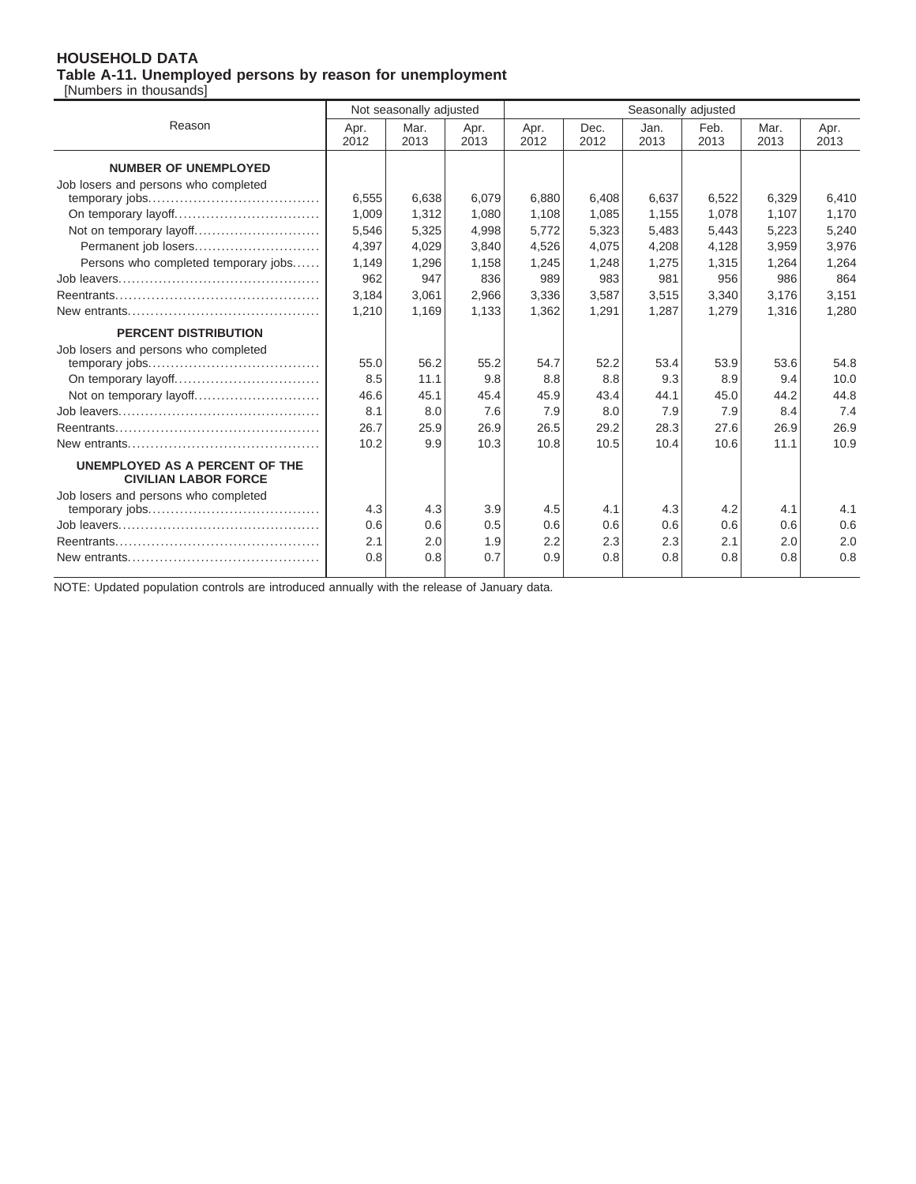**HOUSEHOLD DATA**
**Table A-11. Unemployed persons by reason for unemployment**
[Numbers in thousands]

| Reason | Not seasonally adjusted | | | Seasonally adjusted | | | | | |
|---|---|---|---|---|---|---|---|---|---|
| | Apr. 2012 | Mar. 2013 | Apr. 2013 | Apr. 2012 | Dec. 2012 | Jan. 2013 | Feb. 2013 | Mar. 2013 | Apr. 2013 |
| **NUMBER OF UNEMPLOYED** | | | | | | | | | |
| Job losers and persons who completed temporary jobs | 6,555 | 6,638 | 6,079 | 6,880 | 6,408 | 6,637 | 6,522 | 6,329 | 6,410 |
| On temporary layoff | 1,009 | 1,312 | 1,080 | 1,108 | 1,085 | 1,155 | 1,078 | 1,107 | 1,170 |
| Not on temporary layoff | 5,546 | 5,325 | 4,998 | 5,772 | 5,323 | 5,483 | 5,443 | 5,223 | 5,240 |
| Permanent job losers | 4,397 | 4,029 | 3,840 | 4,526 | 4,075 | 4,208 | 4,128 | 3,959 | 3,976 |
| Persons who completed temporary jobs | 1,149 | 1,296 | 1,158 | 1,245 | 1,248 | 1,275 | 1,315 | 1,264 | 1,264 |
| Job leavers | 962 | 947 | 836 | 989 | 983 | 981 | 956 | 986 | 864 |
| Reentrants | 3,184 | 3,061 | 2,966 | 3,336 | 3,587 | 3,515 | 3,340 | 3,176 | 3,151 |
| New entrants | 1,210 | 1,169 | 1,133 | 1,362 | 1,291 | 1,287 | 1,279 | 1,316 | 1,280 |
| **PERCENT DISTRIBUTION** | | | | | | | | | |
| Job losers and persons who completed temporary jobs | 55.0 | 56.2 | 55.2 | 54.7 | 52.2 | 53.4 | 53.9 | 53.6 | 54.8 |
| On temporary layoff | 8.5 | 11.1 | 9.8 | 8.8 | 8.8 | 9.3 | 8.9 | 9.4 | 10.0 |
| Not on temporary layoff | 46.6 | 45.1 | 45.4 | 45.9 | 43.4 | 44.1 | 45.0 | 44.2 | 44.8 |
| Job leavers | 8.1 | 8.0 | 7.6 | 7.9 | 8.0 | 7.9 | 7.9 | 8.4 | 7.4 |
| Reentrants | 26.7 | 25.9 | 26.9 | 26.5 | 29.2 | 28.3 | 27.6 | 26.9 | 26.9 |
| New entrants | 10.2 | 9.9 | 10.3 | 10.8 | 10.5 | 10.4 | 10.6 | 11.1 | 10.9 |
| **UNEMPLOYED AS A PERCENT OF THE CIVILIAN LABOR FORCE** | | | | | | | | | |
| Job losers and persons who completed temporary jobs | 4.3 | 4.3 | 3.9 | 4.5 | 4.1 | 4.3 | 4.2 | 4.1 | 4.1 |
| Job leavers | 0.6 | 0.6 | 0.5 | 0.6 | 0.6 | 0.6 | 0.6 | 0.6 | 0.6 |
| Reentrants | 2.1 | 2.0 | 1.9 | 2.2 | 2.3 | 2.3 | 2.1 | 2.0 | 2.0 |
| New entrants | 0.8 | 0.8 | 0.7 | 0.9 | 0.8 | 0.8 | 0.8 | 0.8 | 0.8 |

NOTE: Updated population controls are introduced annually with the release of January data.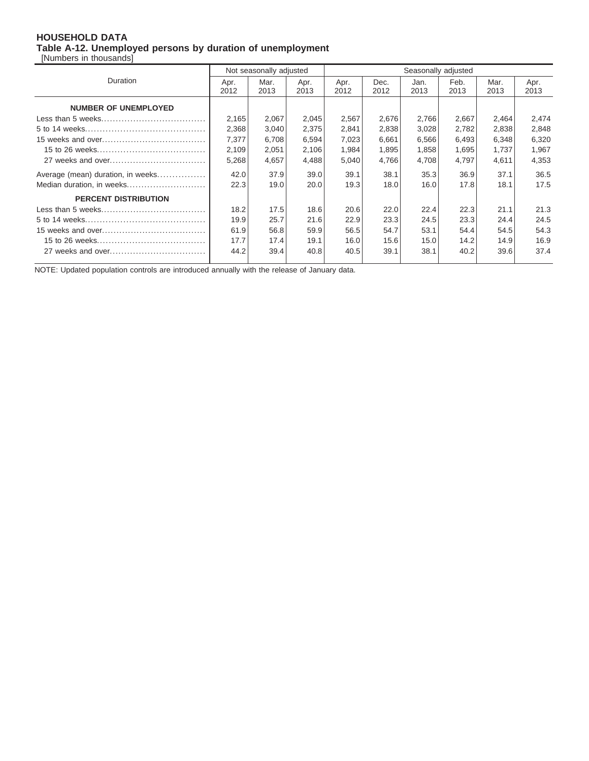**HOUSEHOLD DATA**

**Table A-12. Unemployed persons by duration of unemployment**

[Numbers in thousands]

| Duration | Not seasonally adjusted | | | Seasonally adjusted | | | | | |
|---|---|---|---|---|---|---|---|---|---|
| | Apr. 2012 | Mar. 2013 | Apr. 2013 | Apr. 2012 | Dec. 2012 | Jan. 2013 | Feb. 2013 | Mar. 2013 | Apr. 2013 |
| **NUMBER OF UNEMPLOYED** | | | | | | | | | |
| Less than 5 weeks | 2,165 | 2,067 | 2,045 | 2,567 | 2,676 | 2,766 | 2,667 | 2,464 | 2,474 |
| 5 to 14 weeks | 2,368 | 3,040 | 2,375 | 2,841 | 2,838 | 3,028 | 2,782 | 2,838 | 2,848 |
| 15 weeks and over | 7,377 | 6,708 | 6,594 | 7,023 | 6,661 | 6,566 | 6,493 | 6,348 | 6,320 |
| 15 to 26 weeks | 2,109 | 2,051 | 2,106 | 1,984 | 1,895 | 1,858 | 1,695 | 1,737 | 1,967 |
| 27 weeks and over | 5,268 | 4,657 | 4,488 | 5,040 | 4,766 | 4,708 | 4,797 | 4,611 | 4,353 |
| Average (mean) duration, in weeks | 42.0 | 37.9 | 39.0 | 39.1 | 38.1 | 35.3 | 36.9 | 37.1 | 36.5 |
| Median duration, in weeks | 22.3 | 19.0 | 20.0 | 19.3 | 18.0 | 16.0 | 17.8 | 18.1 | 17.5 |
| **PERCENT DISTRIBUTION** | | | | | | | | | |
| Less than 5 weeks | 18.2 | 17.5 | 18.6 | 20.6 | 22.0 | 22.4 | 22.3 | 21.1 | 21.3 |
| 5 to 14 weeks | 19.9 | 25.7 | 21.6 | 22.9 | 23.3 | 24.5 | 23.3 | 24.4 | 24.5 |
| 15 weeks and over | 61.9 | 56.8 | 59.9 | 56.5 | 54.7 | 53.1 | 54.4 | 54.5 | 54.3 |
| 15 to 26 weeks | 17.7 | 17.4 | 19.1 | 16.0 | 15.6 | 15.0 | 14.2 | 14.9 | 16.9 |
| 27 weeks and over | 44.2 | 39.4 | 40.8 | 40.5 | 39.1 | 38.1 | 40.2 | 39.6 | 37.4 |

NOTE: Updated population controls are introduced annually with the release of January data.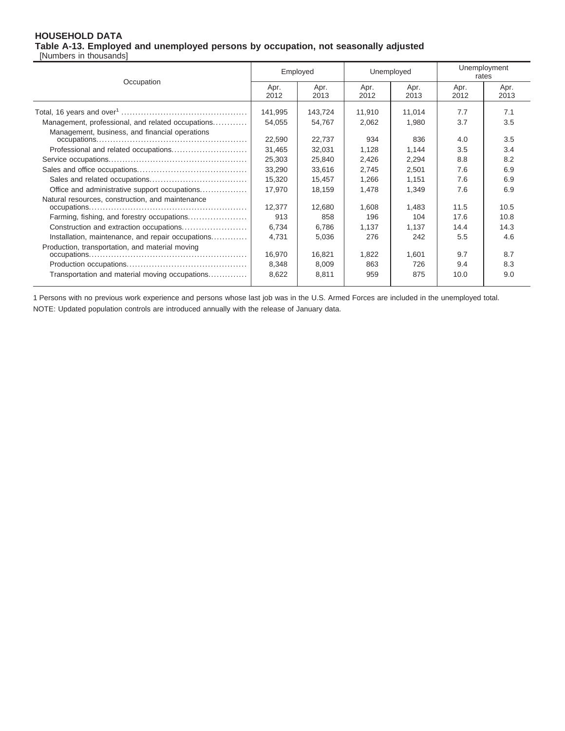**HOUSEHOLD DATA**

**Table A-13. Employed and unemployed persons by occupation, not seasonally adjusted**

[Numbers in thousands]

| Occupation | Employed | | Unemployed | | Unemployment rates | |
|---|---|---|---|---|---|---|
| | Apr. 2012 | Apr. 2013 | Apr. 2012 | Apr. 2013 | Apr. 2012 | Apr. 2013 |
| Total, 16 years and over[1] | 141,995 | 143,724 | 11,910 | 11,014 | 7.7 | 7.1 |
| Management, professional, and related occupations | 54,055 | 54,767 | 2,062 | 1,980 | 3.7 | 3.5 |
| Management, business, and financial operations occupations | 22,590 | 22,737 | 934 | 836 | 4.0 | 3.5 |
| Professional and related occupations | 31,465 | 32,031 | 1,128 | 1,144 | 3.5 | 3.4 |
| Service occupations | 25,303 | 25,840 | 2,426 | 2,294 | 8.8 | 8.2 |
| Sales and office occupations | 33,290 | 33,616 | 2,745 | 2,501 | 7.6 | 6.9 |
| Sales and related occupations | 15,320 | 15,457 | 1,266 | 1,151 | 7.6 | 6.9 |
| Office and administrative support occupations | 17,970 | 18,159 | 1,478 | 1,349 | 7.6 | 6.9 |
| Natural resources, construction, and maintenance occupations | 12,377 | 12,680 | 1,608 | 1,483 | 11.5 | 10.5 |
| Farming, fishing, and forestry occupations | 913 | 858 | 196 | 104 | 17.6 | 10.8 |
| Construction and extraction occupations | 6,734 | 6,786 | 1,137 | 1,137 | 14.4 | 14.3 |
| Installation, maintenance, and repair occupations | 4,731 | 5,036 | 276 | 242 | 5.5 | 4.6 |
| Production, transportation, and material moving occupations | 16,970 | 16,821 | 1,822 | 1,601 | 9.7 | 8.7 |
| Production occupations | 8,348 | 8,009 | 863 | 726 | 9.4 | 8.3 |
| Transportation and material moving occupations | 8,622 | 8,811 | 959 | 875 | 10.0 | 9.0 |

1 Persons with no previous work experience and persons whose last job was in the U.S. Armed Forces are included in the unemployed total.

NOTE: Updated population controls are introduced annually with the release of January data.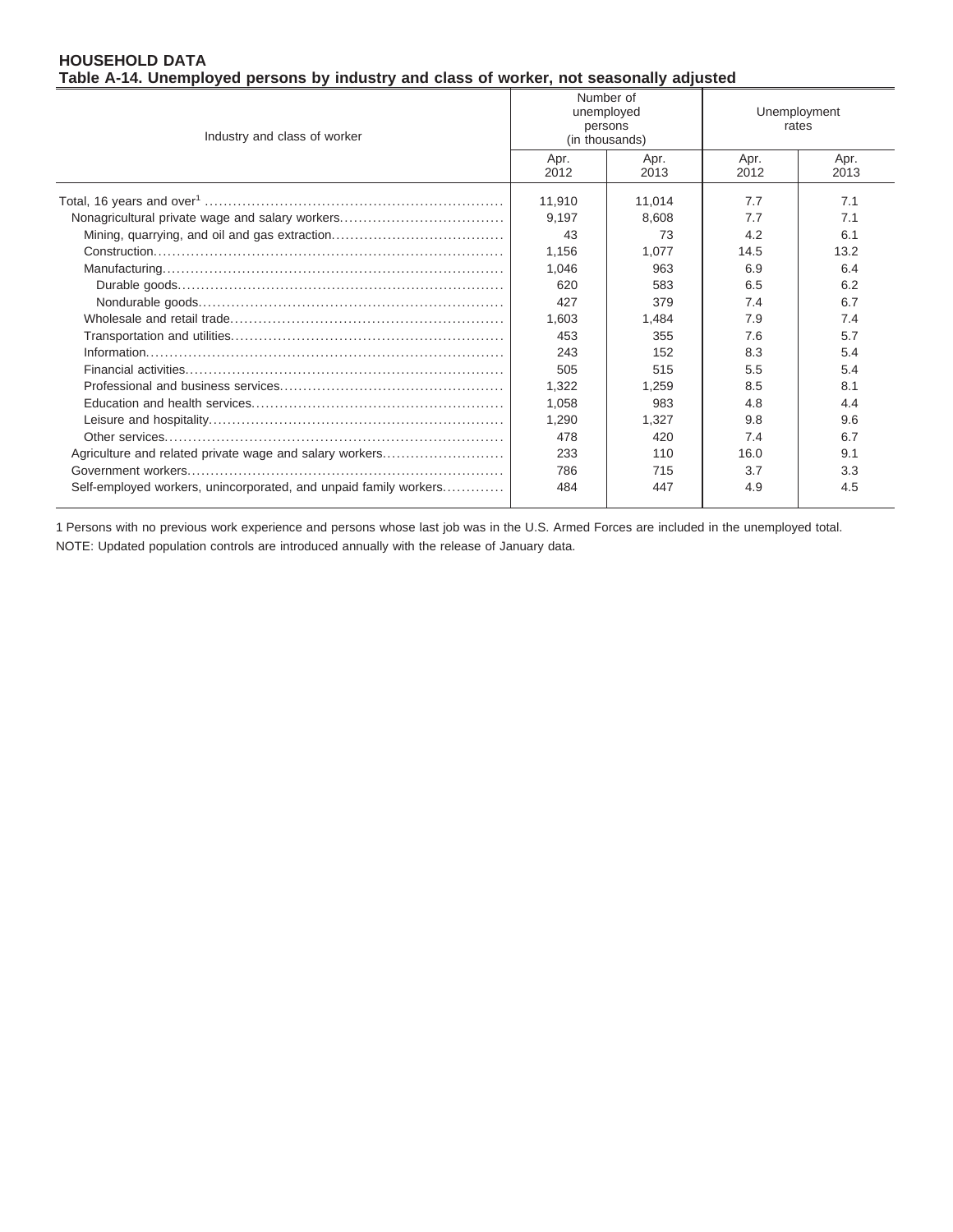**HOUSEHOLD DATA**
**Table A-14. Unemployed persons by industry and class of worker, not seasonally adjusted**

| Industry and class of worker | Number of unemployed persons (in thousands) | | Unemployment rates | |
|---|---|---|---|---|
| | Apr. 2012 | Apr. 2013 | Apr. 2012 | Apr. 2013 |
| Total, 16 years and over[1] | 11,910 | 11,014 | 7.7 | 7.1 |
| Nonagricultural private wage and salary workers | 9,197 | 8,608 | 7.7 | 7.1 |
| Mining, quarrying, and oil and gas extraction | 43 | 73 | 4.2 | 6.1 |
| Construction | 1,156 | 1,077 | 14.5 | 13.2 |
| Manufacturing | 1,046 | 963 | 6.9 | 6.4 |
| Durable goods | 620 | 583 | 6.5 | 6.2 |
| Nondurable goods | 427 | 379 | 7.4 | 6.7 |
| Wholesale and retail trade | 1,603 | 1,484 | 7.9 | 7.4 |
| Transportation and utilities | 453 | 355 | 7.6 | 5.7 |
| Information | 243 | 152 | 8.3 | 5.4 |
| Financial activities | 505 | 515 | 5.5 | 5.4 |
| Professional and business services | 1,322 | 1,259 | 8.5 | 8.1 |
| Education and health services | 1,058 | 983 | 4.8 | 4.4 |
| Leisure and hospitality | 1,290 | 1,327 | 9.8 | 9.6 |
| Other services | 478 | 420 | 7.4 | 6.7 |
| Agriculture and related private wage and salary workers | 233 | 110 | 16.0 | 9.1 |
| Government workers | 786 | 715 | 3.7 | 3.3 |
| Self-employed workers, unincorporated, and unpaid family workers | 484 | 447 | 4.9 | 4.5 |

1 Persons with no previous work experience and persons whose last job was in the U.S. Armed Forces are included in the unemployed total.

NOTE: Updated population controls are introduced annually with the release of January data.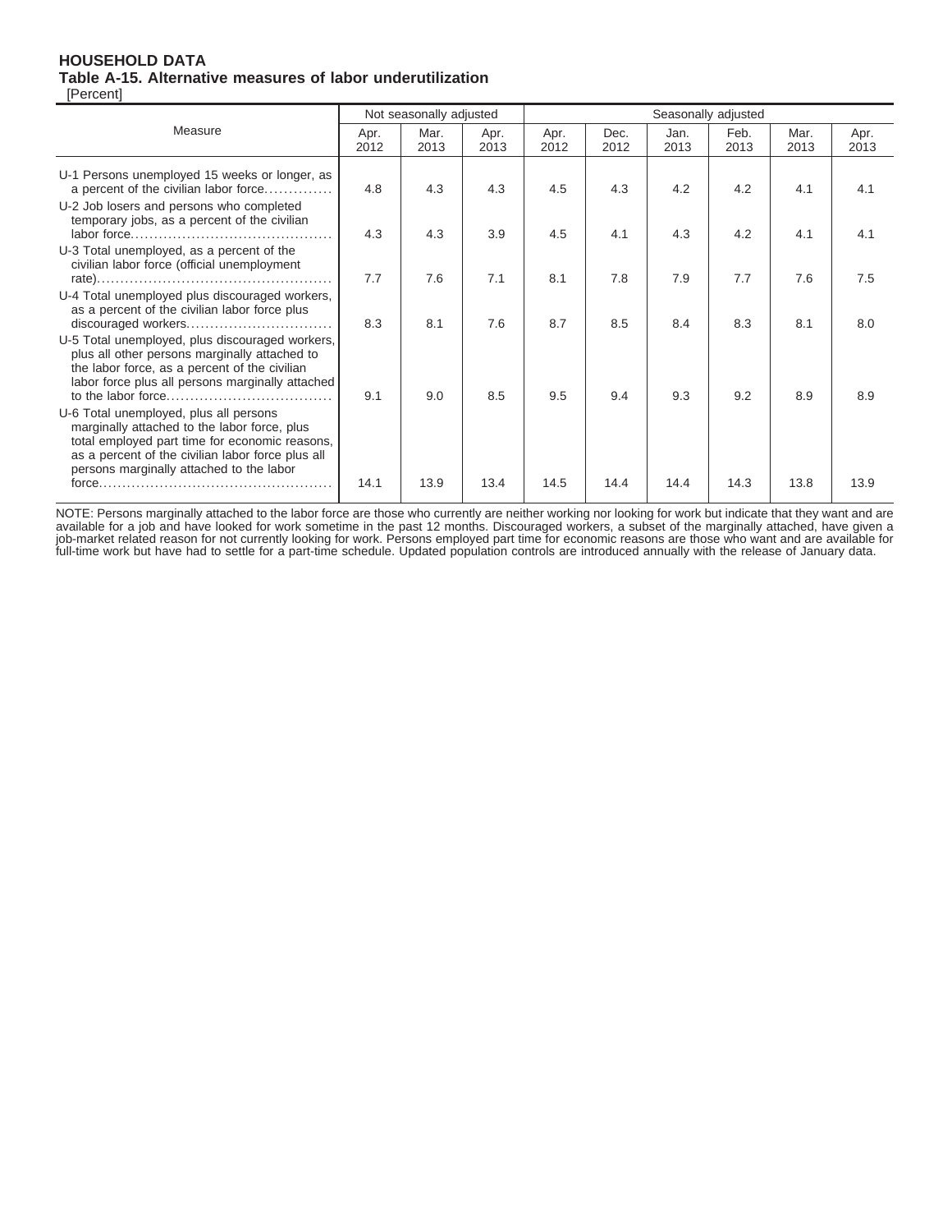**HOUSEHOLD DATA**
**Table A-15. Alternative measures of labor underutilization**
[Percent]

| Measure | Not seasonally adjusted | | | Seasonally adjusted | | | | | |
|---|---|---|---|---|---|---|---|---|---|
| | Apr. 2012 | Mar. 2013 | Apr. 2013 | Apr. 2012 | Dec. 2012 | Jan. 2013 | Feb. 2013 | Mar. 2013 | Apr. 2013 |
| U-1 Persons unemployed 15 weeks or longer, as a percent of the civilian labor force | 4.8 | 4.3 | 4.3 | 4.5 | 4.3 | 4.2 | 4.2 | 4.1 | 4.1 |
| U-2 Job losers and persons who completed temporary jobs, as a percent of the civilian labor force | 4.3 | 4.3 | 3.9 | 4.5 | 4.1 | 4.3 | 4.2 | 4.1 | 4.1 |
| U-3 Total unemployed, as a percent of the civilian labor force (official unemployment rate) | 7.7 | 7.6 | 7.1 | 8.1 | 7.8 | 7.9 | 7.7 | 7.6 | 7.5 |
| U-4 Total unemployed plus discouraged workers, as a percent of the civilian labor force plus discouraged workers | 8.3 | 8.1 | 7.6 | 8.7 | 8.5 | 8.4 | 8.3 | 8.1 | 8.0 |
| U-5 Total unemployed, plus discouraged workers, plus all other persons marginally attached to the labor force, as a percent of the civilian labor force plus all persons marginally attached to the labor force | 9.1 | 9.0 | 8.5 | 9.5 | 9.4 | 9.3 | 9.2 | 8.9 | 8.9 |
| U-6 Total unemployed, plus all persons marginally attached to the labor force, plus total employed part time for economic reasons, as a percent of the civilian labor force plus all persons marginally attached to the labor force | 14.1 | 13.9 | 13.4 | 14.5 | 14.4 | 14.4 | 14.3 | 13.8 | 13.9 |

NOTE: Persons marginally attached to the labor force are those who currently are neither working nor looking for work but indicate that they want and are available for a job and have looked for work sometime in the past 12 months. Discouraged workers, a subset of the marginally attached, have given a job-market related reason for not currently looking for work. Persons employed part time for economic reasons are those who want and are available for full-time work but have had to settle for a part-time schedule. Updated population controls are introduced annually with the release of January data.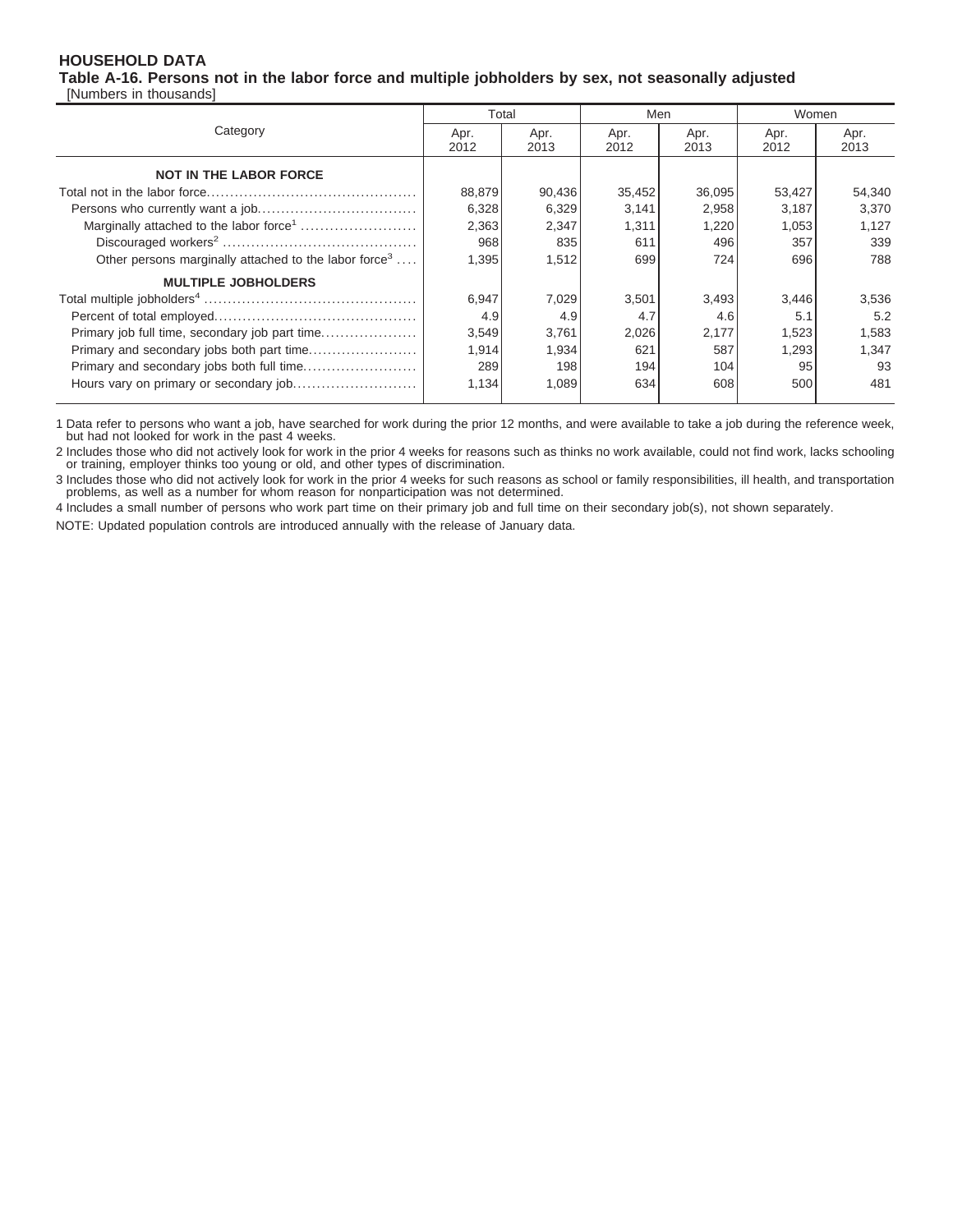**HOUSEHOLD DATA**

**Table A-16. Persons not in the labor force and multiple jobholders by sex, not seasonally adjusted**

[Numbers in thousands]

| Category | Total | | Men | | Women | |
|---|---|---|---|---|---|---|
| | Apr. 2012 | Apr. 2013 | Apr. 2012 | Apr. 2013 | Apr. 2012 | Apr. 2013 |
| **NOT IN THE LABOR FORCE** | | | | | | |
| Total not in the labor force | 88,879 | 90,436 | 35,452 | 36,095 | 53,427 | 54,340 |
| Persons who currently want a job | 6,328 | 6,329 | 3,141 | 2,958 | 3,187 | 3,370 |
| Marginally attached to the labor force[1] | 2,363 | 2,347 | 1,311 | 1,220 | 1,053 | 1,127 |
| Discouraged workers[2] | 968 | 835 | 611 | 496 | 357 | 339 |
| Other persons marginally attached to the labor force[3] | 1,395 | 1,512 | 699 | 724 | 696 | 788 |
| **MULTIPLE JOBHOLDERS** | | | | | | |
| Total multiple jobholders[4] | 6,947 | 7,029 | 3,501 | 3,493 | 3,446 | 3,536 |
| Percent of total employed | 4.9 | 4.9 | 4.7 | 4.6 | 5.1 | 5.2 |
| Primary job full time, secondary job part time | 3,549 | 3,761 | 2,026 | 2,177 | 1,523 | 1,583 |
| Primary and secondary jobs both part time | 1,914 | 1,934 | 621 | 587 | 1,293 | 1,347 |
| Primary and secondary jobs both full time | 289 | 198 | 194 | 104 | 95 | 93 |
| Hours vary on primary or secondary job | 1,134 | 1,089 | 634 | 608 | 500 | 481 |

1 Data refer to persons who want a job, have searched for work during the prior 12 months, and were available to take a job during the reference week, but had not looked for work in the past 4 weeks.

2 Includes those who did not actively look for work in the prior 4 weeks for reasons such as thinks no work available, could not find work, lacks schooling or training, employer thinks too young or old, and other types of discrimination.

3 Includes those who did not actively look for work in the prior 4 weeks for such reasons as school or family responsibilities, ill health, and transportation problems, as well as a number for whom reason for nonparticipation was not determined.

4 Includes a small number of persons who work part time on their primary job and full time on their secondary job(s), not shown separately.

NOTE: Updated population controls are introduced annually with the release of January data.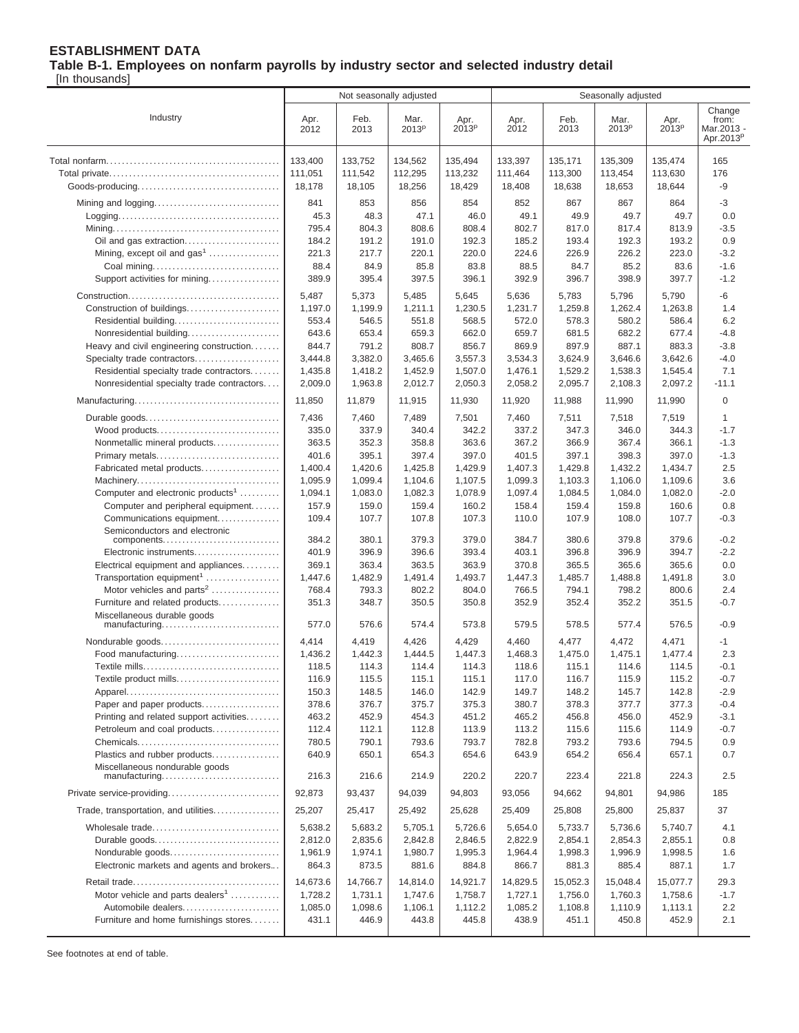**ESTABLISHMENT DATA**

**Table B-1. Employees on nonfarm payrolls by industry sector and selected industry detail**

[In thousands]

| Industry | Not seasonally adjusted | | | | Seasonally adjusted | | | | |
|---|---|---|---|---|---|---|---|---|---|
| | Apr. 2012 | Feb. 2013 | Mar. 2013p | Apr. 2013p | Apr. 2012 | Feb. 2013 | Mar. 2013p | Apr. 2013p | Change from: Mar.2013 - Apr.2013p |
| Total nonfarm | 133,400 | 133,752 | 134,562 | 135,494 | 133,397 | 135,171 | 135,309 | 135,474 | 165 |
| Total private | 111,051 | 111,542 | 112,295 | 113,232 | 111,464 | 113,300 | 113,454 | 113,630 | 176 |
| Goods-producing | 18,178 | 18,105 | 18,256 | 18,429 | 18,408 | 18,638 | 18,653 | 18,644 | -9 |
| Mining and logging | 841 | 853 | 856 | 854 | 852 | 867 | 867 | 864 | -3 |
| Logging | 45.3 | 48.3 | 47.1 | 46.0 | 49.1 | 49.9 | 49.7 | 49.7 | 0.0 |
| Mining | 795.4 | 804.3 | 808.6 | 808.4 | 802.7 | 817.0 | 817.4 | 813.9 | -3.5 |
| Oil and gas extraction | 184.2 | 191.2 | 191.0 | 192.3 | 185.2 | 193.4 | 192.3 | 193.2 | 0.9 |
| Mining, except oil and gas[1] | 221.3 | 217.7 | 220.1 | 220.0 | 224.6 | 226.9 | 226.2 | 223.0 | -3.2 |
| Coal mining | 88.4 | 84.9 | 85.8 | 83.8 | 88.5 | 84.7 | 85.2 | 83.6 | -1.6 |
| Support activities for mining | 389.9 | 395.4 | 397.5 | 396.1 | 392.9 | 396.7 | 398.9 | 397.7 | -1.2 |
| Construction | 5,487 | 5,373 | 5,485 | 5,645 | 5,636 | 5,783 | 5,796 | 5,790 | -6 |
| Construction of buildings | 1,197.0 | 1,199.9 | 1,211.1 | 1,230.5 | 1,231.7 | 1,259.8 | 1,262.4 | 1,263.8 | 1.4 |
| Residential building | 553.4 | 546.5 | 551.8 | 568.5 | 572.0 | 578.3 | 580.2 | 586.4 | 6.2 |
| Nonresidential building | 643.6 | 653.4 | 659.3 | 662.0 | 659.7 | 681.5 | 682.2 | 677.4 | -4.8 |
| Heavy and civil engineering construction | 844.7 | 791.2 | 808.7 | 856.7 | 869.9 | 897.9 | 887.1 | 883.3 | -3.8 |
| Specialty trade contractors | 3,444.8 | 3,382.0 | 3,465.6 | 3,557.3 | 3,534.3 | 3,624.9 | 3,646.6 | 3,642.6 | -4.0 |
| Residential specialty trade contractors | 1,435.8 | 1,418.2 | 1,452.9 | 1,507.0 | 1,476.1 | 1,529.2 | 1,538.3 | 1,545.4 | 7.1 |
| Nonresidential specialty trade contractors | 2,009.0 | 1,963.8 | 2,012.7 | 2,050.3 | 2,058.2 | 2,095.7 | 2,108.3 | 2,097.2 | -11.1 |
| Manufacturing | 11,850 | 11,879 | 11,915 | 11,930 | 11,920 | 11,988 | 11,990 | 11,990 | 0 |
| Durable goods | 7,436 | 7,460 | 7,489 | 7,501 | 7,460 | 7,511 | 7,518 | 7,519 | 1 |
| Wood products | 335.0 | 337.9 | 340.4 | 342.2 | 337.2 | 347.3 | 346.0 | 344.3 | -1.7 |
| Nonmetallic mineral products | 363.5 | 352.3 | 358.8 | 363.6 | 367.2 | 366.9 | 367.4 | 366.1 | -1.3 |
| Primary metals | 401.6 | 395.1 | 397.4 | 397.0 | 401.5 | 397.1 | 398.3 | 397.0 | -1.3 |
| Fabricated metal products | 1,400.4 | 1,420.6 | 1,425.8 | 1,429.9 | 1,407.3 | 1,429.8 | 1,432.2 | 1,434.7 | 2.5 |
| Machinery | 1,095.9 | 1,099.4 | 1,104.6 | 1,107.5 | 1,099.3 | 1,103.3 | 1,106.0 | 1,109.6 | 3.6 |
| Computer and electronic products[1] | 1,094.1 | 1,083.0 | 1,082.3 | 1,078.9 | 1,097.4 | 1,084.5 | 1,084.0 | 1,082.0 | -2.0 |
| Computer and peripheral equipment | 157.9 | 159.0 | 159.4 | 160.2 | 158.4 | 159.4 | 159.8 | 160.6 | 0.8 |
| Communications equipment | 109.4 | 107.7 | 107.8 | 107.3 | 110.0 | 107.9 | 108.0 | 107.7 | -0.3 |
| Semiconductors and electronic components | 384.2 | 380.1 | 379.3 | 379.0 | 384.7 | 380.6 | 379.8 | 379.6 | -0.2 |
| Electronic instruments | 401.9 | 396.9 | 396.6 | 393.4 | 403.1 | 396.8 | 396.9 | 394.7 | -2.2 |
| Electrical equipment and appliances | 369.1 | 363.4 | 363.5 | 363.9 | 370.8 | 365.5 | 365.6 | 365.6 | 0.0 |
| Transportation equipment[1] | 1,447.6 | 1,482.9 | 1,491.4 | 1,493.7 | 1,447.3 | 1,485.7 | 1,488.8 | 1,491.8 | 3.0 |
| Motor vehicles and parts[2] | 768.4 | 793.3 | 802.2 | 804.0 | 766.5 | 794.1 | 798.2 | 800.6 | 2.4 |
| Furniture and related products | 351.3 | 348.7 | 350.5 | 350.8 | 352.9 | 352.4 | 352.2 | 351.5 | -0.7 |
| Miscellaneous durable goods manufacturing | 577.0 | 576.6 | 574.4 | 573.8 | 579.5 | 578.5 | 577.4 | 576.5 | -0.9 |
| Nondurable goods | 4,414 | 4,419 | 4,426 | 4,429 | 4,460 | 4,477 | 4,472 | 4,471 | -1 |
| Food manufacturing | 1,436.2 | 1,442.3 | 1,444.5 | 1,447.3 | 1,468.3 | 1,475.0 | 1,475.1 | 1,477.4 | 2.3 |
| Textile mills | 118.5 | 114.3 | 114.4 | 114.3 | 118.6 | 115.1 | 114.6 | 114.5 | -0.1 |
| Textile product mills | 116.9 | 115.5 | 115.1 | 115.1 | 117.0 | 116.7 | 115.9 | 115.2 | -0.7 |
| Apparel | 150.3 | 148.5 | 146.0 | 142.9 | 149.7 | 148.2 | 145.7 | 142.8 | -2.9 |
| Paper and paper products | 378.6 | 376.7 | 375.7 | 375.3 | 380.7 | 378.3 | 377.7 | 377.3 | -0.4 |
| Printing and related support activities | 463.2 | 452.9 | 454.3 | 451.2 | 465.2 | 456.8 | 456.0 | 452.9 | -3.1 |
| Petroleum and coal products | 112.4 | 112.1 | 112.8 | 113.9 | 113.2 | 115.6 | 115.6 | 114.9 | -0.7 |
| Chemicals | 780.5 | 790.1 | 793.6 | 793.7 | 782.8 | 793.2 | 793.6 | 794.5 | 0.9 |
| Plastics and rubber products | 640.9 | 650.1 | 654.3 | 654.6 | 643.9 | 654.2 | 656.4 | 657.1 | 0.7 |
| Miscellaneous nondurable goods manufacturing | 216.3 | 216.6 | 214.9 | 220.2 | 220.7 | 223.4 | 221.8 | 224.3 | 2.5 |
| Private service-providing | 92,873 | 93,437 | 94,039 | 94,803 | 93,056 | 94,662 | 94,801 | 94,986 | 185 |
| Trade, transportation, and utilities | 25,207 | 25,417 | 25,492 | 25,628 | 25,409 | 25,808 | 25,800 | 25,837 | 37 |
| Wholesale trade | 5,638.2 | 5,683.2 | 5,705.1 | 5,726.6 | 5,654.0 | 5,733.7 | 5,736.6 | 5,740.7 | 4.1 |
| Durable goods | 2,812.0 | 2,835.6 | 2,842.8 | 2,846.5 | 2,822.9 | 2,854.1 | 2,854.3 | 2,855.1 | 0.8 |
| Nondurable goods | 1,961.9 | 1,974.1 | 1,980.7 | 1,995.3 | 1,964.4 | 1,998.3 | 1,996.9 | 1,998.5 | 1.6 |
| Electronic markets and agents and brokers | 864.3 | 873.5 | 881.6 | 884.8 | 866.7 | 881.3 | 885.4 | 887.1 | 1.7 |
| Retail trade | 14,673.6 | 14,766.7 | 14,814.0 | 14,921.7 | 14,829.5 | 15,052.3 | 15,048.4 | 15,077.7 | 29.3 |
| Motor vehicle and parts dealers[1] | 1,728.2 | 1,731.1 | 1,747.6 | 1,758.7 | 1,727.1 | 1,756.0 | 1,760.3 | 1,758.6 | -1.7 |
| Automobile dealers | 1,085.0 | 1,098.6 | 1,106.1 | 1,112.2 | 1,085.2 | 1,108.8 | 1,110.9 | 1,113.1 | 2.2 |
| Furniture and home furnishings stores | 431.1 | 446.9 | 443.8 | 445.8 | 438.9 | 451.1 | 450.8 | 452.9 | 2.1 |

See footnotes at end of table.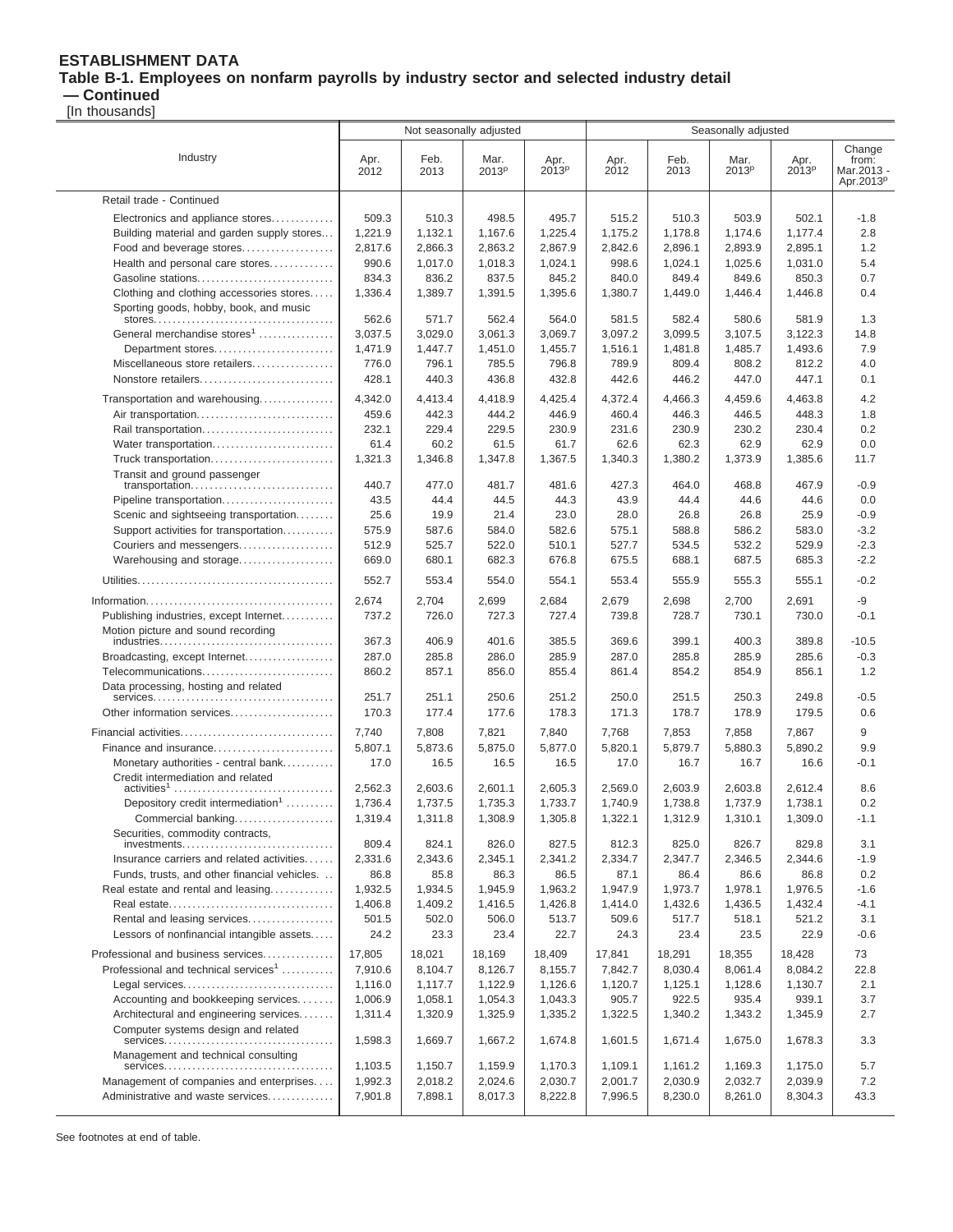# ESTABLISHMENT DATA

## Table B-1. Employees on nonfarm payrolls by industry sector and selected industry detail — Continued

[In thousands]

| Industry | Not seasonally adjusted | | | | Seasonally adjusted | | | | |
|---|---|---|---|---|---|---|---|---|---|
| | Apr. 2012 | Feb. 2013 | Mar. 2013p | Apr. 2013p | Apr. 2012 | Feb. 2013 | Mar. 2013p | Apr. 2013p | Change from: Mar.2013 - Apr.2013p |
| Retail trade - Continued | | | | | | | | | |
| Electronics and appliance stores | 509.3 | 510.3 | 498.5 | 495.7 | 515.2 | 510.3 | 503.9 | 502.1 | -1.8 |
| Building material and garden supply stores | 1,221.9 | 1,132.1 | 1,167.6 | 1,225.4 | 1,175.2 | 1,178.8 | 1,174.6 | 1,177.4 | 2.8 |
| Food and beverage stores | 2,817.6 | 2,866.3 | 2,863.2 | 2,867.9 | 2,842.6 | 2,896.1 | 2,893.9 | 2,895.1 | 1.2 |
| Health and personal care stores | 990.6 | 1,017.0 | 1,018.3 | 1,024.1 | 998.6 | 1,024.1 | 1,025.6 | 1,031.0 | 5.4 |
| Gasoline stations | 834.3 | 836.2 | 837.5 | 845.2 | 840.0 | 849.4 | 849.6 | 850.3 | 0.7 |
| Clothing and clothing accessories stores | 1,336.4 | 1,389.7 | 1,391.5 | 1,395.6 | 1,380.7 | 1,449.0 | 1,446.4 | 1,446.8 | 0.4 |
| Sporting goods, hobby, book, and music stores | 562.6 | 571.7 | 562.4 | 564.0 | 581.5 | 582.4 | 580.6 | 581.9 | 1.3 |
| General merchandise stores[1] | 3,037.5 | 3,029.0 | 3,061.3 | 3,069.7 | 3,097.2 | 3,099.5 | 3,107.5 | 3,122.3 | 14.8 |
| Department stores | 1,471.9 | 1,447.7 | 1,451.0 | 1,455.7 | 1,516.1 | 1,481.8 | 1,485.7 | 1,493.6 | 7.9 |
| Miscellaneous store retailers | 776.0 | 796.1 | 785.5 | 796.8 | 789.9 | 809.4 | 808.2 | 812.2 | 4.0 |
| Nonstore retailers | 428.1 | 440.3 | 436.8 | 432.8 | 442.6 | 446.2 | 447.0 | 447.1 | 0.1 |
| Transportation and warehousing | 4,342.0 | 4,413.4 | 4,418.9 | 4,425.4 | 4,372.4 | 4,466.3 | 4,459.6 | 4,463.8 | 4.2 |
| Air transportation | 459.6 | 442.3 | 444.2 | 446.9 | 460.4 | 446.3 | 446.5 | 448.3 | 1.8 |
| Rail transportation | 232.1 | 229.4 | 229.5 | 230.9 | 231.6 | 230.9 | 230.2 | 230.4 | 0.2 |
| Water transportation | 61.4 | 60.2 | 61.5 | 61.7 | 62.6 | 62.3 | 62.9 | 62.9 | 0.0 |
| Truck transportation | 1,321.3 | 1,346.8 | 1,347.8 | 1,367.5 | 1,340.3 | 1,380.2 | 1,373.9 | 1,385.6 | 11.7 |
| Transit and ground passenger transportation | 440.7 | 477.0 | 481.7 | 481.6 | 427.3 | 464.0 | 468.8 | 467.9 | -0.9 |
| Pipeline transportation | 43.5 | 44.4 | 44.5 | 44.3 | 43.9 | 44.4 | 44.6 | 44.6 | 0.0 |
| Scenic and sightseeing transportation | 25.6 | 19.9 | 21.4 | 23.0 | 28.0 | 26.8 | 26.8 | 25.9 | -0.9 |
| Support activities for transportation | 575.9 | 587.6 | 584.0 | 582.6 | 575.1 | 588.8 | 586.2 | 583.0 | -3.2 |
| Couriers and messengers | 512.9 | 525.7 | 522.0 | 510.1 | 527.7 | 534.5 | 532.2 | 529.9 | -2.3 |
| Warehousing and storage | 669.0 | 680.1 | 682.3 | 676.8 | 675.5 | 688.1 | 687.5 | 685.3 | -2.2 |
| Utilities | 552.7 | 553.4 | 554.0 | 554.1 | 553.4 | 555.9 | 555.3 | 555.1 | -0.2 |
| Information | 2,674 | 2,704 | 2,699 | 2,684 | 2,679 | 2,698 | 2,700 | 2,691 | -9 |
| Publishing industries, except Internet | 737.2 | 726.0 | 727.3 | 727.4 | 739.8 | 728.7 | 730.1 | 730.0 | -0.1 |
| Motion picture and sound recording industries | 367.3 | 406.9 | 401.6 | 385.5 | 369.6 | 399.1 | 400.3 | 389.8 | -10.5 |
| Broadcasting, except Internet | 287.0 | 285.8 | 286.0 | 285.9 | 287.0 | 285.8 | 285.9 | 285.6 | -0.3 |
| Telecommunications | 860.2 | 857.1 | 856.0 | 855.4 | 861.4 | 854.2 | 854.9 | 856.1 | 1.2 |
| Data processing, hosting and related services | 251.7 | 251.1 | 250.6 | 251.2 | 250.0 | 251.5 | 250.3 | 249.8 | -0.5 |
| Other information services | 170.3 | 177.4 | 177.6 | 178.3 | 171.3 | 178.7 | 178.9 | 179.5 | 0.6 |
| Financial activities | 7,740 | 7,808 | 7,821 | 7,840 | 7,768 | 7,853 | 7,858 | 7,867 | 9 |
| Finance and insurance | 5,807.1 | 5,873.6 | 5,875.0 | 5,877.0 | 5,820.1 | 5,879.7 | 5,880.3 | 5,890.2 | 9.9 |
| Monetary authorities - central bank | 17.0 | 16.5 | 16.5 | 16.5 | 17.0 | 16.7 | 16.7 | 16.6 | -0.1 |
| Credit intermediation and related activities[1] | 2,562.3 | 2,603.6 | 2,601.1 | 2,605.3 | 2,569.0 | 2,603.9 | 2,603.8 | 2,612.4 | 8.6 |
| Depository credit intermediation[1] | 1,736.4 | 1,737.5 | 1,735.3 | 1,733.7 | 1,740.9 | 1,738.8 | 1,737.9 | 1,738.1 | 0.2 |
| Commercial banking | 1,319.4 | 1,311.8 | 1,308.9 | 1,305.8 | 1,322.1 | 1,312.9 | 1,310.1 | 1,309.0 | -1.1 |
| Securities, commodity contracts, investments | 809.4 | 824.1 | 826.0 | 827.5 | 812.3 | 825.0 | 826.7 | 829.8 | 3.1 |
| Insurance carriers and related activities | 2,331.6 | 2,343.6 | 2,345.1 | 2,341.2 | 2,334.7 | 2,347.7 | 2,346.5 | 2,344.6 | -1.9 |
| Funds, trusts, and other financial vehicles | 86.8 | 85.8 | 86.3 | 86.5 | 87.1 | 86.4 | 86.6 | 86.8 | 0.2 |
| Real estate and rental and leasing | 1,932.5 | 1,934.5 | 1,945.9 | 1,963.2 | 1,947.9 | 1,973.7 | 1,978.1 | 1,976.5 | -1.6 |
| Real estate | 1,406.8 | 1,409.2 | 1,416.5 | 1,426.8 | 1,414.0 | 1,432.6 | 1,436.5 | 1,432.4 | -4.1 |
| Rental and leasing services | 501.5 | 502.0 | 506.0 | 513.7 | 509.6 | 517.7 | 518.1 | 521.2 | 3.1 |
| Lessors of nonfinancial intangible assets | 24.2 | 23.3 | 23.4 | 22.7 | 24.3 | 23.4 | 23.5 | 22.9 | -0.6 |
| Professional and business services | 17,805 | 18,021 | 18,169 | 18,409 | 17,841 | 18,291 | 18,355 | 18,428 | 73 |
| Professional and technical services[1] | 7,910.6 | 8,104.7 | 8,126.7 | 8,155.7 | 7,842.7 | 8,030.4 | 8,061.4 | 8,084.2 | 22.8 |
| Legal services | 1,116.0 | 1,117.7 | 1,122.9 | 1,126.6 | 1,120.7 | 1,125.1 | 1,128.6 | 1,130.7 | 2.1 |
| Accounting and bookkeeping services | 1,006.9 | 1,058.1 | 1,054.3 | 1,043.3 | 905.7 | 922.5 | 935.4 | 939.1 | 3.7 |
| Architectural and engineering services | 1,311.4 | 1,320.9 | 1,325.9 | 1,335.2 | 1,322.5 | 1,340.2 | 1,343.2 | 1,345.9 | 2.7 |
| Computer systems design and related services | 1,598.3 | 1,669.7 | 1,667.2 | 1,674.8 | 1,601.5 | 1,671.4 | 1,675.0 | 1,678.3 | 3.3 |
| Management and technical consulting services | 1,103.5 | 1,150.7 | 1,159.9 | 1,170.3 | 1,109.1 | 1,161.2 | 1,169.3 | 1,175.0 | 5.7 |
| Management of companies and enterprises | 1,992.3 | 2,018.2 | 2,024.6 | 2,030.7 | 2,001.7 | 2,030.9 | 2,032.7 | 2,039.9 | 7.2 |
| Administrative and waste services | 7,901.8 | 7,898.1 | 8,017.3 | 8,222.8 | 7,996.5 | 8,230.0 | 8,261.0 | 8,304.3 | 43.3 |

See footnotes at end of table.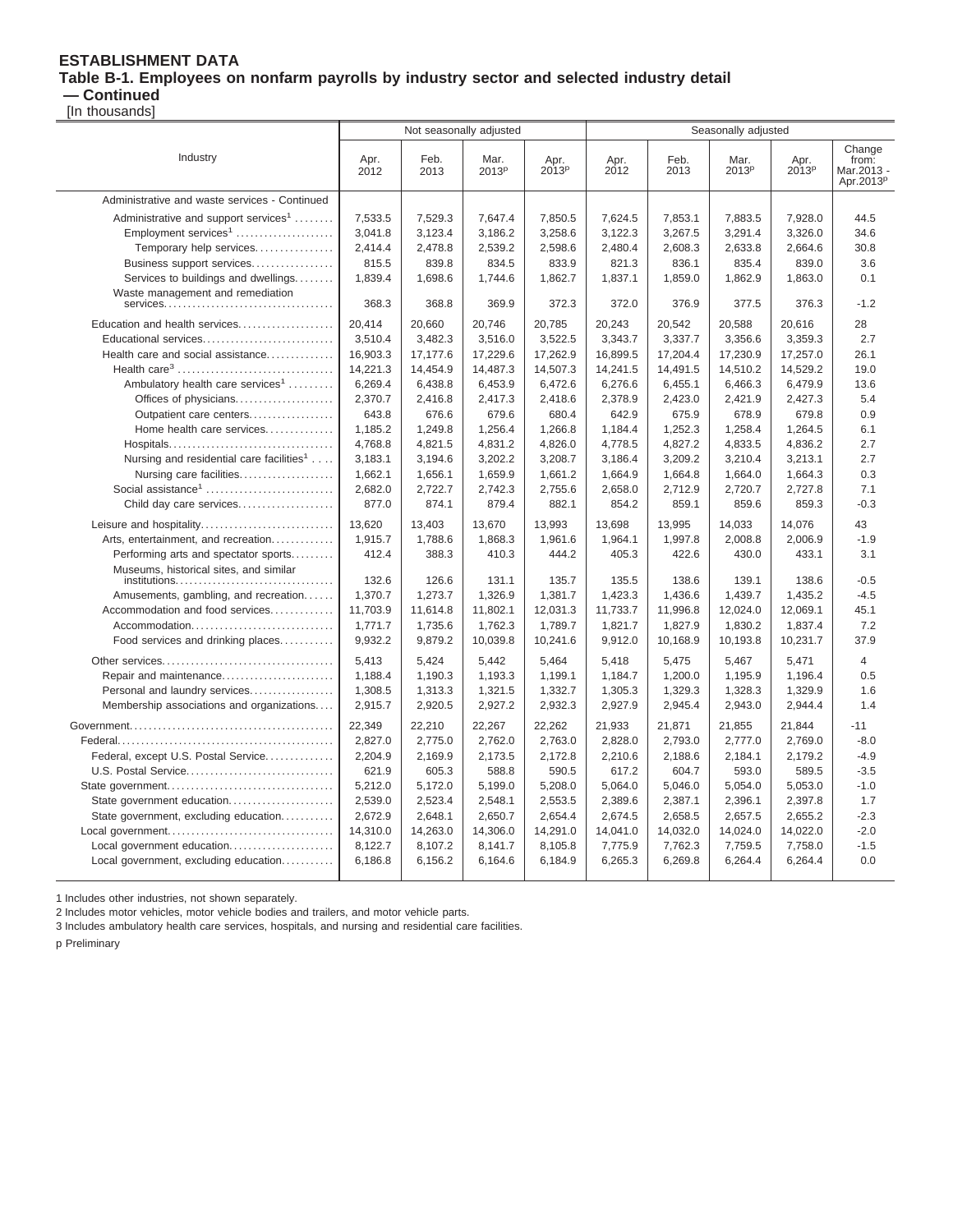**ESTABLISHMENT DATA**

**Table B-1. Employees on nonfarm payrolls by industry sector and selected industry detail — Continued**

[In thousands]

| Industry | Not seasonally adjusted | | | | Seasonally adjusted | | | | |
|---|---|---|---|---|---|---|---|---|---|
| | Apr. 2012 | Feb. 2013 | Mar. 2013p | Apr. 2013p | Apr. 2012 | Feb. 2013 | Mar. 2013p | Apr. 2013p | Change from: Mar.2013 - Apr.2013p |
| Administrative and waste services - Continued | | | | | | | | | |
| Administrative and support services[1] | 7,533.5 | 7,529.3 | 7,647.4 | 7,850.5 | 7,624.5 | 7,853.1 | 7,883.5 | 7,928.0 | 44.5 |
| Employment services[1] | 3,041.8 | 3,123.4 | 3,186.2 | 3,258.6 | 3,122.3 | 3,267.5 | 3,291.4 | 3,326.0 | 34.6 |
| Temporary help services | 2,414.4 | 2,478.8 | 2,539.2 | 2,598.6 | 2,480.4 | 2,608.3 | 2,633.8 | 2,664.6 | 30.8 |
| Business support services | 815.5 | 839.8 | 834.5 | 833.9 | 821.3 | 836.1 | 835.4 | 839.0 | 3.6 |
| Services to buildings and dwellings | 1,839.4 | 1,698.6 | 1,744.6 | 1,862.7 | 1,837.1 | 1,859.0 | 1,862.9 | 1,863.0 | 0.1 |
| Waste management and remediation services | 368.3 | 368.8 | 369.9 | 372.3 | 372.0 | 376.9 | 377.5 | 376.3 | -1.2 |
| Education and health services | 20,414 | 20,660 | 20,746 | 20,785 | 20,243 | 20,542 | 20,588 | 20,616 | 28 |
| Educational services | 3,510.4 | 3,482.3 | 3,516.0 | 3,522.5 | 3,343.7 | 3,337.7 | 3,356.6 | 3,359.3 | 2.7 |
| Health care and social assistance | 16,903.3 | 17,177.6 | 17,229.6 | 17,262.9 | 16,899.5 | 17,204.4 | 17,230.9 | 17,257.0 | 26.1 |
| Health care[3] | 14,221.3 | 14,454.9 | 14,487.3 | 14,507.3 | 14,241.5 | 14,491.5 | 14,510.2 | 14,529.2 | 19.0 |
| Ambulatory health care services[1] | 6,269.4 | 6,438.8 | 6,453.9 | 6,472.6 | 6,276.6 | 6,455.1 | 6,466.3 | 6,479.9 | 13.6 |
| Offices of physicians | 2,370.7 | 2,416.8 | 2,417.3 | 2,418.6 | 2,378.9 | 2,423.0 | 2,421.9 | 2,427.3 | 5.4 |
| Outpatient care centers | 643.8 | 676.6 | 679.6 | 680.4 | 642.9 | 675.9 | 678.9 | 679.8 | 0.9 |
| Home health care services | 1,185.2 | 1,249.8 | 1,256.4 | 1,266.8 | 1,184.4 | 1,252.3 | 1,258.4 | 1,264.5 | 6.1 |
| Hospitals | 4,768.8 | 4,821.5 | 4,831.2 | 4,826.0 | 4,778.5 | 4,827.2 | 4,833.5 | 4,836.2 | 2.7 |
| Nursing and residential care facilities[1] | 3,183.1 | 3,194.6 | 3,202.2 | 3,208.7 | 3,186.4 | 3,209.2 | 3,210.4 | 3,213.1 | 2.7 |
| Nursing care facilities | 1,662.1 | 1,656.1 | 1,659.9 | 1,661.2 | 1,664.9 | 1,664.8 | 1,664.0 | 1,664.3 | 0.3 |
| Social assistance[1] | 2,682.0 | 2,722.7 | 2,742.3 | 2,755.6 | 2,658.0 | 2,712.9 | 2,720.7 | 2,727.8 | 7.1 |
| Child day care services | 877.0 | 874.1 | 879.4 | 882.1 | 854.2 | 859.1 | 859.6 | 859.3 | -0.3 |
| Leisure and hospitality | 13,620 | 13,403 | 13,670 | 13,993 | 13,698 | 13,995 | 14,033 | 14,076 | 43 |
| Arts, entertainment, and recreation | 1,915.7 | 1,788.6 | 1,868.3 | 1,961.6 | 1,964.1 | 1,997.8 | 2,008.8 | 2,006.9 | -1.9 |
| Performing arts and spectator sports | 412.4 | 388.3 | 410.3 | 444.2 | 405.3 | 422.6 | 430.0 | 433.1 | 3.1 |
| Museums, historical sites, and similar institutions | 132.6 | 126.6 | 131.1 | 135.7 | 135.5 | 138.6 | 139.1 | 138.6 | -0.5 |
| Amusements, gambling, and recreation | 1,370.7 | 1,273.7 | 1,326.9 | 1,381.7 | 1,423.3 | 1,436.6 | 1,439.7 | 1,435.2 | -4.5 |
| Accommodation and food services | 11,703.9 | 11,614.8 | 11,802.1 | 12,031.3 | 11,733.7 | 11,996.8 | 12,024.0 | 12,069.1 | 45.1 |
| Accommodation | 1,771.7 | 1,735.6 | 1,762.3 | 1,789.7 | 1,821.7 | 1,827.9 | 1,830.2 | 1,837.4 | 7.2 |
| Food services and drinking places | 9,932.2 | 9,879.2 | 10,039.8 | 10,241.6 | 9,912.0 | 10,168.9 | 10,193.8 | 10,231.7 | 37.9 |
| Other services | 5,413 | 5,424 | 5,442 | 5,464 | 5,418 | 5,475 | 5,467 | 5,471 | 4 |
| Repair and maintenance | 1,188.4 | 1,190.3 | 1,193.3 | 1,199.1 | 1,184.7 | 1,200.0 | 1,195.9 | 1,196.4 | 0.5 |
| Personal and laundry services | 1,308.5 | 1,313.3 | 1,321.5 | 1,332.7 | 1,305.3 | 1,329.3 | 1,328.3 | 1,329.9 | 1.6 |
| Membership associations and organizations | 2,915.7 | 2,920.5 | 2,927.2 | 2,932.3 | 2,927.9 | 2,945.4 | 2,943.0 | 2,944.4 | 1.4 |
| Government | 22,349 | 22,210 | 22,267 | 22,262 | 21,933 | 21,871 | 21,855 | 21,844 | -11 |
| Federal | 2,827.0 | 2,775.0 | 2,762.0 | 2,763.0 | 2,828.0 | 2,793.0 | 2,777.0 | 2,769.0 | -8.0 |
| Federal, except U.S. Postal Service | 2,204.9 | 2,169.9 | 2,173.5 | 2,172.8 | 2,210.6 | 2,188.6 | 2,184.1 | 2,179.2 | -4.9 |
| U.S. Postal Service | 621.9 | 605.3 | 588.8 | 590.5 | 617.2 | 604.7 | 593.0 | 589.5 | -3.5 |
| State government | 5,212.0 | 5,172.0 | 5,199.0 | 5,208.0 | 5,064.0 | 5,046.0 | 5,054.0 | 5,053.0 | -1.0 |
| State government education | 2,539.0 | 2,523.4 | 2,548.1 | 2,553.5 | 2,389.6 | 2,387.1 | 2,396.1 | 2,397.8 | 1.7 |
| State government, excluding education | 2,672.9 | 2,648.1 | 2,650.7 | 2,654.4 | 2,674.5 | 2,658.5 | 2,657.5 | 2,655.2 | -2.3 |
| Local government | 14,310.0 | 14,263.0 | 14,306.0 | 14,291.0 | 14,041.0 | 14,032.0 | 14,024.0 | 14,022.0 | -2.0 |
| Local government education | 8,122.7 | 8,107.2 | 8,141.7 | 8,105.8 | 7,775.9 | 7,762.3 | 7,759.5 | 7,758.0 | -1.5 |
| Local government, excluding education | 6,186.8 | 6,156.2 | 6,164.6 | 6,184.9 | 6,265.3 | 6,269.8 | 6,264.4 | 6,264.4 | 0.0 |

1 Includes other industries, not shown separately.

2 Includes motor vehicles, motor vehicle bodies and trailers, and motor vehicle parts.

3 Includes ambulatory health care services, hospitals, and nursing and residential care facilities.

p Preliminary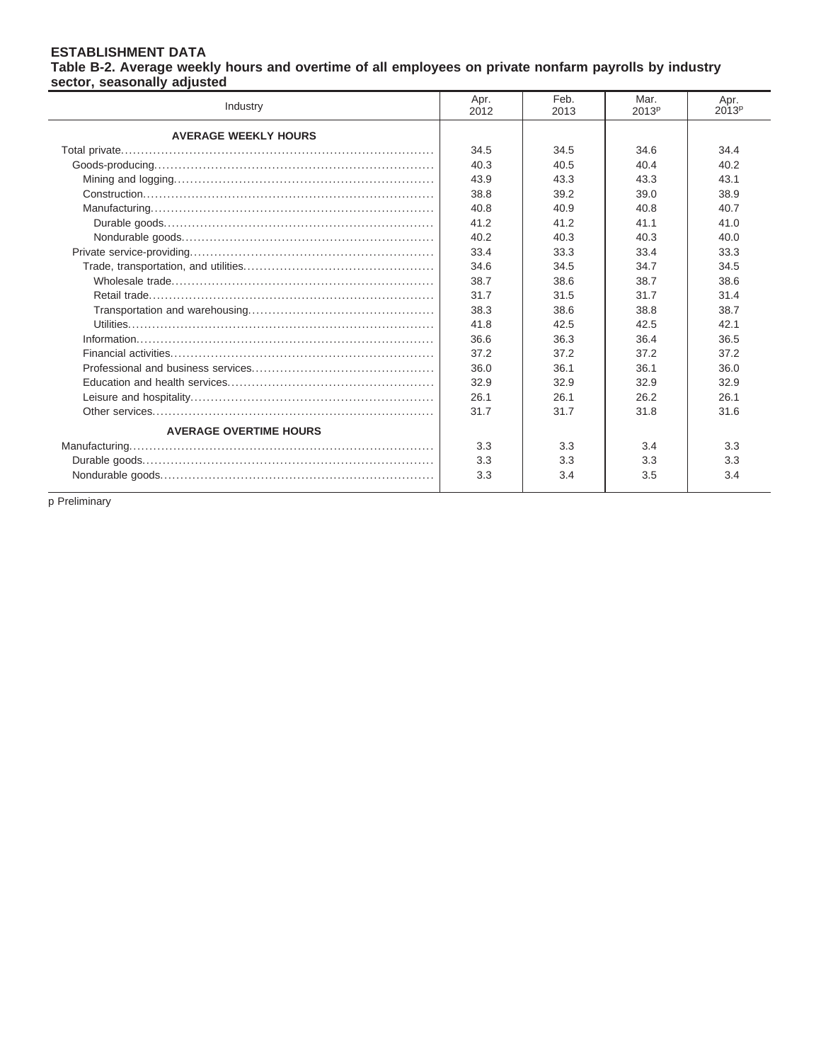## ESTABLISHMENT DATA

### Table B-2. Average weekly hours and overtime of all employees on private nonfarm payrolls by industry sector, seasonally adjusted

| Industry | Apr. 2012 | Feb. 2013 | Mar. 2013[p] | Apr. 2013[p] |
|---|---|---|---|---|
| **AVERAGE WEEKLY HOURS** | | | | |
| Total private | 34.5 | 34.5 | 34.6 | 34.4 |
| Goods-producing | 40.3 | 40.5 | 40.4 | 40.2 |
| Mining and logging | 43.9 | 43.3 | 43.3 | 43.1 |
| Construction | 38.8 | 39.2 | 39.0 | 38.9 |
| Manufacturing | 40.8 | 40.9 | 40.8 | 40.7 |
| Durable goods | 41.2 | 41.2 | 41.1 | 41.0 |
| Nondurable goods | 40.2 | 40.3 | 40.3 | 40.0 |
| Private service-providing | 33.4 | 33.3 | 33.4 | 33.3 |
| Trade, transportation, and utilities | 34.6 | 34.5 | 34.7 | 34.5 |
| Wholesale trade | 38.7 | 38.6 | 38.7 | 38.6 |
| Retail trade | 31.7 | 31.5 | 31.7 | 31.4 |
| Transportation and warehousing | 38.3 | 38.6 | 38.8 | 38.7 |
| Utilities | 41.8 | 42.5 | 42.5 | 42.1 |
| Information | 36.6 | 36.3 | 36.4 | 36.5 |
| Financial activities | 37.2 | 37.2 | 37.2 | 37.2 |
| Professional and business services | 36.0 | 36.1 | 36.1 | 36.0 |
| Education and health services | 32.9 | 32.9 | 32.9 | 32.9 |
| Leisure and hospitality | 26.1 | 26.1 | 26.2 | 26.1 |
| Other services | 31.7 | 31.7 | 31.8 | 31.6 |
| **AVERAGE OVERTIME HOURS** | | | | |
| Manufacturing | 3.3 | 3.3 | 3.4 | 3.3 |
| Durable goods | 3.3 | 3.3 | 3.3 | 3.3 |
| Nondurable goods | 3.3 | 3.4 | 3.5 | 3.4 |

p Preliminary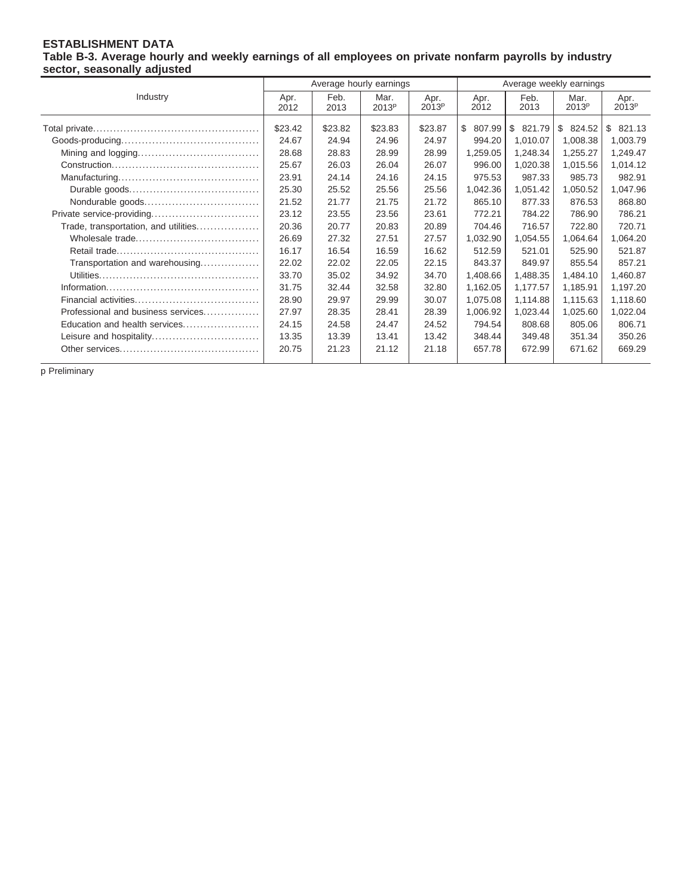**ESTABLISHMENT DATA**

**Table B-3. Average hourly and weekly earnings of all employees on private nonfarm payrolls by industry sector, seasonally adjusted**

| Industry | Average hourly earnings | | | | Average weekly earnings | | | |
|---|---|---|---|---|---|---|---|---|
| | Apr. 2012 | Feb. 2013 | Mar. 2013p | Apr. 2013p | Apr. 2012 | Feb. 2013 | Mar. 2013p | Apr. 2013p |
| Total private | $23.42 | $23.82 | $23.83 | $23.87 | $ 807.99 | $ 821.79 | $ 824.52 | $ 821.13 |
| Goods-producing | 24.67 | 24.94 | 24.96 | 24.97 | 994.20 | 1,010.07 | 1,008.38 | 1,003.79 |
| Mining and logging | 28.68 | 28.83 | 28.99 | 28.99 | 1,259.05 | 1,248.34 | 1,255.27 | 1,249.47 |
| Construction | 25.67 | 26.03 | 26.04 | 26.07 | 996.00 | 1,020.38 | 1,015.56 | 1,014.12 |
| Manufacturing | 23.91 | 24.14 | 24.16 | 24.15 | 975.53 | 987.33 | 985.73 | 982.91 |
| Durable goods | 25.30 | 25.52 | 25.56 | 25.56 | 1,042.36 | 1,051.42 | 1,050.52 | 1,047.96 |
| Nondurable goods | 21.52 | 21.77 | 21.75 | 21.72 | 865.10 | 877.33 | 876.53 | 868.80 |
| Private service-providing | 23.12 | 23.55 | 23.56 | 23.61 | 772.21 | 784.22 | 786.90 | 786.21 |
| Trade, transportation, and utilities | 20.36 | 20.77 | 20.83 | 20.89 | 704.46 | 716.57 | 722.80 | 720.71 |
| Wholesale trade | 26.69 | 27.32 | 27.51 | 27.57 | 1,032.90 | 1,054.55 | 1,064.64 | 1,064.20 |
| Retail trade | 16.17 | 16.54 | 16.59 | 16.62 | 512.59 | 521.01 | 525.90 | 521.87 |
| Transportation and warehousing | 22.02 | 22.02 | 22.05 | 22.15 | 843.37 | 849.97 | 855.54 | 857.21 |
| Utilities | 33.70 | 35.02 | 34.92 | 34.70 | 1,408.66 | 1,488.35 | 1,484.10 | 1,460.87 |
| Information | 31.75 | 32.44 | 32.58 | 32.80 | 1,162.05 | 1,177.57 | 1,185.91 | 1,197.20 |
| Financial activities | 28.90 | 29.97 | 29.99 | 30.07 | 1,075.08 | 1,114.88 | 1,115.63 | 1,118.60 |
| Professional and business services | 27.97 | 28.35 | 28.41 | 28.39 | 1,006.92 | 1,023.44 | 1,025.60 | 1,022.04 |
| Education and health services | 24.15 | 24.58 | 24.47 | 24.52 | 794.54 | 808.68 | 805.06 | 806.71 |
| Leisure and hospitality | 13.35 | 13.39 | 13.41 | 13.42 | 348.44 | 349.48 | 351.34 | 350.26 |
| Other services | 20.75 | 21.23 | 21.12 | 21.18 | 657.78 | 672.99 | 671.62 | 669.29 |

p Preliminary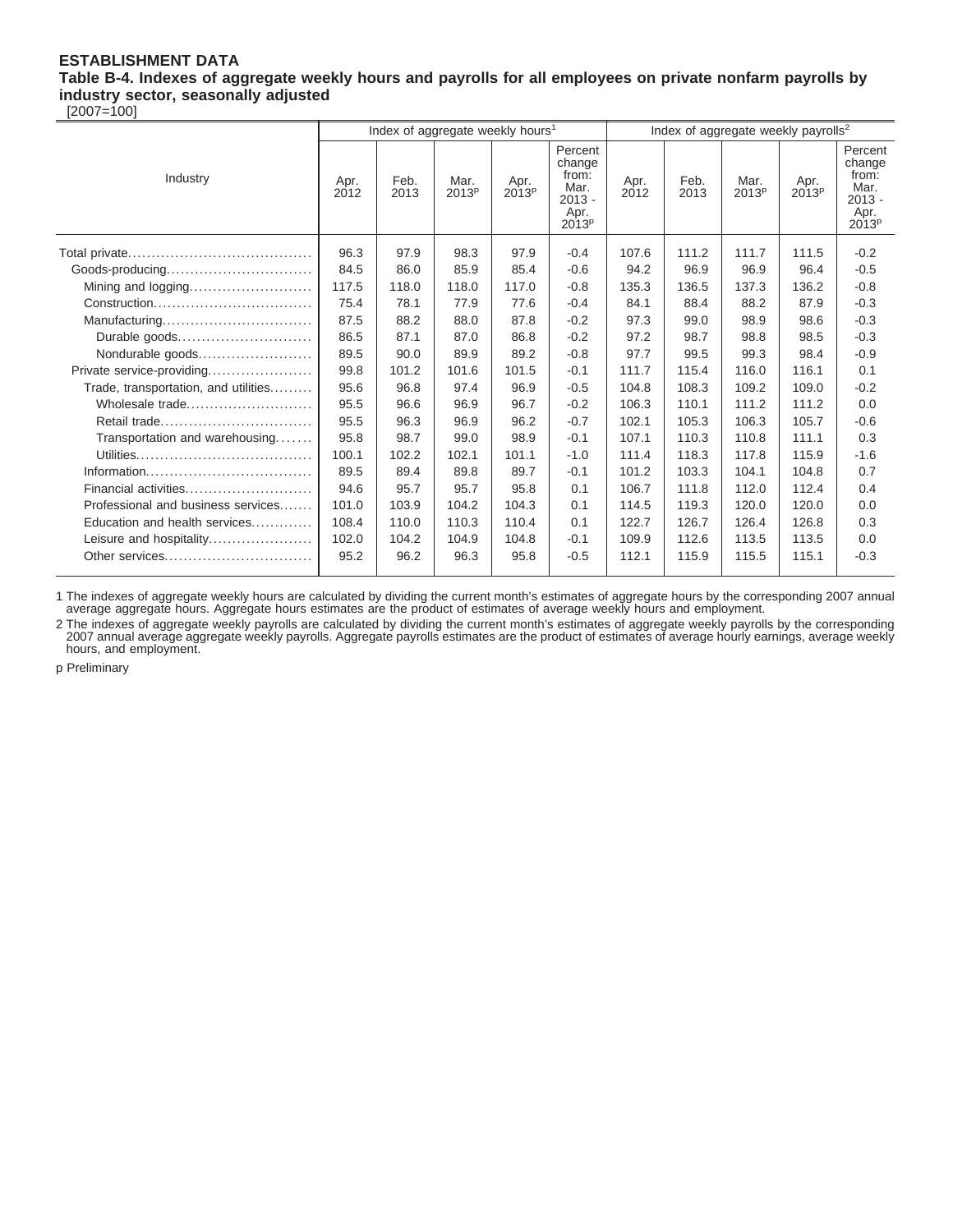**ESTABLISHMENT DATA**

**Table B-4. Indexes of aggregate weekly hours and payrolls for all employees on private nonfarm payrolls by industry sector, seasonally adjusted**

[2007=100]

| Industry | Index of aggregate weekly hours[1] | | | | | Index of aggregate weekly payrolls[2] | | | | |
|---|---|---|---|---|---|---|---|---|---|---|
| | Apr. 2012 | Feb. 2013 | Mar. 2013p | Apr. 2013p | Percent change from: Mar. 2013 - Apr. 2013p | Apr. 2012 | Feb. 2013 | Mar. 2013p | Apr. 2013p | Percent change from: Mar. 2013 - Apr. 2013p |
| Total private | 96.3 | 97.9 | 98.3 | 97.9 | -0.4 | 107.6 | 111.2 | 111.7 | 111.5 | -0.2 |
| Goods-producing | 84.5 | 86.0 | 85.9 | 85.4 | -0.6 | 94.2 | 96.9 | 96.9 | 96.4 | -0.5 |
| Mining and logging | 117.5 | 118.0 | 118.0 | 117.0 | -0.8 | 135.3 | 136.5 | 137.3 | 136.2 | -0.8 |
| Construction | 75.4 | 78.1 | 77.9 | 77.6 | -0.4 | 84.1 | 88.4 | 88.2 | 87.9 | -0.3 |
| Manufacturing | 87.5 | 88.2 | 88.0 | 87.8 | -0.2 | 97.3 | 99.0 | 98.9 | 98.6 | -0.3 |
| Durable goods | 86.5 | 87.1 | 87.0 | 86.8 | -0.2 | 97.2 | 98.7 | 98.8 | 98.5 | -0.3 |
| Nondurable goods | 89.5 | 90.0 | 89.9 | 89.2 | -0.8 | 97.7 | 99.5 | 99.3 | 98.4 | -0.9 |
| Private service-providing | 99.8 | 101.2 | 101.6 | 101.5 | -0.1 | 111.7 | 115.4 | 116.0 | 116.1 | 0.1 |
| Trade, transportation, and utilities | 95.6 | 96.8 | 97.4 | 96.9 | -0.5 | 104.8 | 108.3 | 109.2 | 109.0 | -0.2 |
| Wholesale trade | 95.5 | 96.6 | 96.9 | 96.7 | -0.2 | 106.3 | 110.1 | 111.2 | 111.2 | 0.0 |
| Retail trade | 95.5 | 96.3 | 96.9 | 96.2 | -0.7 | 102.1 | 105.3 | 106.3 | 105.7 | -0.6 |
| Transportation and warehousing | 95.8 | 98.7 | 99.0 | 98.9 | -0.1 | 107.1 | 110.3 | 110.8 | 111.1 | 0.3 |
| Utilities | 100.1 | 102.2 | 102.1 | 101.1 | -1.0 | 111.4 | 118.3 | 117.8 | 115.9 | -1.6 |
| Information | 89.5 | 89.4 | 89.8 | 89.7 | -0.1 | 101.2 | 103.3 | 104.1 | 104.8 | 0.7 |
| Financial activities | 94.6 | 95.7 | 95.7 | 95.8 | 0.1 | 106.7 | 111.8 | 112.0 | 112.4 | 0.4 |
| Professional and business services | 101.0 | 103.9 | 104.2 | 104.3 | 0.1 | 114.5 | 119.3 | 120.0 | 120.0 | 0.0 |
| Education and health services | 108.4 | 110.0 | 110.3 | 110.4 | 0.1 | 122.7 | 126.7 | 126.4 | 126.8 | 0.3 |
| Leisure and hospitality | 102.0 | 104.2 | 104.9 | 104.8 | -0.1 | 109.9 | 112.6 | 113.5 | 113.5 | 0.0 |
| Other services | 95.2 | 96.2 | 96.3 | 95.8 | -0.5 | 112.1 | 115.9 | 115.5 | 115.1 | -0.3 |

1 The indexes of aggregate weekly hours are calculated by dividing the current month's estimates of aggregate hours by the corresponding 2007 annual average aggregate hours. Aggregate hours estimates are the product of estimates of average weekly hours and employment.

2 The indexes of aggregate weekly payrolls are calculated by dividing the current month's estimates of aggregate weekly payrolls by the corresponding 2007 annual average aggregate weekly payrolls. Aggregate payrolls estimates are the product of estimates of average hourly earnings, average weekly hours, and employment.

p Preliminary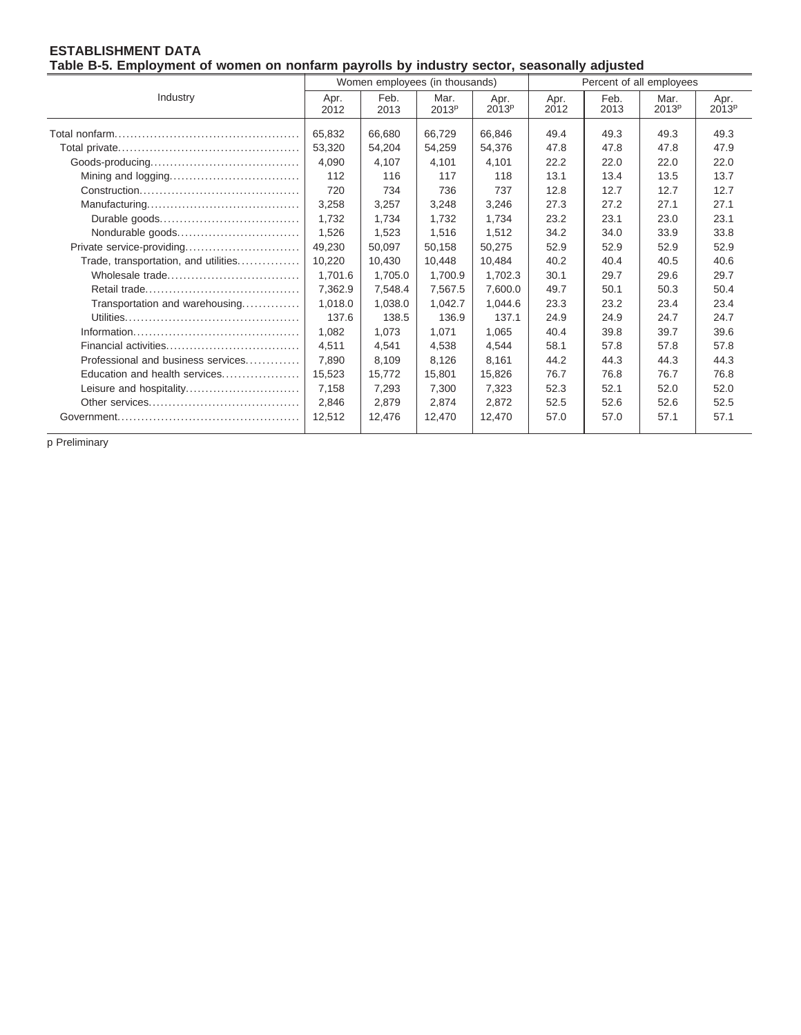**ESTABLISHMENT DATA**

**Table B-5. Employment of women on nonfarm payrolls by industry sector, seasonally adjusted**

| Industry | Women employees (in thousands) | | | | Percent of all employees | | | |
|---|---|---|---|---|---|---|---|---|
| | Apr. 2012 | Feb. 2013 | Mar. 2013p | Apr. 2013p | Apr. 2012 | Feb. 2013 | Mar. 2013p | Apr. 2013p |
| Total nonfarm | 65,832 | 66,680 | 66,729 | 66,846 | 49.4 | 49.3 | 49.3 | 49.3 |
| Total private | 53,320 | 54,204 | 54,259 | 54,376 | 47.8 | 47.8 | 47.8 | 47.9 |
| Goods-producing | 4,090 | 4,107 | 4,101 | 4,101 | 22.2 | 22.0 | 22.0 | 22.0 |
| Mining and logging | 112 | 116 | 117 | 118 | 13.1 | 13.4 | 13.5 | 13.7 |
| Construction | 720 | 734 | 736 | 737 | 12.8 | 12.7 | 12.7 | 12.7 |
| Manufacturing | 3,258 | 3,257 | 3,248 | 3,246 | 27.3 | 27.2 | 27.1 | 27.1 |
| Durable goods | 1,732 | 1,734 | 1,732 | 1,734 | 23.2 | 23.1 | 23.0 | 23.1 |
| Nondurable goods | 1,526 | 1,523 | 1,516 | 1,512 | 34.2 | 34.0 | 33.9 | 33.8 |
| Private service-providing | 49,230 | 50,097 | 50,158 | 50,275 | 52.9 | 52.9 | 52.9 | 52.9 |
| Trade, transportation, and utilities | 10,220 | 10,430 | 10,448 | 10,484 | 40.2 | 40.4 | 40.5 | 40.6 |
| Wholesale trade | 1,701.6 | 1,705.0 | 1,700.9 | 1,702.3 | 30.1 | 29.7 | 29.6 | 29.7 |
| Retail trade | 7,362.9 | 7,548.4 | 7,567.5 | 7,600.0 | 49.7 | 50.1 | 50.3 | 50.4 |
| Transportation and warehousing | 1,018.0 | 1,038.0 | 1,042.7 | 1,044.6 | 23.3 | 23.2 | 23.4 | 23.4 |
| Utilities | 137.6 | 138.5 | 136.9 | 137.1 | 24.9 | 24.9 | 24.7 | 24.7 |
| Information | 1,082 | 1,073 | 1,071 | 1,065 | 40.4 | 39.8 | 39.7 | 39.6 |
| Financial activities | 4,511 | 4,541 | 4,538 | 4,544 | 58.1 | 57.8 | 57.8 | 57.8 |
| Professional and business services | 7,890 | 8,109 | 8,126 | 8,161 | 44.2 | 44.3 | 44.3 | 44.3 |
| Education and health services | 15,523 | 15,772 | 15,801 | 15,826 | 76.7 | 76.8 | 76.7 | 76.8 |
| Leisure and hospitality | 7,158 | 7,293 | 7,300 | 7,323 | 52.3 | 52.1 | 52.0 | 52.0 |
| Other services | 2,846 | 2,879 | 2,874 | 2,872 | 52.5 | 52.6 | 52.6 | 52.5 |
| Government | 12,512 | 12,476 | 12,470 | 12,470 | 57.0 | 57.0 | 57.1 | 57.1 |

p Preliminary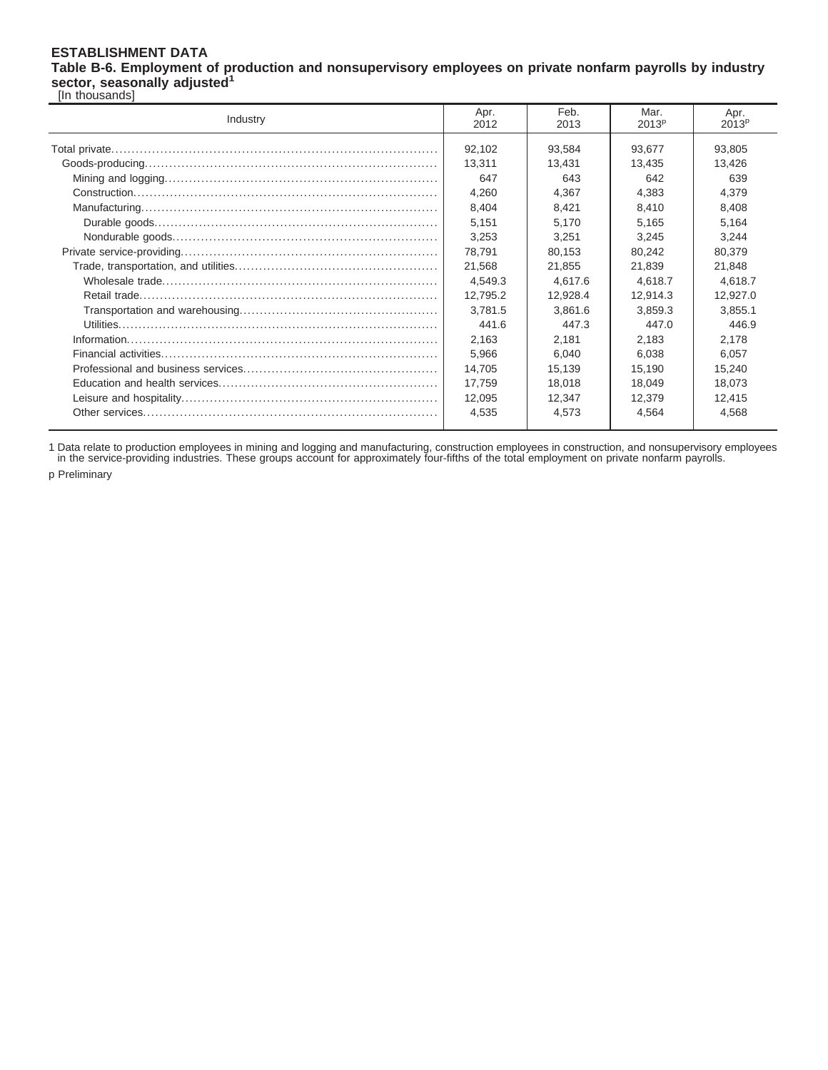**ESTABLISHMENT DATA**

**Table B-6. Employment of production and nonsupervisory employees on private nonfarm payrolls by industry sector, seasonally adjusted[1]**

[In thousands]

| Industry | Apr. 2012 | Feb. 2013 | Mar. 2013[p] | Apr. 2013[p] |
|---|---|---|---|---|
| Total private | 92,102 | 93,584 | 93,677 | 93,805 |
| Goods-producing | 13,311 | 13,431 | 13,435 | 13,426 |
| Mining and logging | 647 | 643 | 642 | 639 |
| Construction | 4,260 | 4,367 | 4,383 | 4,379 |
| Manufacturing | 8,404 | 8,421 | 8,410 | 8,408 |
| Durable goods | 5,151 | 5,170 | 5,165 | 5,164 |
| Nondurable goods | 3,253 | 3,251 | 3,245 | 3,244 |
| Private service-providing | 78,791 | 80,153 | 80,242 | 80,379 |
| Trade, transportation, and utilities | 21,568 | 21,855 | 21,839 | 21,848 |
| Wholesale trade | 4,549.3 | 4,617.6 | 4,618.7 | 4,618.7 |
| Retail trade | 12,795.2 | 12,928.4 | 12,914.3 | 12,927.0 |
| Transportation and warehousing | 3,781.5 | 3,861.6 | 3,859.3 | 3,855.1 |
| Utilities | 441.6 | 447.3 | 447.0 | 446.9 |
| Information | 2,163 | 2,181 | 2,183 | 2,178 |
| Financial activities | 5,966 | 6,040 | 6,038 | 6,057 |
| Professional and business services | 14,705 | 15,139 | 15,190 | 15,240 |
| Education and health services | 17,759 | 18,018 | 18,049 | 18,073 |
| Leisure and hospitality | 12,095 | 12,347 | 12,379 | 12,415 |
| Other services | 4,535 | 4,573 | 4,564 | 4,568 |

1 Data relate to production employees in mining and logging and manufacturing, construction employees in construction, and nonsupervisory employees in the service-providing industries. These groups account for approximately four-fifths of the total employment on private nonfarm payrolls.

p Preliminary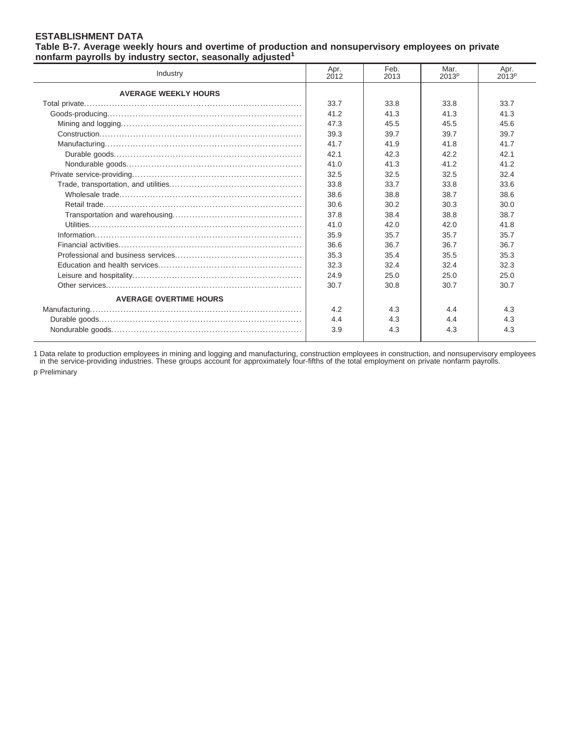**ESTABLISHMENT DATA**

**Table B-7. Average weekly hours and overtime of production and nonsupervisory employees on private nonfarm payrolls by industry sector, seasonally adjusted[1]**

| Industry | Apr. 2012 | Feb. 2013 | Mar. 2013[p] | Apr. 2013[p] |
|---|---|---|---|---|
| **AVERAGE WEEKLY HOURS** | | | | |
| Total private | 33.7 | 33.8 | 33.8 | 33.7 |
| Goods-producing | 41.2 | 41.3 | 41.3 | 41.3 |
| Mining and logging | 47.3 | 45.5 | 45.5 | 45.6 |
| Construction | 39.3 | 39.7 | 39.7 | 39.7 |
| Manufacturing | 41.7 | 41.9 | 41.8 | 41.7 |
| Durable goods | 42.1 | 42.3 | 42.2 | 42.1 |
| Nondurable goods | 41.0 | 41.3 | 41.2 | 41.2 |
| Private service-providing | 32.5 | 32.5 | 32.5 | 32.4 |
| Trade, transportation, and utilities | 33.8 | 33.7 | 33.8 | 33.6 |
| Wholesale trade | 38.6 | 38.8 | 38.7 | 38.6 |
| Retail trade | 30.6 | 30.2 | 30.3 | 30.0 |
| Transportation and warehousing | 37.8 | 38.4 | 38.8 | 38.7 |
| Utilities | 41.0 | 42.0 | 42.0 | 41.8 |
| Information | 35.9 | 35.7 | 35.7 | 35.7 |
| Financial activities | 36.6 | 36.7 | 36.7 | 36.7 |
| Professional and business services | 35.3 | 35.4 | 35.5 | 35.3 |
| Education and health services | 32.3 | 32.4 | 32.4 | 32.3 |
| Leisure and hospitality | 24.9 | 25.0 | 25.0 | 25.0 |
| Other services | 30.7 | 30.8 | 30.7 | 30.7 |
| **AVERAGE OVERTIME HOURS** | | | | |
| Manufacturing | 4.2 | 4.3 | 4.4 | 4.3 |
| Durable goods | 4.4 | 4.3 | 4.4 | 4.3 |
| Nondurable goods | 3.9 | 4.3 | 4.3 | 4.3 |

1 Data relate to production employees in mining and logging and manufacturing, construction employees in construction, and nonsupervisory employees in the service-providing industries. These groups account for approximately four-fifths of the total employment on private nonfarm payrolls.

p Preliminary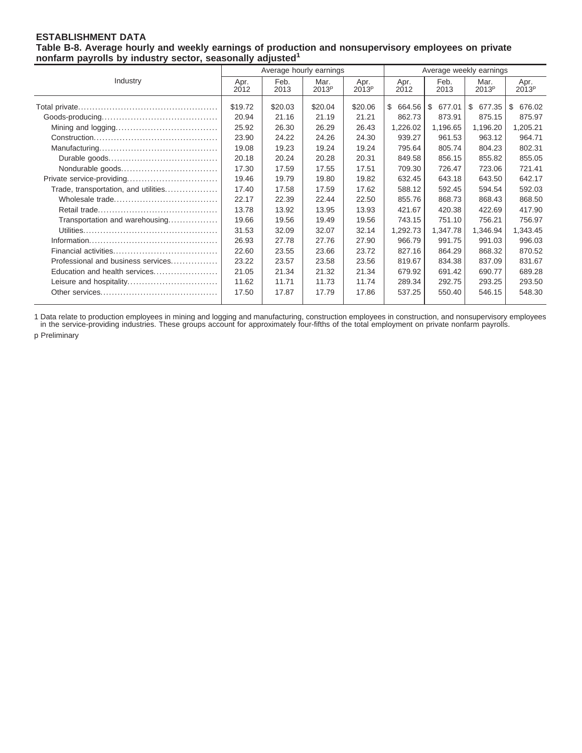**ESTABLISHMENT DATA**

**Table B-8. Average hourly and weekly earnings of production and nonsupervisory employees on private nonfarm payrolls by industry sector, seasonally adjusted[1]**

| Industry | Average hourly earnings | | | | Average weekly earnings | | | |
|---|---|---|---|---|---|---|---|---|
| | Apr. 2012 | Feb. 2013 | Mar. 2013p | Apr. 2013p | Apr. 2012 | Feb. 2013 | Mar. 2013p | Apr. 2013p |
| Total private | $19.72 | $20.03 | $20.04 | $20.06 | $ 664.56 | $ 677.01 | $ 677.35 | $ 676.02 |
| Goods-producing | 20.94 | 21.16 | 21.19 | 21.21 | 862.73 | 873.91 | 875.15 | 875.97 |
| Mining and logging | 25.92 | 26.30 | 26.29 | 26.43 | 1,226.02 | 1,196.65 | 1,196.20 | 1,205.21 |
| Construction | 23.90 | 24.22 | 24.26 | 24.30 | 939.27 | 961.53 | 963.12 | 964.71 |
| Manufacturing | 19.08 | 19.23 | 19.24 | 19.24 | 795.64 | 805.74 | 804.23 | 802.31 |
| Durable goods | 20.18 | 20.24 | 20.28 | 20.31 | 849.58 | 856.15 | 855.82 | 855.05 |
| Nondurable goods | 17.30 | 17.59 | 17.55 | 17.51 | 709.30 | 726.47 | 723.06 | 721.41 |
| Private service-providing | 19.46 | 19.79 | 19.80 | 19.82 | 632.45 | 643.18 | 643.50 | 642.17 |
| Trade, transportation, and utilities | 17.40 | 17.58 | 17.59 | 17.62 | 588.12 | 592.45 | 594.54 | 592.03 |
| Wholesale trade | 22.17 | 22.39 | 22.44 | 22.50 | 855.76 | 868.73 | 868.43 | 868.50 |
| Retail trade | 13.78 | 13.92 | 13.95 | 13.93 | 421.67 | 420.38 | 422.69 | 417.90 |
| Transportation and warehousing | 19.66 | 19.56 | 19.49 | 19.56 | 743.15 | 751.10 | 756.21 | 756.97 |
| Utilities | 31.53 | 32.09 | 32.07 | 32.14 | 1,292.73 | 1,347.78 | 1,346.94 | 1,343.45 |
| Information | 26.93 | 27.78 | 27.76 | 27.90 | 966.79 | 991.75 | 991.03 | 996.03 |
| Financial activities | 22.60 | 23.55 | 23.66 | 23.72 | 827.16 | 864.29 | 868.32 | 870.52 |
| Professional and business services | 23.22 | 23.57 | 23.58 | 23.56 | 819.67 | 834.38 | 837.09 | 831.67 |
| Education and health services | 21.05 | 21.34 | 21.32 | 21.34 | 679.92 | 691.42 | 690.77 | 689.28 |
| Leisure and hospitality | 11.62 | 11.71 | 11.73 | 11.74 | 289.34 | 292.75 | 293.25 | 293.50 |
| Other services | 17.50 | 17.87 | 17.79 | 17.86 | 537.25 | 550.40 | 546.15 | 548.30 |

1 Data relate to production employees in mining and logging and manufacturing, construction employees in construction, and nonsupervisory employees in the service-providing industries. These groups account for approximately four-fifths of the total employment on private nonfarm payrolls.

p Preliminary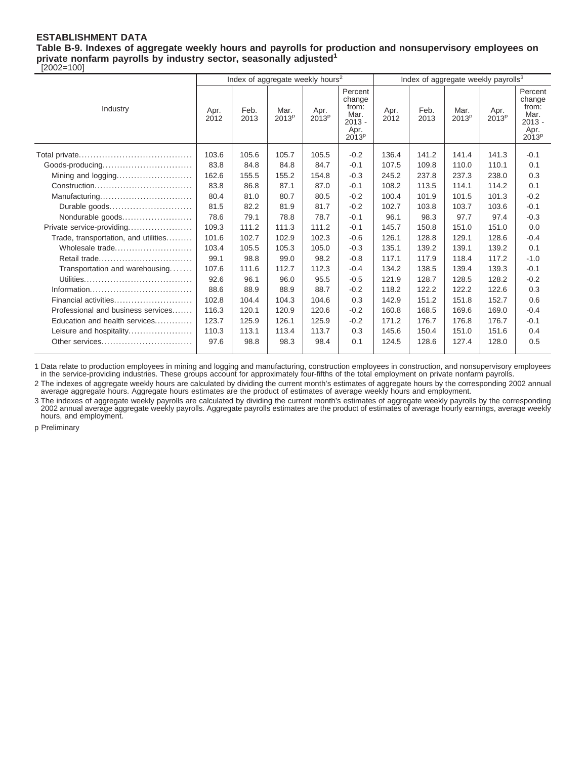**ESTABLISHMENT DATA**

**Table B-9. Indexes of aggregate weekly hours and payrolls for production and nonsupervisory employees on private nonfarm payrolls by industry sector, seasonally adjusted[1]**

[2002=100]

| Industry | Index of aggregate weekly hours[2] | | | | | Index of aggregate weekly payrolls[3] | | | | |
|---|---|---|---|---|---|---|---|---|---|---|
| | Apr. 2012 | Feb. 2013 | Mar. 2013[p] | Apr. 2013[p] | Percent change from: Mar. 2013 - Apr. 2013[p] | Apr. 2012 | Feb. 2013 | Mar. 2013[p] | Apr. 2013[p] | Percent change from: Mar. 2013 - Apr. 2013[p] |
| Total private | 103.6 | 105.6 | 105.7 | 105.5 | -0.2 | 136.4 | 141.2 | 141.4 | 141.3 | -0.1 |
| Goods-producing | 83.8 | 84.8 | 84.8 | 84.7 | -0.1 | 107.5 | 109.8 | 110.0 | 110.1 | 0.1 |
| Mining and logging | 162.6 | 155.5 | 155.2 | 154.8 | -0.3 | 245.2 | 237.8 | 237.3 | 238.0 | 0.3 |
| Construction | 83.8 | 86.8 | 87.1 | 87.0 | -0.1 | 108.2 | 113.5 | 114.1 | 114.2 | 0.1 |
| Manufacturing | 80.4 | 81.0 | 80.7 | 80.5 | -0.2 | 100.4 | 101.9 | 101.5 | 101.3 | -0.2 |
| Durable goods | 81.5 | 82.2 | 81.9 | 81.7 | -0.2 | 102.7 | 103.8 | 103.7 | 103.6 | -0.1 |
| Nondurable goods | 78.6 | 79.1 | 78.8 | 78.7 | -0.1 | 96.1 | 98.3 | 97.7 | 97.4 | -0.3 |
| Private service-providing | 109.3 | 111.2 | 111.3 | 111.2 | -0.1 | 145.7 | 150.8 | 151.0 | 151.0 | 0.0 |
| Trade, transportation, and utilities | 101.6 | 102.7 | 102.9 | 102.3 | -0.6 | 126.1 | 128.8 | 129.1 | 128.6 | -0.4 |
| Wholesale trade | 103.4 | 105.5 | 105.3 | 105.0 | -0.3 | 135.1 | 139.2 | 139.1 | 139.2 | 0.1 |
| Retail trade | 99.1 | 98.8 | 99.0 | 98.2 | -0.8 | 117.1 | 117.9 | 118.4 | 117.2 | -1.0 |
| Transportation and warehousing | 107.6 | 111.6 | 112.7 | 112.3 | -0.4 | 134.2 | 138.5 | 139.4 | 139.3 | -0.1 |
| Utilities | 92.6 | 96.1 | 96.0 | 95.5 | -0.5 | 121.9 | 128.7 | 128.5 | 128.2 | -0.2 |
| Information | 88.6 | 88.9 | 88.9 | 88.7 | -0.2 | 118.2 | 122.2 | 122.2 | 122.6 | 0.3 |
| Financial activities | 102.8 | 104.4 | 104.3 | 104.6 | 0.3 | 142.9 | 151.2 | 151.8 | 152.7 | 0.6 |
| Professional and business services | 116.3 | 120.1 | 120.9 | 120.6 | -0.2 | 160.8 | 168.5 | 169.6 | 169.0 | -0.4 |
| Education and health services | 123.7 | 125.9 | 126.1 | 125.9 | -0.2 | 171.2 | 176.7 | 176.8 | 176.7 | -0.1 |
| Leisure and hospitality | 110.3 | 113.1 | 113.4 | 113.7 | 0.3 | 145.6 | 150.4 | 151.0 | 151.6 | 0.4 |
| Other services | 97.6 | 98.8 | 98.3 | 98.4 | 0.1 | 124.5 | 128.6 | 127.4 | 128.0 | 0.5 |

1 Data relate to production employees in mining and logging and manufacturing, construction employees in construction, and nonsupervisory employees in the service-providing industries. These groups account for approximately four-fifths of the total employment on private nonfarm payrolls.

2 The indexes of aggregate weekly hours are calculated by dividing the current month's estimates of aggregate hours by the corresponding 2002 annual average aggregate hours. Aggregate hours estimates are the product of estimates of average weekly hours and employment.

3 The indexes of aggregate weekly payrolls are calculated by dividing the current month's estimates of aggregate weekly payrolls by the corresponding 2002 annual average aggregate weekly payrolls. Aggregate payrolls estimates are the product of estimates of average hourly earnings, average weekly hours, and employment.

p Preliminary